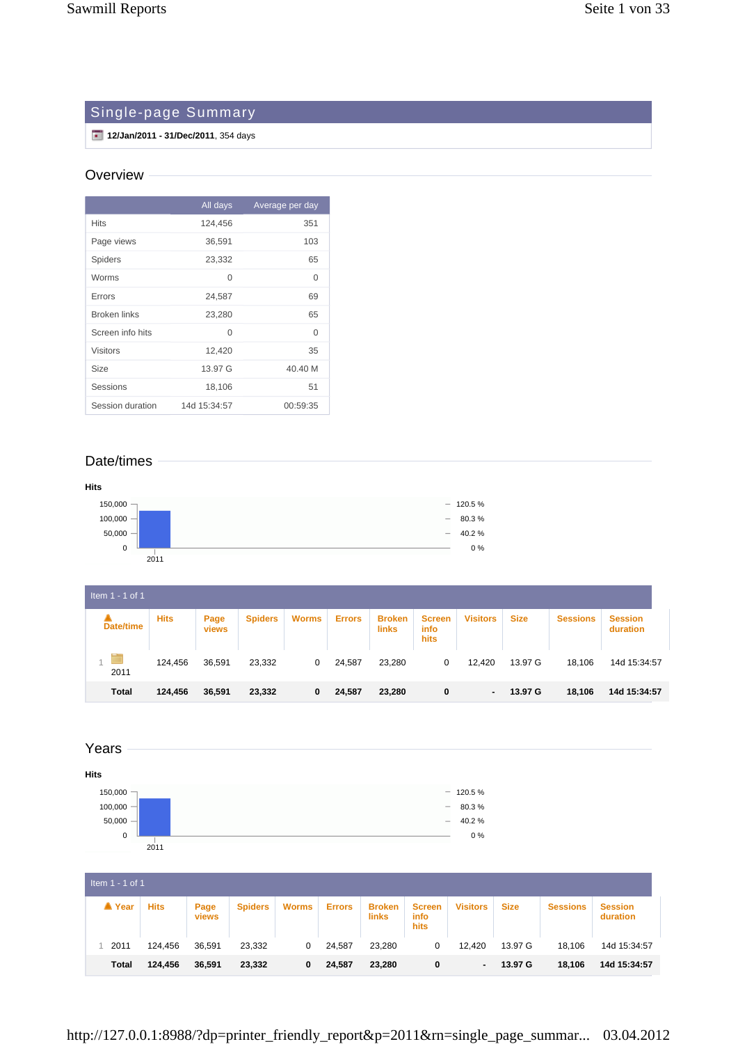# Single-page Summary

**12/Jan/2011 - 31/Dec/2011**, 354 days

## Overview

| | All days | Average per day |
|---|---|---|
| Hits | 124,456 | 351 |
| Page views | 36,591 | 103 |
| Spiders | 23,332 | 65 |
| Worms | 0 | 0 |
| Errors | 24,587 | 69 |
| Broken links | 23,280 | 65 |
| Screen info hits | 0 | 0 |
| Visitors | 12,420 | 35 |
| Size | 13.97 G | 40.40 M |
| Sessions | 18,106 | 51 |
| Session duration | 14d 15:34:57 | 00:59:35 |

## Date/times

**Hits**

| | 2011 |
|---|---|
| Hits | 124,456 |

Item 1 - 1 of 1

| | Date/time | Hits | Page views | Spiders | Worms | Errors | Broken links | Screen info hits | Visitors | Size | Sessions | Session duration |
|---|---|---|---|---|---|---|---|---|---|---|---|---|
| 1 | 2011 | 124,456 | 36,591 | 23,332 | 0 | 24,587 | 23,280 | 0 | 12,420 | 13.97 G | 18,106 | 14d 15:34:57 |
| | **Total** | **124,456** | **36,591** | **23,332** | **0** | **24,587** | **23,280** | **0** | **-** | **13.97 G** | **18,106** | **14d 15:34:57** |

## Years

**Hits**

| | 2011 |
|---|---|
| Hits | 124,456 |

Item 1 - 1 of 1

| | Year | Hits | Page views | Spiders | Worms | Errors | Broken links | Screen info hits | Visitors | Size | Sessions | Session duration |
|---|---|---|---|---|---|---|---|---|---|---|---|---|
| 1 | 2011 | 124,456 | 36,591 | 23,332 | 0 | 24,587 | 23,280 | 0 | 12,420 | 13.97 G | 18,106 | 14d 15:34:57 |
| | **Total** | **124,456** | **36,591** | **23,332** | **0** | **24,587** | **23,280** | **0** | **-** | **13.97 G** | **18,106** | **14d 15:34:57** |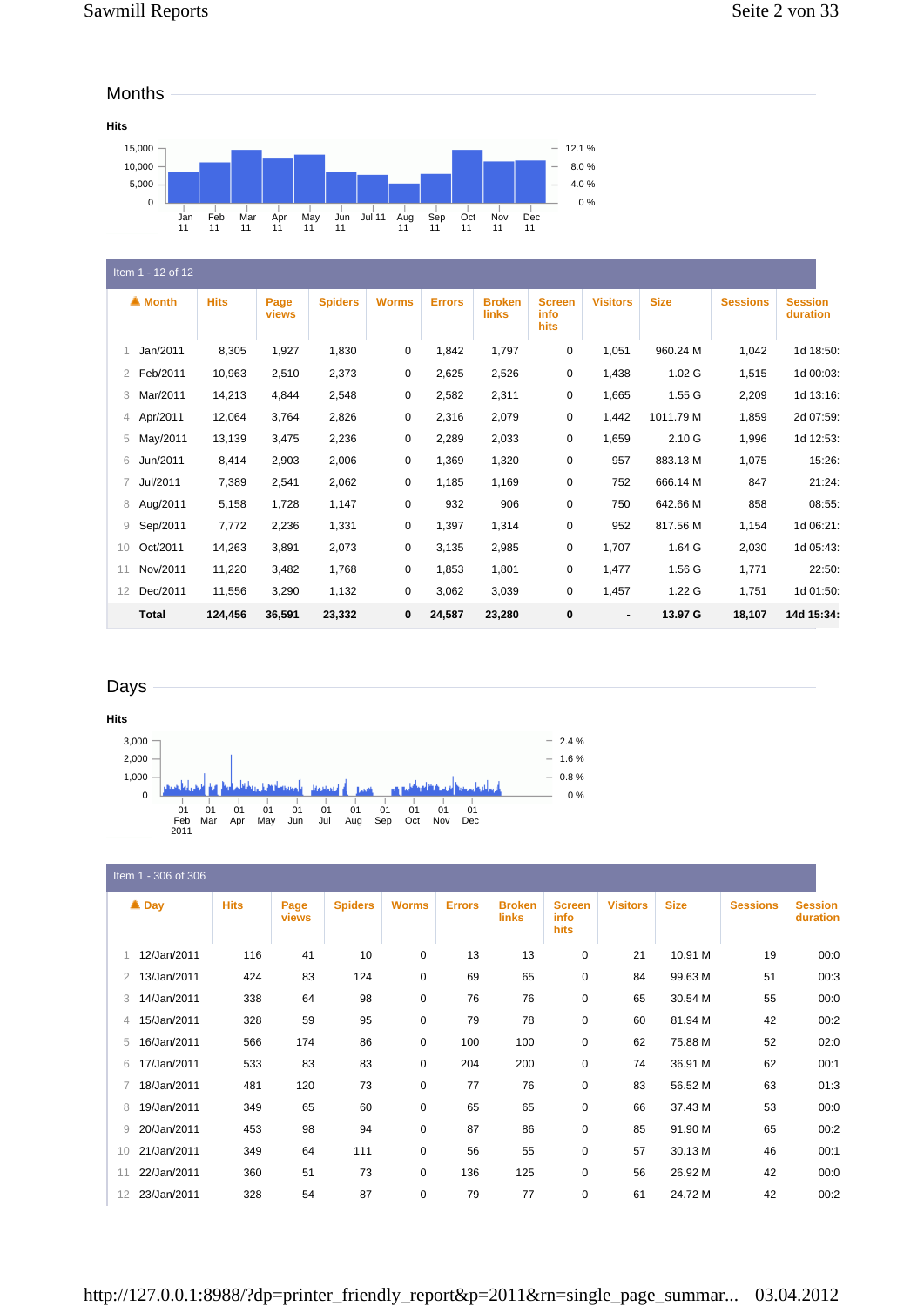## Months

Hits

Item 1 - 12 of 12

| | ▲ Month | Hits | Page views | Spiders | Worms | Errors | Broken links | Screen info hits | Visitors | Size | Sessions | Session duration |
|---|---|---|---|---|---|---|---|---|---|---|---|---|
| 1 | Jan/2011 | 8,305 | 1,927 | 1,830 | 0 | 1,842 | 1,797 | 0 | 1,051 | 960.24 M | 1,042 | 1d 18:50: |
| 2 | Feb/2011 | 10,963 | 2,510 | 2,373 | 0 | 2,625 | 2,526 | 0 | 1,438 | 1.02 G | 1,515 | 1d 00:03: |
| 3 | Mar/2011 | 14,213 | 4,844 | 2,548 | 0 | 2,582 | 2,311 | 0 | 1,665 | 1.55 G | 2,209 | 1d 13:16: |
| 4 | Apr/2011 | 12,064 | 3,764 | 2,826 | 0 | 2,316 | 2,079 | 0 | 1,442 | 1011.79 M | 1,859 | 2d 07:59: |
| 5 | May/2011 | 13,139 | 3,475 | 2,236 | 0 | 2,289 | 2,033 | 0 | 1,659 | 2.10 G | 1,996 | 1d 12:53: |
| 6 | Jun/2011 | 8,414 | 2,903 | 2,006 | 0 | 1,369 | 1,320 | 0 | 957 | 883.13 M | 1,075 | 15:26: |
| 7 | Jul/2011 | 7,389 | 2,541 | 2,062 | 0 | 1,185 | 1,169 | 0 | 752 | 666.14 M | 847 | 21:24: |
| 8 | Aug/2011 | 5,158 | 1,728 | 1,147 | 0 | 932 | 906 | 0 | 750 | 642.66 M | 858 | 08:55: |
| 9 | Sep/2011 | 7,772 | 2,236 | 1,331 | 0 | 1,397 | 1,314 | 0 | 952 | 817.56 M | 1,154 | 1d 06:21: |
| 10 | Oct/2011 | 14,263 | 3,891 | 2,073 | 0 | 3,135 | 2,985 | 0 | 1,707 | 1.64 G | 2,030 | 1d 05:43: |
| 11 | Nov/2011 | 11,220 | 3,482 | 1,768 | 0 | 1,853 | 1,801 | 0 | 1,477 | 1.56 G | 1,771 | 22:50: |
| 12 | Dec/2011 | 11,556 | 3,290 | 1,132 | 0 | 3,062 | 3,039 | 0 | 1,457 | 1.22 G | 1,751 | 1d 01:50: |
| | **Total** | **124,456** | **36,591** | **23,332** | **0** | **24,587** | **23,280** | **0** | **-** | **13.97 G** | **18,107** | **14d 15:34:** |

## Days

Hits

Item 1 - 306 of 306

| | ▲ Day | Hits | Page views | Spiders | Worms | Errors | Broken links | Screen info hits | Visitors | Size | Sessions | Session duration |
|---|---|---|---|---|---|---|---|---|---|---|---|---|
| 1 | 12/Jan/2011 | 116 | 41 | 10 | 0 | 13 | 13 | 0 | 21 | 10.91 M | 19 | 00:0 |
| 2 | 13/Jan/2011 | 424 | 83 | 124 | 0 | 69 | 65 | 0 | 84 | 99.63 M | 51 | 00:3 |
| 3 | 14/Jan/2011 | 338 | 64 | 98 | 0 | 76 | 76 | 0 | 65 | 30.54 M | 55 | 00:0 |
| 4 | 15/Jan/2011 | 328 | 59 | 95 | 0 | 79 | 78 | 0 | 60 | 81.94 M | 42 | 00:2 |
| 5 | 16/Jan/2011 | 566 | 174 | 86 | 0 | 100 | 100 | 0 | 62 | 75.88 M | 52 | 02:0 |
| 6 | 17/Jan/2011 | 533 | 83 | 83 | 0 | 204 | 200 | 0 | 74 | 36.91 M | 62 | 00:1 |
| 7 | 18/Jan/2011 | 481 | 120 | 73 | 0 | 77 | 76 | 0 | 83 | 56.52 M | 63 | 01:3 |
| 8 | 19/Jan/2011 | 349 | 65 | 60 | 0 | 65 | 65 | 0 | 66 | 37.43 M | 53 | 00:0 |
| 9 | 20/Jan/2011 | 453 | 98 | 94 | 0 | 87 | 86 | 0 | 85 | 91.90 M | 65 | 00:2 |
| 10 | 21/Jan/2011 | 349 | 64 | 111 | 0 | 56 | 55 | 0 | 57 | 30.13 M | 46 | 00:1 |
| 11 | 22/Jan/2011 | 360 | 51 | 73 | 0 | 136 | 125 | 0 | 56 | 26.92 M | 42 | 00:0 |
| 12 | 23/Jan/2011 | 328 | 54 | 87 | 0 | 79 | 77 | 0 | 61 | 24.72 M | 42 | 00:2 |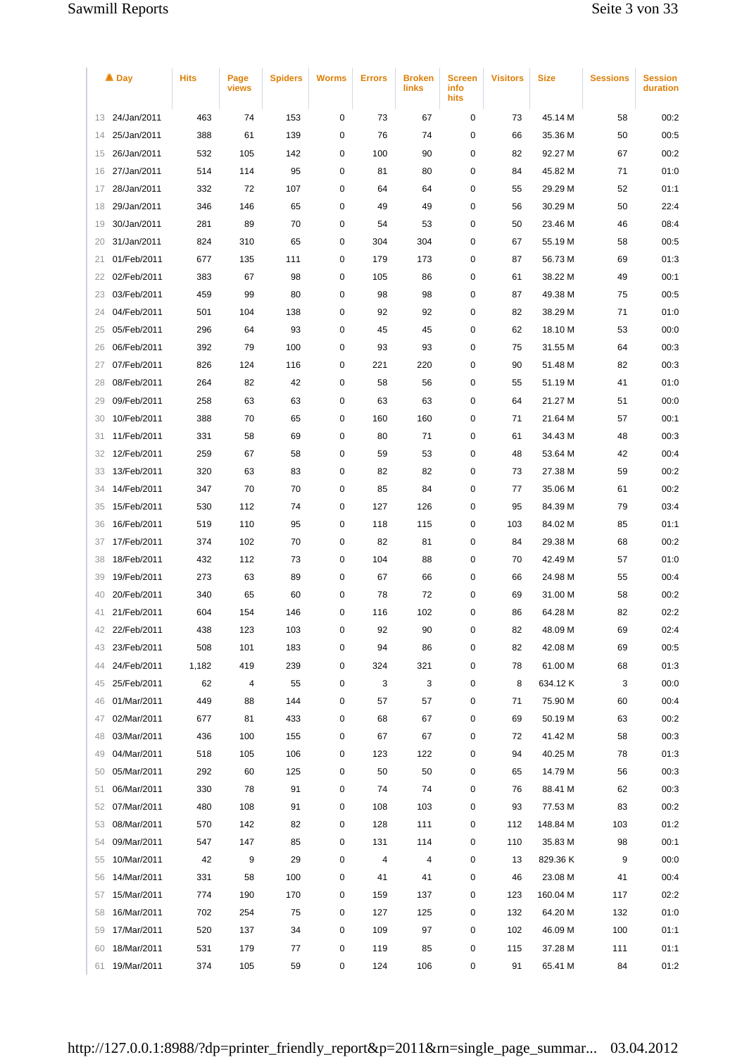| | Day | Hits | Page views | Spiders | Worms | Errors | Broken links | Screen info hits | Visitors | Size | Sessions | Session duration |
|---|---|---|---|---|---|---|---|---|---|---|---|---|
| 13 | 24/Jan/2011 | 463 | 74 | 153 | 0 | 73 | 67 | 0 | 73 | 45.14 M | 58 | 00:2 |
| 14 | 25/Jan/2011 | 388 | 61 | 139 | 0 | 76 | 74 | 0 | 66 | 35.36 M | 50 | 00:5 |
| 15 | 26/Jan/2011 | 532 | 105 | 142 | 0 | 100 | 90 | 0 | 82 | 92.27 M | 67 | 00:2 |
| 16 | 27/Jan/2011 | 514 | 114 | 95 | 0 | 81 | 80 | 0 | 84 | 45.82 M | 71 | 01:0 |
| 17 | 28/Jan/2011 | 332 | 72 | 107 | 0 | 64 | 64 | 0 | 55 | 29.29 M | 52 | 01:1 |
| 18 | 29/Jan/2011 | 346 | 146 | 65 | 0 | 49 | 49 | 0 | 56 | 30.29 M | 50 | 22:4 |
| 19 | 30/Jan/2011 | 281 | 89 | 70 | 0 | 54 | 53 | 0 | 50 | 23.46 M | 46 | 08:4 |
| 20 | 31/Jan/2011 | 824 | 310 | 65 | 0 | 304 | 304 | 0 | 67 | 55.19 M | 58 | 00:5 |
| 21 | 01/Feb/2011 | 677 | 135 | 111 | 0 | 179 | 173 | 0 | 87 | 56.73 M | 69 | 01:3 |
| 22 | 02/Feb/2011 | 383 | 67 | 98 | 0 | 105 | 86 | 0 | 61 | 38.22 M | 49 | 00:1 |
| 23 | 03/Feb/2011 | 459 | 99 | 80 | 0 | 98 | 98 | 0 | 87 | 49.38 M | 75 | 00:5 |
| 24 | 04/Feb/2011 | 501 | 104 | 138 | 0 | 92 | 92 | 0 | 82 | 38.29 M | 71 | 01:0 |
| 25 | 05/Feb/2011 | 296 | 64 | 93 | 0 | 45 | 45 | 0 | 62 | 18.10 M | 53 | 00:0 |
| 26 | 06/Feb/2011 | 392 | 79 | 100 | 0 | 93 | 93 | 0 | 75 | 31.55 M | 64 | 00:3 |
| 27 | 07/Feb/2011 | 826 | 124 | 116 | 0 | 221 | 220 | 0 | 90 | 51.48 M | 82 | 00:3 |
| 28 | 08/Feb/2011 | 264 | 82 | 42 | 0 | 58 | 56 | 0 | 55 | 51.19 M | 41 | 01:0 |
| 29 | 09/Feb/2011 | 258 | 63 | 63 | 0 | 63 | 63 | 0 | 64 | 21.27 M | 51 | 00:0 |
| 30 | 10/Feb/2011 | 388 | 70 | 65 | 0 | 160 | 160 | 0 | 71 | 21.64 M | 57 | 00:1 |
| 31 | 11/Feb/2011 | 331 | 58 | 69 | 0 | 80 | 71 | 0 | 61 | 34.43 M | 48 | 00:3 |
| 32 | 12/Feb/2011 | 259 | 67 | 58 | 0 | 59 | 53 | 0 | 48 | 53.64 M | 42 | 00:4 |
| 33 | 13/Feb/2011 | 320 | 63 | 83 | 0 | 82 | 82 | 0 | 73 | 27.38 M | 59 | 00:2 |
| 34 | 14/Feb/2011 | 347 | 70 | 70 | 0 | 85 | 84 | 0 | 77 | 35.06 M | 61 | 00:2 |
| 35 | 15/Feb/2011 | 530 | 112 | 74 | 0 | 127 | 126 | 0 | 95 | 84.39 M | 79 | 03:4 |
| 36 | 16/Feb/2011 | 519 | 110 | 95 | 0 | 118 | 115 | 0 | 103 | 84.02 M | 85 | 01:1 |
| 37 | 17/Feb/2011 | 374 | 102 | 70 | 0 | 82 | 81 | 0 | 84 | 29.38 M | 68 | 00:2 |
| 38 | 18/Feb/2011 | 432 | 112 | 73 | 0 | 104 | 88 | 0 | 70 | 42.49 M | 57 | 01:0 |
| 39 | 19/Feb/2011 | 273 | 63 | 89 | 0 | 67 | 66 | 0 | 66 | 24.98 M | 55 | 00:4 |
| 40 | 20/Feb/2011 | 340 | 65 | 60 | 0 | 78 | 72 | 0 | 69 | 31.00 M | 58 | 00:2 |
| 41 | 21/Feb/2011 | 604 | 154 | 146 | 0 | 116 | 102 | 0 | 86 | 64.28 M | 82 | 02:2 |
| 42 | 22/Feb/2011 | 438 | 123 | 103 | 0 | 92 | 90 | 0 | 82 | 48.09 M | 69 | 02:4 |
| 43 | 23/Feb/2011 | 508 | 101 | 183 | 0 | 94 | 86 | 0 | 82 | 42.08 M | 69 | 00:5 |
| 44 | 24/Feb/2011 | 1,182 | 419 | 239 | 0 | 324 | 321 | 0 | 78 | 61.00 M | 68 | 01:3 |
| 45 | 25/Feb/2011 | 62 | 4 | 55 | 0 | 3 | 3 | 0 | 8 | 634.12 K | 3 | 00:0 |
| 46 | 01/Mar/2011 | 449 | 88 | 144 | 0 | 57 | 57 | 0 | 71 | 75.90 M | 60 | 00:4 |
| 47 | 02/Mar/2011 | 677 | 81 | 433 | 0 | 68 | 67 | 0 | 69 | 50.19 M | 63 | 00:2 |
| 48 | 03/Mar/2011 | 436 | 100 | 155 | 0 | 67 | 67 | 0 | 72 | 41.42 M | 58 | 00:3 |
| 49 | 04/Mar/2011 | 518 | 105 | 106 | 0 | 123 | 122 | 0 | 94 | 40.25 M | 78 | 01:3 |
| 50 | 05/Mar/2011 | 292 | 60 | 125 | 0 | 50 | 50 | 0 | 65 | 14.79 M | 56 | 00:3 |
| 51 | 06/Mar/2011 | 330 | 78 | 91 | 0 | 74 | 74 | 0 | 76 | 88.41 M | 62 | 00:3 |
| 52 | 07/Mar/2011 | 480 | 108 | 91 | 0 | 108 | 103 | 0 | 93 | 77.53 M | 83 | 00:2 |
| 53 | 08/Mar/2011 | 570 | 142 | 82 | 0 | 128 | 111 | 0 | 112 | 148.84 M | 103 | 01:2 |
| 54 | 09/Mar/2011 | 547 | 147 | 85 | 0 | 131 | 114 | 0 | 110 | 35.83 M | 98 | 00:1 |
| 55 | 10/Mar/2011 | 42 | 9 | 29 | 0 | 4 | 4 | 0 | 13 | 829.36 K | 9 | 00:0 |
| 56 | 14/Mar/2011 | 331 | 58 | 100 | 0 | 41 | 41 | 0 | 46 | 23.08 M | 41 | 00:4 |
| 57 | 15/Mar/2011 | 774 | 190 | 170 | 0 | 159 | 137 | 0 | 123 | 160.04 M | 117 | 02:2 |
| 58 | 16/Mar/2011 | 702 | 254 | 75 | 0 | 127 | 125 | 0 | 132 | 64.20 M | 132 | 01:0 |
| 59 | 17/Mar/2011 | 520 | 137 | 34 | 0 | 109 | 97 | 0 | 102 | 46.09 M | 100 | 01:1 |
| 60 | 18/Mar/2011 | 531 | 179 | 77 | 0 | 119 | 85 | 0 | 115 | 37.28 M | 111 | 01:1 |
| 61 | 19/Mar/2011 | 374 | 105 | 59 | 0 | 124 | 106 | 0 | 91 | 65.41 M | 84 | 01:2 |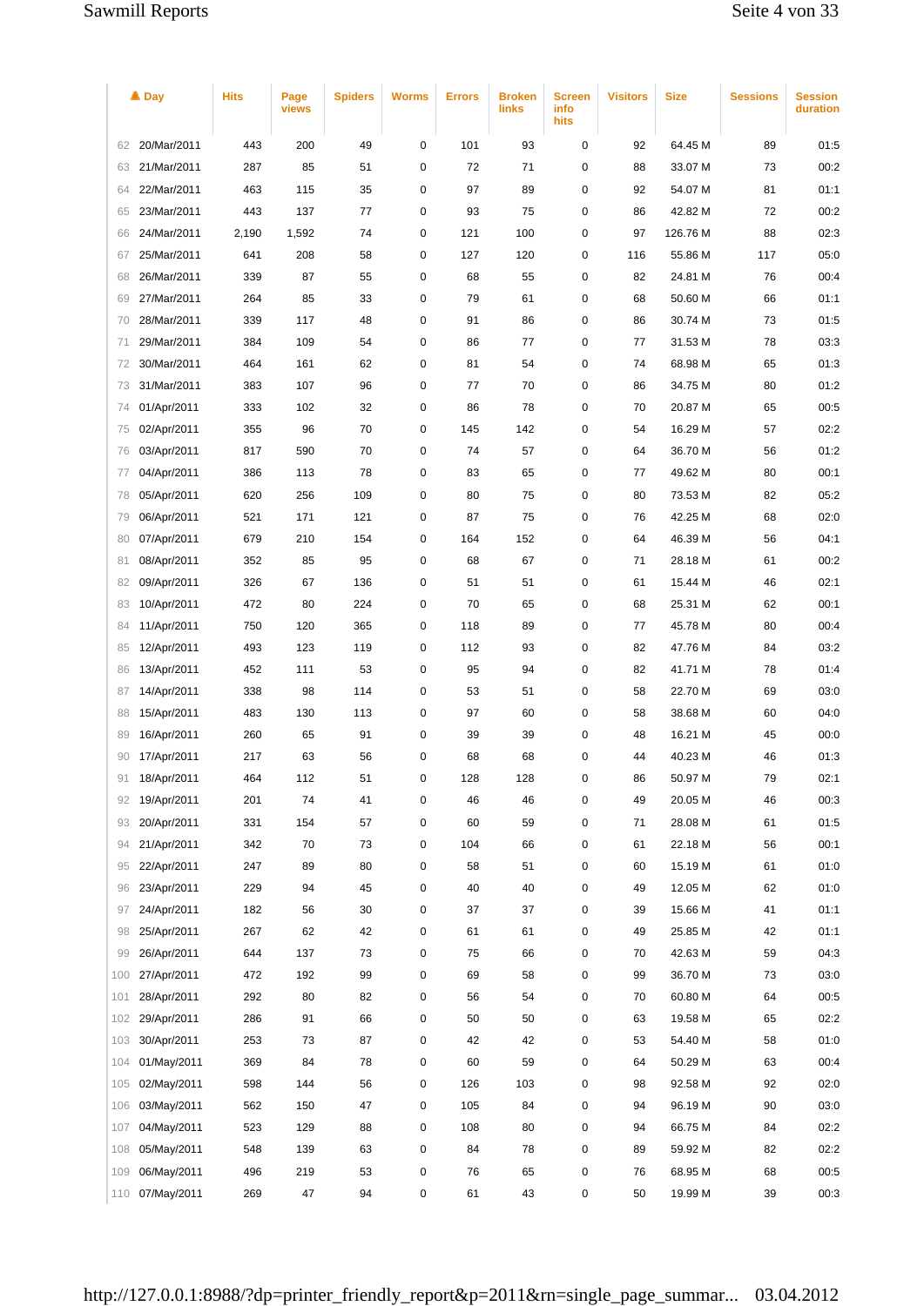| | ▲ Day | Hits | Page views | Spiders | Worms | Errors | Broken links | Screen info hits | Visitors | Size | Sessions | Session duration |
|---|---|---|---|---|---|---|---|---|---|---|---|---|
| 62 | 20/Mar/2011 | 443 | 200 | 49 | 0 | 101 | 93 | 0 | 92 | 64.45 M | 89 | 01:5 |
| 63 | 21/Mar/2011 | 287 | 85 | 51 | 0 | 72 | 71 | 0 | 88 | 33.07 M | 73 | 00:2 |
| 64 | 22/Mar/2011 | 463 | 115 | 35 | 0 | 97 | 89 | 0 | 92 | 54.07 M | 81 | 01:1 |
| 65 | 23/Mar/2011 | 443 | 137 | 77 | 0 | 93 | 75 | 0 | 86 | 42.82 M | 72 | 00:2 |
| 66 | 24/Mar/2011 | 2,190 | 1,592 | 74 | 0 | 121 | 100 | 0 | 97 | 126.76 M | 88 | 02:3 |
| 67 | 25/Mar/2011 | 641 | 208 | 58 | 0 | 127 | 120 | 0 | 116 | 55.86 M | 117 | 05:0 |
| 68 | 26/Mar/2011 | 339 | 87 | 55 | 0 | 68 | 55 | 0 | 82 | 24.81 M | 76 | 00:4 |
| 69 | 27/Mar/2011 | 264 | 85 | 33 | 0 | 79 | 61 | 0 | 68 | 50.60 M | 66 | 01:1 |
| 70 | 28/Mar/2011 | 339 | 117 | 48 | 0 | 91 | 86 | 0 | 86 | 30.74 M | 73 | 01:5 |
| 71 | 29/Mar/2011 | 384 | 109 | 54 | 0 | 86 | 77 | 0 | 77 | 31.53 M | 78 | 03:3 |
| 72 | 30/Mar/2011 | 464 | 161 | 62 | 0 | 81 | 54 | 0 | 74 | 68.98 M | 65 | 01:3 |
| 73 | 31/Mar/2011 | 383 | 107 | 96 | 0 | 77 | 70 | 0 | 86 | 34.75 M | 80 | 01:2 |
| 74 | 01/Apr/2011 | 333 | 102 | 32 | 0 | 86 | 78 | 0 | 70 | 20.87 M | 65 | 00:5 |
| 75 | 02/Apr/2011 | 355 | 96 | 70 | 0 | 145 | 142 | 0 | 54 | 16.29 M | 57 | 02:2 |
| 76 | 03/Apr/2011 | 817 | 590 | 70 | 0 | 74 | 57 | 0 | 64 | 36.70 M | 56 | 01:2 |
| 77 | 04/Apr/2011 | 386 | 113 | 78 | 0 | 83 | 65 | 0 | 77 | 49.62 M | 80 | 00:1 |
| 78 | 05/Apr/2011 | 620 | 256 | 109 | 0 | 80 | 75 | 0 | 80 | 73.53 M | 82 | 05:2 |
| 79 | 06/Apr/2011 | 521 | 171 | 121 | 0 | 87 | 75 | 0 | 76 | 42.25 M | 68 | 02:0 |
| 80 | 07/Apr/2011 | 679 | 210 | 154 | 0 | 164 | 152 | 0 | 64 | 46.39 M | 56 | 04:1 |
| 81 | 08/Apr/2011 | 352 | 85 | 95 | 0 | 68 | 67 | 0 | 71 | 28.18 M | 61 | 00:2 |
| 82 | 09/Apr/2011 | 326 | 67 | 136 | 0 | 51 | 51 | 0 | 61 | 15.44 M | 46 | 02:1 |
| 83 | 10/Apr/2011 | 472 | 80 | 224 | 0 | 70 | 65 | 0 | 68 | 25.31 M | 62 | 00:1 |
| 84 | 11/Apr/2011 | 750 | 120 | 365 | 0 | 118 | 89 | 0 | 77 | 45.78 M | 80 | 00:4 |
| 85 | 12/Apr/2011 | 493 | 123 | 119 | 0 | 112 | 93 | 0 | 82 | 47.76 M | 84 | 03:2 |
| 86 | 13/Apr/2011 | 452 | 111 | 53 | 0 | 95 | 94 | 0 | 82 | 41.71 M | 78 | 01:4 |
| 87 | 14/Apr/2011 | 338 | 98 | 114 | 0 | 53 | 51 | 0 | 58 | 22.70 M | 69 | 03:0 |
| 88 | 15/Apr/2011 | 483 | 130 | 113 | 0 | 97 | 60 | 0 | 58 | 38.68 M | 60 | 04:0 |
| 89 | 16/Apr/2011 | 260 | 65 | 91 | 0 | 39 | 39 | 0 | 48 | 16.21 M | 45 | 00:0 |
| 90 | 17/Apr/2011 | 217 | 63 | 56 | 0 | 68 | 68 | 0 | 44 | 40.23 M | 46 | 01:3 |
| 91 | 18/Apr/2011 | 464 | 112 | 51 | 0 | 128 | 128 | 0 | 86 | 50.97 M | 79 | 02:1 |
| 92 | 19/Apr/2011 | 201 | 74 | 41 | 0 | 46 | 46 | 0 | 49 | 20.05 M | 46 | 00:3 |
| 93 | 20/Apr/2011 | 331 | 154 | 57 | 0 | 60 | 59 | 0 | 71 | 28.08 M | 61 | 01:5 |
| 94 | 21/Apr/2011 | 342 | 70 | 73 | 0 | 104 | 66 | 0 | 61 | 22.18 M | 56 | 00:1 |
| 95 | 22/Apr/2011 | 247 | 89 | 80 | 0 | 58 | 51 | 0 | 60 | 15.19 M | 61 | 01:0 |
| 96 | 23/Apr/2011 | 229 | 94 | 45 | 0 | 40 | 40 | 0 | 49 | 12.05 M | 62 | 01:0 |
| 97 | 24/Apr/2011 | 182 | 56 | 30 | 0 | 37 | 37 | 0 | 39 | 15.66 M | 41 | 01:1 |
| 98 | 25/Apr/2011 | 267 | 62 | 42 | 0 | 61 | 61 | 0 | 49 | 25.85 M | 42 | 01:1 |
| 99 | 26/Apr/2011 | 644 | 137 | 73 | 0 | 75 | 66 | 0 | 70 | 42.63 M | 59 | 04:3 |
| 100 | 27/Apr/2011 | 472 | 192 | 99 | 0 | 69 | 58 | 0 | 99 | 36.70 M | 73 | 03:0 |
| 101 | 28/Apr/2011 | 292 | 80 | 82 | 0 | 56 | 54 | 0 | 70 | 60.80 M | 64 | 00:5 |
| 102 | 29/Apr/2011 | 286 | 91 | 66 | 0 | 50 | 50 | 0 | 63 | 19.58 M | 65 | 02:2 |
| 103 | 30/Apr/2011 | 253 | 73 | 87 | 0 | 42 | 42 | 0 | 53 | 54.40 M | 58 | 01:0 |
| 104 | 01/May/2011 | 369 | 84 | 78 | 0 | 60 | 59 | 0 | 64 | 50.29 M | 63 | 00:4 |
| 105 | 02/May/2011 | 598 | 144 | 56 | 0 | 126 | 103 | 0 | 98 | 92.58 M | 92 | 02:0 |
| 106 | 03/May/2011 | 562 | 150 | 47 | 0 | 105 | 84 | 0 | 94 | 96.19 M | 90 | 03:0 |
| 107 | 04/May/2011 | 523 | 129 | 88 | 0 | 108 | 80 | 0 | 94 | 66.75 M | 84 | 02:2 |
| 108 | 05/May/2011 | 548 | 139 | 63 | 0 | 84 | 78 | 0 | 89 | 59.92 M | 82 | 02:2 |
| 109 | 06/May/2011 | 496 | 219 | 53 | 0 | 76 | 65 | 0 | 76 | 68.95 M | 68 | 00:5 |
| 110 | 07/May/2011 | 269 | 47 | 94 | 0 | 61 | 43 | 0 | 50 | 19.99 M | 39 | 00:3 |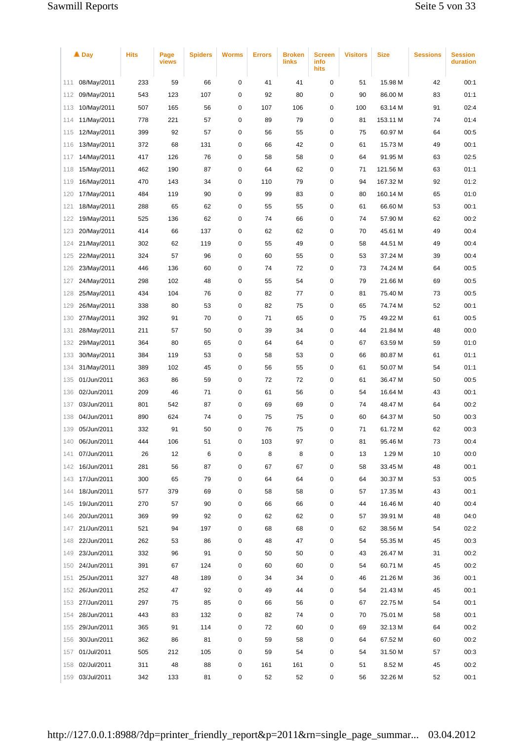| | ▲ Day | Hits | Page views | Spiders | Worms | Errors | Broken links | Screen info hits | Visitors | Size | Sessions | Session duration |
|---|---|---|---|---|---|---|---|---|---|---|---|---|
| 111 | 08/May/2011 | 233 | 59 | 66 | 0 | 41 | 41 | 0 | 51 | 15.98 M | 42 | 00:1 |
| 112 | 09/May/2011 | 543 | 123 | 107 | 0 | 92 | 80 | 0 | 90 | 86.00 M | 83 | 01:1 |
| 113 | 10/May/2011 | 507 | 165 | 56 | 0 | 107 | 106 | 0 | 100 | 63.14 M | 91 | 02:4 |
| 114 | 11/May/2011 | 778 | 221 | 57 | 0 | 89 | 79 | 0 | 81 | 153.11 M | 74 | 01:4 |
| 115 | 12/May/2011 | 399 | 92 | 57 | 0 | 56 | 55 | 0 | 75 | 60.97 M | 64 | 00:5 |
| 116 | 13/May/2011 | 372 | 68 | 131 | 0 | 66 | 42 | 0 | 61 | 15.73 M | 49 | 00:1 |
| 117 | 14/May/2011 | 417 | 126 | 76 | 0 | 58 | 58 | 0 | 64 | 91.95 M | 63 | 02:5 |
| 118 | 15/May/2011 | 462 | 190 | 87 | 0 | 64 | 62 | 0 | 71 | 121.56 M | 63 | 01:1 |
| 119 | 16/May/2011 | 470 | 143 | 34 | 0 | 110 | 79 | 0 | 94 | 167.32 M | 92 | 01:2 |
| 120 | 17/May/2011 | 484 | 119 | 90 | 0 | 99 | 83 | 0 | 80 | 160.14 M | 65 | 01:0 |
| 121 | 18/May/2011 | 288 | 65 | 62 | 0 | 55 | 55 | 0 | 61 | 66.60 M | 53 | 00:1 |
| 122 | 19/May/2011 | 525 | 136 | 62 | 0 | 74 | 66 | 0 | 74 | 57.90 M | 62 | 00:2 |
| 123 | 20/May/2011 | 414 | 66 | 137 | 0 | 62 | 62 | 0 | 70 | 45.61 M | 49 | 00:4 |
| 124 | 21/May/2011 | 302 | 62 | 119 | 0 | 55 | 49 | 0 | 58 | 44.51 M | 49 | 00:4 |
| 125 | 22/May/2011 | 324 | 57 | 96 | 0 | 60 | 55 | 0 | 53 | 37.24 M | 39 | 00:4 |
| 126 | 23/May/2011 | 446 | 136 | 60 | 0 | 74 | 72 | 0 | 73 | 74.24 M | 64 | 00:5 |
| 127 | 24/May/2011 | 298 | 102 | 48 | 0 | 55 | 54 | 0 | 79 | 21.66 M | 69 | 00:5 |
| 128 | 25/May/2011 | 434 | 104 | 76 | 0 | 82 | 77 | 0 | 81 | 75.40 M | 73 | 00:5 |
| 129 | 26/May/2011 | 338 | 80 | 53 | 0 | 82 | 75 | 0 | 65 | 74.74 M | 52 | 00:1 |
| 130 | 27/May/2011 | 392 | 91 | 70 | 0 | 71 | 65 | 0 | 75 | 49.22 M | 61 | 00:5 |
| 131 | 28/May/2011 | 211 | 57 | 50 | 0 | 39 | 34 | 0 | 44 | 21.84 M | 48 | 00:0 |
| 132 | 29/May/2011 | 364 | 80 | 65 | 0 | 64 | 64 | 0 | 67 | 63.59 M | 59 | 01:0 |
| 133 | 30/May/2011 | 384 | 119 | 53 | 0 | 58 | 53 | 0 | 66 | 80.87 M | 61 | 01:1 |
| 134 | 31/May/2011 | 389 | 102 | 45 | 0 | 56 | 55 | 0 | 61 | 50.07 M | 54 | 01:1 |
| 135 | 01/Jun/2011 | 363 | 86 | 59 | 0 | 72 | 72 | 0 | 61 | 36.47 M | 50 | 00:5 |
| 136 | 02/Jun/2011 | 209 | 46 | 71 | 0 | 61 | 56 | 0 | 54 | 16.64 M | 43 | 00:1 |
| 137 | 03/Jun/2011 | 801 | 542 | 87 | 0 | 69 | 69 | 0 | 74 | 48.47 M | 64 | 00:2 |
| 138 | 04/Jun/2011 | 890 | 624 | 74 | 0 | 75 | 75 | 0 | 60 | 64.37 M | 50 | 00:3 |
| 139 | 05/Jun/2011 | 332 | 91 | 50 | 0 | 76 | 75 | 0 | 71 | 61.72 M | 62 | 00:3 |
| 140 | 06/Jun/2011 | 444 | 106 | 51 | 0 | 103 | 97 | 0 | 81 | 95.46 M | 73 | 00:4 |
| 141 | 07/Jun/2011 | 26 | 12 | 6 | 0 | 8 | 8 | 0 | 13 | 1.29 M | 10 | 00:0 |
| 142 | 16/Jun/2011 | 281 | 56 | 87 | 0 | 67 | 67 | 0 | 58 | 33.45 M | 48 | 00:1 |
| 143 | 17/Jun/2011 | 300 | 65 | 79 | 0 | 64 | 64 | 0 | 64 | 30.37 M | 53 | 00:5 |
| 144 | 18/Jun/2011 | 577 | 379 | 69 | 0 | 58 | 58 | 0 | 57 | 17.35 M | 43 | 00:1 |
| 145 | 19/Jun/2011 | 270 | 57 | 90 | 0 | 66 | 66 | 0 | 44 | 16.46 M | 40 | 00:4 |
| 146 | 20/Jun/2011 | 369 | 99 | 92 | 0 | 62 | 62 | 0 | 57 | 39.91 M | 48 | 04:0 |
| 147 | 21/Jun/2011 | 521 | 94 | 197 | 0 | 68 | 68 | 0 | 62 | 38.56 M | 54 | 02:2 |
| 148 | 22/Jun/2011 | 262 | 53 | 86 | 0 | 48 | 47 | 0 | 54 | 55.35 M | 45 | 00:3 |
| 149 | 23/Jun/2011 | 332 | 96 | 91 | 0 | 50 | 50 | 0 | 43 | 26.47 M | 31 | 00:2 |
| 150 | 24/Jun/2011 | 391 | 67 | 124 | 0 | 60 | 60 | 0 | 54 | 60.71 M | 45 | 00:2 |
| 151 | 25/Jun/2011 | 327 | 48 | 189 | 0 | 34 | 34 | 0 | 46 | 21.26 M | 36 | 00:1 |
| 152 | 26/Jun/2011 | 252 | 47 | 92 | 0 | 49 | 44 | 0 | 54 | 21.43 M | 45 | 00:1 |
| 153 | 27/Jun/2011 | 297 | 75 | 85 | 0 | 66 | 56 | 0 | 67 | 22.75 M | 54 | 00:1 |
| 154 | 28/Jun/2011 | 443 | 83 | 132 | 0 | 82 | 74 | 0 | 70 | 75.01 M | 58 | 00:1 |
| 155 | 29/Jun/2011 | 365 | 91 | 114 | 0 | 72 | 60 | 0 | 69 | 32.13 M | 64 | 00:2 |
| 156 | 30/Jun/2011 | 362 | 86 | 81 | 0 | 59 | 58 | 0 | 64 | 67.52 M | 60 | 00:2 |
| 157 | 01/Jul/2011 | 505 | 212 | 105 | 0 | 59 | 54 | 0 | 54 | 31.50 M | 57 | 00:3 |
| 158 | 02/Jul/2011 | 311 | 48 | 88 | 0 | 161 | 161 | 0 | 51 | 8.52 M | 45 | 00:2 |
| 159 | 03/Jul/2011 | 342 | 133 | 81 | 0 | 52 | 52 | 0 | 56 | 32.26 M | 52 | 00:1 |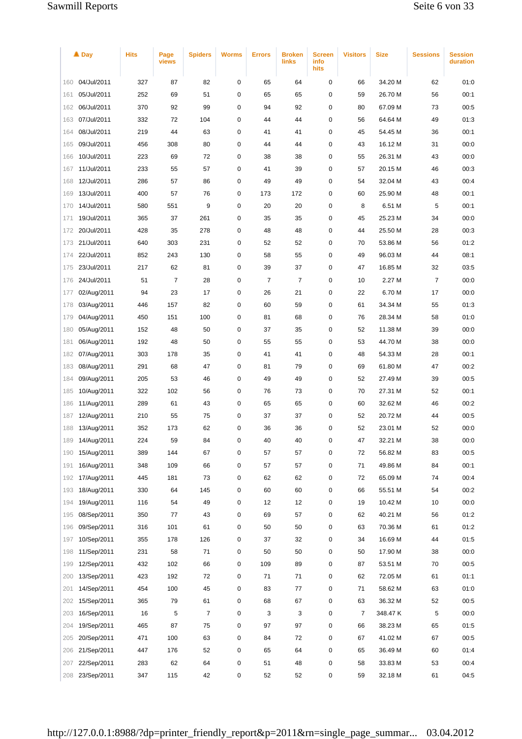| | ▲ Day | Hits | Page views | Spiders | Worms | Errors | Broken links | Screen info hits | Visitors | Size | Sessions | Session duration |
|---|---|---|---|---|---|---|---|---|---|---|---|---|
| 160 | 04/Jul/2011 | 327 | 87 | 82 | 0 | 65 | 64 | 0 | 66 | 34.20 M | 62 | 01:0 |
| 161 | 05/Jul/2011 | 252 | 69 | 51 | 0 | 65 | 65 | 0 | 59 | 26.70 M | 56 | 00:1 |
| 162 | 06/Jul/2011 | 370 | 92 | 99 | 0 | 94 | 92 | 0 | 80 | 67.09 M | 73 | 00:5 |
| 163 | 07/Jul/2011 | 332 | 72 | 104 | 0 | 44 | 44 | 0 | 56 | 64.64 M | 49 | 01:3 |
| 164 | 08/Jul/2011 | 219 | 44 | 63 | 0 | 41 | 41 | 0 | 45 | 54.45 M | 36 | 00:1 |
| 165 | 09/Jul/2011 | 456 | 308 | 80 | 0 | 44 | 44 | 0 | 43 | 16.12 M | 31 | 00:0 |
| 166 | 10/Jul/2011 | 223 | 69 | 72 | 0 | 38 | 38 | 0 | 55 | 26.31 M | 43 | 00:0 |
| 167 | 11/Jul/2011 | 233 | 55 | 57 | 0 | 41 | 39 | 0 | 57 | 20.15 M | 46 | 00:3 |
| 168 | 12/Jul/2011 | 286 | 57 | 86 | 0 | 49 | 49 | 0 | 54 | 32.04 M | 43 | 00:4 |
| 169 | 13/Jul/2011 | 400 | 57 | 76 | 0 | 173 | 172 | 0 | 60 | 25.90 M | 48 | 00:1 |
| 170 | 14/Jul/2011 | 580 | 551 | 9 | 0 | 20 | 20 | 0 | 8 | 6.51 M | 5 | 00:1 |
| 171 | 19/Jul/2011 | 365 | 37 | 261 | 0 | 35 | 35 | 0 | 45 | 25.23 M | 34 | 00:0 |
| 172 | 20/Jul/2011 | 428 | 35 | 278 | 0 | 48 | 48 | 0 | 44 | 25.50 M | 28 | 00:3 |
| 173 | 21/Jul/2011 | 640 | 303 | 231 | 0 | 52 | 52 | 0 | 70 | 53.86 M | 56 | 01:2 |
| 174 | 22/Jul/2011 | 852 | 243 | 130 | 0 | 58 | 55 | 0 | 49 | 96.03 M | 44 | 08:1 |
| 175 | 23/Jul/2011 | 217 | 62 | 81 | 0 | 39 | 37 | 0 | 47 | 16.85 M | 32 | 03:5 |
| 176 | 24/Jul/2011 | 51 | 7 | 28 | 0 | 7 | 7 | 0 | 10 | 2.27 M | 7 | 00:0 |
| 177 | 02/Aug/2011 | 94 | 23 | 17 | 0 | 26 | 21 | 0 | 22 | 6.70 M | 17 | 00:0 |
| 178 | 03/Aug/2011 | 446 | 157 | 82 | 0 | 60 | 59 | 0 | 61 | 34.34 M | 55 | 01:3 |
| 179 | 04/Aug/2011 | 450 | 151 | 100 | 0 | 81 | 68 | 0 | 76 | 28.34 M | 58 | 01:0 |
| 180 | 05/Aug/2011 | 152 | 48 | 50 | 0 | 37 | 35 | 0 | 52 | 11.38 M | 39 | 00:0 |
| 181 | 06/Aug/2011 | 192 | 48 | 50 | 0 | 55 | 55 | 0 | 53 | 44.70 M | 38 | 00:0 |
| 182 | 07/Aug/2011 | 303 | 178 | 35 | 0 | 41 | 41 | 0 | 48 | 54.33 M | 28 | 00:1 |
| 183 | 08/Aug/2011 | 291 | 68 | 47 | 0 | 81 | 79 | 0 | 69 | 61.80 M | 47 | 00:2 |
| 184 | 09/Aug/2011 | 205 | 53 | 46 | 0 | 49 | 49 | 0 | 52 | 27.49 M | 39 | 00:5 |
| 185 | 10/Aug/2011 | 322 | 102 | 56 | 0 | 76 | 73 | 0 | 70 | 27.31 M | 52 | 00:1 |
| 186 | 11/Aug/2011 | 289 | 61 | 43 | 0 | 65 | 65 | 0 | 60 | 32.62 M | 46 | 00:2 |
| 187 | 12/Aug/2011 | 210 | 55 | 75 | 0 | 37 | 37 | 0 | 52 | 20.72 M | 44 | 00:5 |
| 188 | 13/Aug/2011 | 352 | 173 | 62 | 0 | 36 | 36 | 0 | 52 | 23.01 M | 52 | 00:0 |
| 189 | 14/Aug/2011 | 224 | 59 | 84 | 0 | 40 | 40 | 0 | 47 | 32.21 M | 38 | 00:0 |
| 190 | 15/Aug/2011 | 389 | 144 | 67 | 0 | 57 | 57 | 0 | 72 | 56.82 M | 83 | 00:5 |
| 191 | 16/Aug/2011 | 348 | 109 | 66 | 0 | 57 | 57 | 0 | 71 | 49.86 M | 84 | 00:1 |
| 192 | 17/Aug/2011 | 445 | 181 | 73 | 0 | 62 | 62 | 0 | 72 | 65.09 M | 74 | 00:4 |
| 193 | 18/Aug/2011 | 330 | 64 | 145 | 0 | 60 | 60 | 0 | 66 | 55.51 M | 54 | 00:2 |
| 194 | 19/Aug/2011 | 116 | 54 | 49 | 0 | 12 | 12 | 0 | 19 | 10.42 M | 10 | 00:0 |
| 195 | 08/Sep/2011 | 350 | 77 | 43 | 0 | 69 | 57 | 0 | 62 | 40.21 M | 56 | 01:2 |
| 196 | 09/Sep/2011 | 316 | 101 | 61 | 0 | 50 | 50 | 0 | 63 | 70.36 M | 61 | 01:2 |
| 197 | 10/Sep/2011 | 355 | 178 | 126 | 0 | 37 | 32 | 0 | 34 | 16.69 M | 44 | 01:5 |
| 198 | 11/Sep/2011 | 231 | 58 | 71 | 0 | 50 | 50 | 0 | 50 | 17.90 M | 38 | 00:0 |
| 199 | 12/Sep/2011 | 432 | 102 | 66 | 0 | 109 | 89 | 0 | 87 | 53.51 M | 70 | 00:5 |
| 200 | 13/Sep/2011 | 423 | 192 | 72 | 0 | 71 | 71 | 0 | 62 | 72.05 M | 61 | 01:1 |
| 201 | 14/Sep/2011 | 454 | 100 | 45 | 0 | 83 | 77 | 0 | 71 | 58.62 M | 63 | 01:0 |
| 202 | 15/Sep/2011 | 365 | 79 | 61 | 0 | 68 | 67 | 0 | 63 | 36.32 M | 52 | 00:5 |
| 203 | 16/Sep/2011 | 16 | 5 | 7 | 0 | 3 | 3 | 0 | 7 | 348.47 K | 5 | 00:0 |
| 204 | 19/Sep/2011 | 465 | 87 | 75 | 0 | 97 | 97 | 0 | 66 | 38.23 M | 65 | 01:5 |
| 205 | 20/Sep/2011 | 471 | 100 | 63 | 0 | 84 | 72 | 0 | 67 | 41.02 M | 67 | 00:5 |
| 206 | 21/Sep/2011 | 447 | 176 | 52 | 0 | 65 | 64 | 0 | 65 | 36.49 M | 60 | 01:4 |
| 207 | 22/Sep/2011 | 283 | 62 | 64 | 0 | 51 | 48 | 0 | 58 | 33.83 M | 53 | 00:4 |
| 208 | 23/Sep/2011 | 347 | 115 | 42 | 0 | 52 | 52 | 0 | 59 | 32.18 M | 61 | 04:5 |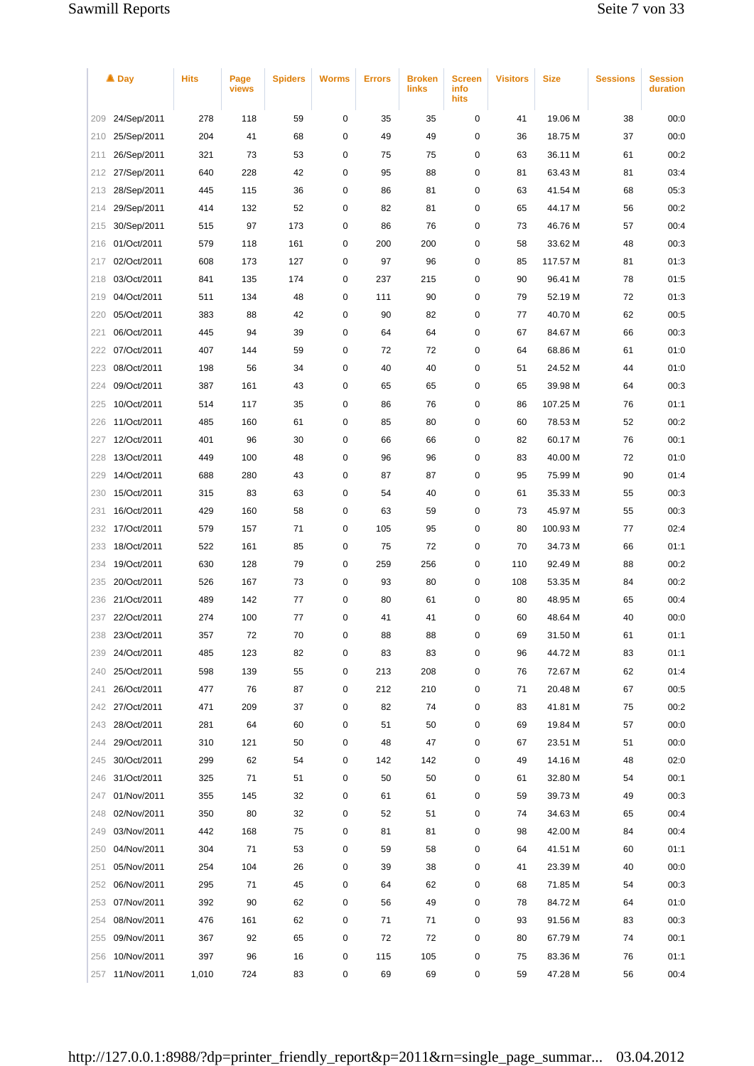| | ▲ Day | Hits | Page views | Spiders | Worms | Errors | Broken links | Screen info hits | Visitors | Size | Sessions | Session duration |
|---|---|---|---|---|---|---|---|---|---|---|---|---|
| 209 | 24/Sep/2011 | 278 | 118 | 59 | 0 | 35 | 35 | 0 | 41 | 19.06 M | 38 | 00:0 |
| 210 | 25/Sep/2011 | 204 | 41 | 68 | 0 | 49 | 49 | 0 | 36 | 18.75 M | 37 | 00:0 |
| 211 | 26/Sep/2011 | 321 | 73 | 53 | 0 | 75 | 75 | 0 | 63 | 36.11 M | 61 | 00:2 |
| 212 | 27/Sep/2011 | 640 | 228 | 42 | 0 | 95 | 88 | 0 | 81 | 63.43 M | 81 | 03:4 |
| 213 | 28/Sep/2011 | 445 | 115 | 36 | 0 | 86 | 81 | 0 | 63 | 41.54 M | 68 | 05:3 |
| 214 | 29/Sep/2011 | 414 | 132 | 52 | 0 | 82 | 81 | 0 | 65 | 44.17 M | 56 | 00:2 |
| 215 | 30/Sep/2011 | 515 | 97 | 173 | 0 | 86 | 76 | 0 | 73 | 46.76 M | 57 | 00:4 |
| 216 | 01/Oct/2011 | 579 | 118 | 161 | 0 | 200 | 200 | 0 | 58 | 33.62 M | 48 | 00:3 |
| 217 | 02/Oct/2011 | 608 | 173 | 127 | 0 | 97 | 96 | 0 | 85 | 117.57 M | 81 | 01:3 |
| 218 | 03/Oct/2011 | 841 | 135 | 174 | 0 | 237 | 215 | 0 | 90 | 96.41 M | 78 | 01:5 |
| 219 | 04/Oct/2011 | 511 | 134 | 48 | 0 | 111 | 90 | 0 | 79 | 52.19 M | 72 | 01:3 |
| 220 | 05/Oct/2011 | 383 | 88 | 42 | 0 | 90 | 82 | 0 | 77 | 40.70 M | 62 | 00:5 |
| 221 | 06/Oct/2011 | 445 | 94 | 39 | 0 | 64 | 64 | 0 | 67 | 84.67 M | 66 | 00:3 |
| 222 | 07/Oct/2011 | 407 | 144 | 59 | 0 | 72 | 72 | 0 | 64 | 68.86 M | 61 | 01:0 |
| 223 | 08/Oct/2011 | 198 | 56 | 34 | 0 | 40 | 40 | 0 | 51 | 24.52 M | 44 | 01:0 |
| 224 | 09/Oct/2011 | 387 | 161 | 43 | 0 | 65 | 65 | 0 | 65 | 39.98 M | 64 | 00:3 |
| 225 | 10/Oct/2011 | 514 | 117 | 35 | 0 | 86 | 76 | 0 | 86 | 107.25 M | 76 | 01:1 |
| 226 | 11/Oct/2011 | 485 | 160 | 61 | 0 | 85 | 80 | 0 | 60 | 78.53 M | 52 | 00:2 |
| 227 | 12/Oct/2011 | 401 | 96 | 30 | 0 | 66 | 66 | 0 | 82 | 60.17 M | 76 | 00:1 |
| 228 | 13/Oct/2011 | 449 | 100 | 48 | 0 | 96 | 96 | 0 | 83 | 40.00 M | 72 | 01:0 |
| 229 | 14/Oct/2011 | 688 | 280 | 43 | 0 | 87 | 87 | 0 | 95 | 75.99 M | 90 | 01:4 |
| 230 | 15/Oct/2011 | 315 | 83 | 63 | 0 | 54 | 40 | 0 | 61 | 35.33 M | 55 | 00:3 |
| 231 | 16/Oct/2011 | 429 | 160 | 58 | 0 | 63 | 59 | 0 | 73 | 45.97 M | 55 | 00:3 |
| 232 | 17/Oct/2011 | 579 | 157 | 71 | 0 | 105 | 95 | 0 | 80 | 100.93 M | 77 | 02:4 |
| 233 | 18/Oct/2011 | 522 | 161 | 85 | 0 | 75 | 72 | 0 | 70 | 34.73 M | 66 | 01:1 |
| 234 | 19/Oct/2011 | 630 | 128 | 79 | 0 | 259 | 256 | 0 | 110 | 92.49 M | 88 | 00:2 |
| 235 | 20/Oct/2011 | 526 | 167 | 73 | 0 | 93 | 80 | 0 | 108 | 53.35 M | 84 | 00:2 |
| 236 | 21/Oct/2011 | 489 | 142 | 77 | 0 | 80 | 61 | 0 | 80 | 48.95 M | 65 | 00:4 |
| 237 | 22/Oct/2011 | 274 | 100 | 77 | 0 | 41 | 41 | 0 | 60 | 48.64 M | 40 | 00:0 |
| 238 | 23/Oct/2011 | 357 | 72 | 70 | 0 | 88 | 88 | 0 | 69 | 31.50 M | 61 | 01:1 |
| 239 | 24/Oct/2011 | 485 | 123 | 82 | 0 | 83 | 83 | 0 | 96 | 44.72 M | 83 | 01:1 |
| 240 | 25/Oct/2011 | 598 | 139 | 55 | 0 | 213 | 208 | 0 | 76 | 72.67 M | 62 | 01:4 |
| 241 | 26/Oct/2011 | 477 | 76 | 87 | 0 | 212 | 210 | 0 | 71 | 20.48 M | 67 | 00:5 |
| 242 | 27/Oct/2011 | 471 | 209 | 37 | 0 | 82 | 74 | 0 | 83 | 41.81 M | 75 | 00:2 |
| 243 | 28/Oct/2011 | 281 | 64 | 60 | 0 | 51 | 50 | 0 | 69 | 19.84 M | 57 | 00:0 |
| 244 | 29/Oct/2011 | 310 | 121 | 50 | 0 | 48 | 47 | 0 | 67 | 23.51 M | 51 | 00:0 |
| 245 | 30/Oct/2011 | 299 | 62 | 54 | 0 | 142 | 142 | 0 | 49 | 14.16 M | 48 | 02:0 |
| 246 | 31/Oct/2011 | 325 | 71 | 51 | 0 | 50 | 50 | 0 | 61 | 32.80 M | 54 | 00:1 |
| 247 | 01/Nov/2011 | 355 | 145 | 32 | 0 | 61 | 61 | 0 | 59 | 39.73 M | 49 | 00:3 |
| 248 | 02/Nov/2011 | 350 | 80 | 32 | 0 | 52 | 51 | 0 | 74 | 34.63 M | 65 | 00:4 |
| 249 | 03/Nov/2011 | 442 | 168 | 75 | 0 | 81 | 81 | 0 | 98 | 42.00 M | 84 | 00:4 |
| 250 | 04/Nov/2011 | 304 | 71 | 53 | 0 | 59 | 58 | 0 | 64 | 41.51 M | 60 | 01:1 |
| 251 | 05/Nov/2011 | 254 | 104 | 26 | 0 | 39 | 38 | 0 | 41 | 23.39 M | 40 | 00:0 |
| 252 | 06/Nov/2011 | 295 | 71 | 45 | 0 | 64 | 62 | 0 | 68 | 71.85 M | 54 | 00:3 |
| 253 | 07/Nov/2011 | 392 | 90 | 62 | 0 | 56 | 49 | 0 | 78 | 84.72 M | 64 | 01:0 |
| 254 | 08/Nov/2011 | 476 | 161 | 62 | 0 | 71 | 71 | 0 | 93 | 91.56 M | 83 | 00:3 |
| 255 | 09/Nov/2011 | 367 | 92 | 65 | 0 | 72 | 72 | 0 | 80 | 67.79 M | 74 | 00:1 |
| 256 | 10/Nov/2011 | 397 | 96 | 16 | 0 | 115 | 105 | 0 | 75 | 83.36 M | 76 | 01:1 |
| 257 | 11/Nov/2011 | 1,010 | 724 | 83 | 0 | 69 | 69 | 0 | 59 | 47.28 M | 56 | 00:4 |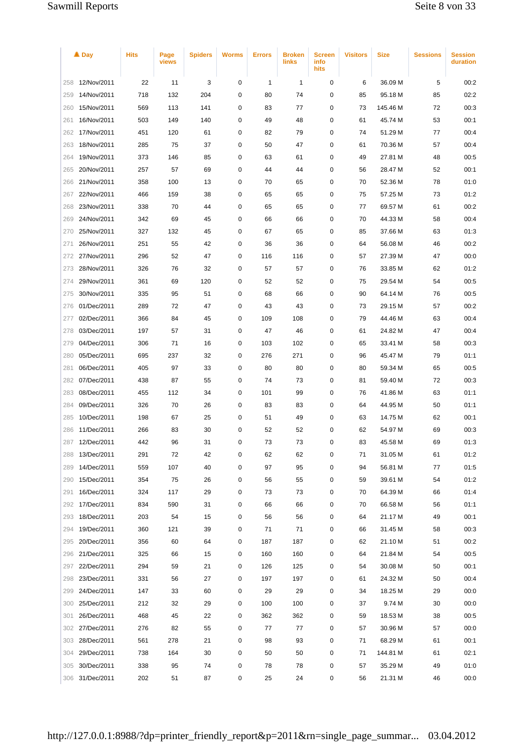| | Day | Hits | Page views | Spiders | Worms | Errors | Broken links | Screen info hits | Visitors | Size | Sessions | Session duration |
|---|---|---|---|---|---|---|---|---|---|---|---|---|
| 258 | 12/Nov/2011 | 22 | 11 | 3 | 0 | 1 | 1 | 0 | 6 | 36.09 M | 5 | 00:2 |
| 259 | 14/Nov/2011 | 718 | 132 | 204 | 0 | 80 | 74 | 0 | 85 | 95.18 M | 85 | 02:2 |
| 260 | 15/Nov/2011 | 569 | 113 | 141 | 0 | 83 | 77 | 0 | 73 | 145.46 M | 72 | 00:3 |
| 261 | 16/Nov/2011 | 503 | 149 | 140 | 0 | 49 | 48 | 0 | 61 | 45.74 M | 53 | 00:1 |
| 262 | 17/Nov/2011 | 451 | 120 | 61 | 0 | 82 | 79 | 0 | 74 | 51.29 M | 77 | 00:4 |
| 263 | 18/Nov/2011 | 285 | 75 | 37 | 0 | 50 | 47 | 0 | 61 | 70.36 M | 57 | 00:4 |
| 264 | 19/Nov/2011 | 373 | 146 | 85 | 0 | 63 | 61 | 0 | 49 | 27.81 M | 48 | 00:5 |
| 265 | 20/Nov/2011 | 257 | 57 | 69 | 0 | 44 | 44 | 0 | 56 | 28.47 M | 52 | 00:1 |
| 266 | 21/Nov/2011 | 358 | 100 | 13 | 0 | 70 | 65 | 0 | 70 | 52.36 M | 78 | 01:0 |
| 267 | 22/Nov/2011 | 466 | 159 | 38 | 0 | 65 | 65 | 0 | 75 | 57.25 M | 73 | 01:2 |
| 268 | 23/Nov/2011 | 338 | 70 | 44 | 0 | 65 | 65 | 0 | 77 | 69.57 M | 61 | 00:2 |
| 269 | 24/Nov/2011 | 342 | 69 | 45 | 0 | 66 | 66 | 0 | 70 | 44.33 M | 58 | 00:4 |
| 270 | 25/Nov/2011 | 327 | 132 | 45 | 0 | 67 | 65 | 0 | 85 | 37.66 M | 63 | 01:3 |
| 271 | 26/Nov/2011 | 251 | 55 | 42 | 0 | 36 | 36 | 0 | 64 | 56.08 M | 46 | 00:2 |
| 272 | 27/Nov/2011 | 296 | 52 | 47 | 0 | 116 | 116 | 0 | 57 | 27.39 M | 47 | 00:0 |
| 273 | 28/Nov/2011 | 326 | 76 | 32 | 0 | 57 | 57 | 0 | 76 | 33.85 M | 62 | 01:2 |
| 274 | 29/Nov/2011 | 361 | 69 | 120 | 0 | 52 | 52 | 0 | 75 | 29.54 M | 54 | 00:5 |
| 275 | 30/Nov/2011 | 335 | 95 | 51 | 0 | 68 | 66 | 0 | 90 | 64.14 M | 76 | 00:5 |
| 276 | 01/Dec/2011 | 289 | 72 | 47 | 0 | 43 | 43 | 0 | 73 | 29.15 M | 57 | 00:2 |
| 277 | 02/Dec/2011 | 366 | 84 | 45 | 0 | 109 | 108 | 0 | 79 | 44.46 M | 63 | 00:4 |
| 278 | 03/Dec/2011 | 197 | 57 | 31 | 0 | 47 | 46 | 0 | 61 | 24.82 M | 47 | 00:4 |
| 279 | 04/Dec/2011 | 306 | 71 | 16 | 0 | 103 | 102 | 0 | 65 | 33.41 M | 58 | 00:3 |
| 280 | 05/Dec/2011 | 695 | 237 | 32 | 0 | 276 | 271 | 0 | 96 | 45.47 M | 79 | 01:1 |
| 281 | 06/Dec/2011 | 405 | 97 | 33 | 0 | 80 | 80 | 0 | 80 | 59.34 M | 65 | 00:5 |
| 282 | 07/Dec/2011 | 438 | 87 | 55 | 0 | 74 | 73 | 0 | 81 | 59.40 M | 72 | 00:3 |
| 283 | 08/Dec/2011 | 455 | 112 | 34 | 0 | 101 | 99 | 0 | 76 | 41.86 M | 63 | 01:1 |
| 284 | 09/Dec/2011 | 326 | 70 | 26 | 0 | 83 | 83 | 0 | 64 | 44.95 M | 50 | 01:1 |
| 285 | 10/Dec/2011 | 198 | 67 | 25 | 0 | 51 | 49 | 0 | 63 | 14.75 M | 62 | 00:1 |
| 286 | 11/Dec/2011 | 266 | 83 | 30 | 0 | 52 | 52 | 0 | 62 | 54.97 M | 69 | 00:3 |
| 287 | 12/Dec/2011 | 442 | 96 | 31 | 0 | 73 | 73 | 0 | 83 | 45.58 M | 69 | 01:3 |
| 288 | 13/Dec/2011 | 291 | 72 | 42 | 0 | 62 | 62 | 0 | 71 | 31.05 M | 61 | 01:2 |
| 289 | 14/Dec/2011 | 559 | 107 | 40 | 0 | 97 | 95 | 0 | 94 | 56.81 M | 77 | 01:5 |
| 290 | 15/Dec/2011 | 354 | 75 | 26 | 0 | 56 | 55 | 0 | 59 | 39.61 M | 54 | 01:2 |
| 291 | 16/Dec/2011 | 324 | 117 | 29 | 0 | 73 | 73 | 0 | 70 | 64.39 M | 66 | 01:4 |
| 292 | 17/Dec/2011 | 834 | 590 | 31 | 0 | 66 | 66 | 0 | 70 | 66.58 M | 56 | 01:1 |
| 293 | 18/Dec/2011 | 203 | 54 | 15 | 0 | 56 | 56 | 0 | 64 | 21.17 M | 49 | 00:1 |
| 294 | 19/Dec/2011 | 360 | 121 | 39 | 0 | 71 | 71 | 0 | 66 | 31.45 M | 58 | 00:3 |
| 295 | 20/Dec/2011 | 356 | 60 | 64 | 0 | 187 | 187 | 0 | 62 | 21.10 M | 51 | 00:2 |
| 296 | 21/Dec/2011 | 325 | 66 | 15 | 0 | 160 | 160 | 0 | 64 | 21.84 M | 54 | 00:5 |
| 297 | 22/Dec/2011 | 294 | 59 | 21 | 0 | 126 | 125 | 0 | 54 | 30.08 M | 50 | 00:1 |
| 298 | 23/Dec/2011 | 331 | 56 | 27 | 0 | 197 | 197 | 0 | 61 | 24.32 M | 50 | 00:4 |
| 299 | 24/Dec/2011 | 147 | 33 | 60 | 0 | 29 | 29 | 0 | 34 | 18.25 M | 29 | 00:0 |
| 300 | 25/Dec/2011 | 212 | 32 | 29 | 0 | 100 | 100 | 0 | 37 | 9.74 M | 30 | 00:0 |
| 301 | 26/Dec/2011 | 468 | 45 | 22 | 0 | 362 | 362 | 0 | 59 | 18.53 M | 38 | 00:5 |
| 302 | 27/Dec/2011 | 276 | 82 | 55 | 0 | 77 | 77 | 0 | 57 | 30.96 M | 57 | 00:0 |
| 303 | 28/Dec/2011 | 561 | 278 | 21 | 0 | 98 | 93 | 0 | 71 | 68.29 M | 61 | 00:1 |
| 304 | 29/Dec/2011 | 738 | 164 | 30 | 0 | 50 | 50 | 0 | 71 | 144.81 M | 61 | 02:1 |
| 305 | 30/Dec/2011 | 338 | 95 | 74 | 0 | 78 | 78 | 0 | 57 | 35.29 M | 49 | 01:0 |
| 306 | 31/Dec/2011 | 202 | 51 | 87 | 0 | 25 | 24 | 0 | 56 | 21.31 M | 46 | 00:0 |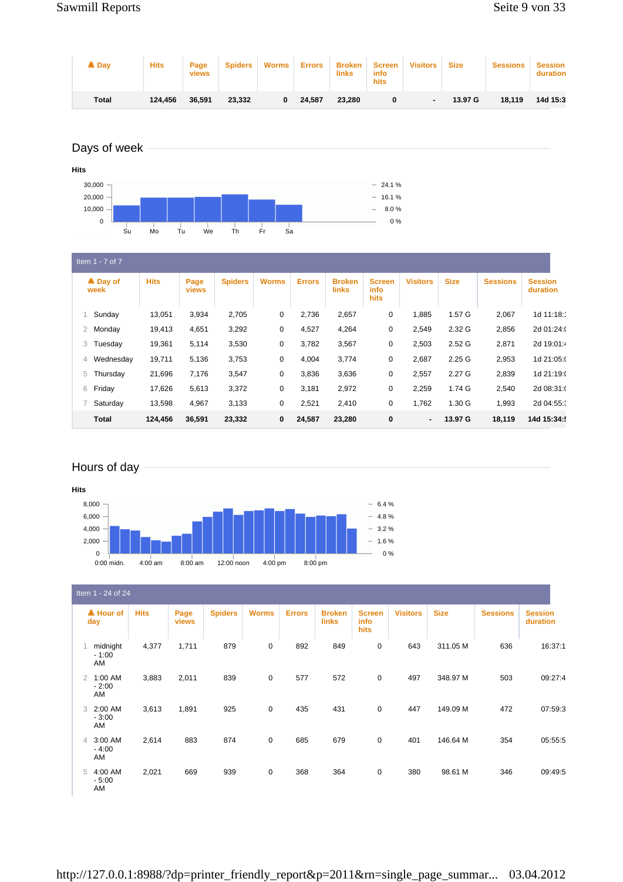| ▲ Day | Hits | Page views | Spiders | Worms | Errors | Broken links | Screen info hits | Visitors | Size | Sessions | Session duration |
|---|---|---|---|---|---|---|---|---|---|---|---|
| Total | 124,456 | 36,591 | 23,332 | 0 | 24,587 | 23,280 | 0 | - | 13.97 G | 18,119 | 14d 15:3 |

## Days of week

Hits

30,000 / 20,000 / 10,000 / 0 — 24.1 % / 16.1 % / 8.0 % / 0 %

Su Mo Tu We Th Fr Sa

Item 1 - 7 of 7

| | ▲ Day of week | Hits | Page views | Spiders | Worms | Errors | Broken links | Screen info hits | Visitors | Size | Sessions | Session duration |
|---|---|---|---|---|---|---|---|---|---|---|---|---|
| 1 | Sunday | 13,051 | 3,934 | 2,705 | 0 | 2,736 | 2,657 | 0 | 1,885 | 1.57 G | 2,067 | 1d 11:18:: |
| 2 | Monday | 19,413 | 4,651 | 3,292 | 0 | 4,527 | 4,264 | 0 | 2,549 | 2.32 G | 2,856 | 2d 01:24:( |
| 3 | Tuesday | 19,361 | 5,114 | 3,530 | 0 | 3,782 | 3,567 | 0 | 2,503 | 2.52 G | 2,871 | 2d 19:01:4 |
| 4 | Wednesday | 19,711 | 5,136 | 3,753 | 0 | 4,004 | 3,774 | 0 | 2,687 | 2.25 G | 2,953 | 1d 21:05:( |
| 5 | Thursday | 21,696 | 7,176 | 3,547 | 0 | 3,836 | 3,636 | 0 | 2,557 | 2.27 G | 2,839 | 1d 21:19:( |
| 6 | Friday | 17,626 | 5,613 | 3,372 | 0 | 3,181 | 2,972 | 0 | 2,259 | 1.74 G | 2,540 | 2d 08:31:( |
| 7 | Saturday | 13,598 | 4,967 | 3,133 | 0 | 2,521 | 2,410 | 0 | 1,762 | 1.30 G | 1,993 | 2d 04:55:3 |
| | Total | 124,456 | 36,591 | 23,332 | 0 | 24,587 | 23,280 | 0 | - | 13.97 G | 18,119 | 14d 15:34:! |

## Hours of day

Hits

8,000 / 6,000 / 4,000 / 2,000 / 0 — 6.4 % / 4.8 % / 3.2 % / 1.6 % / 0 %

0:00 midn. 4:00 am 8:00 am 12:00 noon 4:00 pm 8:00 pm

Item 1 - 24 of 24

| | ▲ Hour of day | Hits | Page views | Spiders | Worms | Errors | Broken links | Screen info hits | Visitors | Size | Sessions | Session duration |
|---|---|---|---|---|---|---|---|---|---|---|---|---|
| 1 | midnight - 1:00 AM | 4,377 | 1,711 | 879 | 0 | 892 | 849 | 0 | 643 | 311.05 M | 636 | 16:37:1 |
| 2 | 1:00 AM - 2:00 AM | 3,883 | 2,011 | 839 | 0 | 577 | 572 | 0 | 497 | 348.97 M | 503 | 09:27:4 |
| 3 | 2:00 AM - 3:00 AM | 3,613 | 1,891 | 925 | 0 | 435 | 431 | 0 | 447 | 149.09 M | 472 | 07:59:3 |
| 4 | 3:00 AM - 4:00 AM | 2,614 | 883 | 874 | 0 | 685 | 679 | 0 | 401 | 146.64 M | 354 | 05:55:5 |
| 5 | 4:00 AM - 5:00 AM | 2,021 | 669 | 939 | 0 | 368 | 364 | 0 | 380 | 98.61 M | 346 | 09:49:5 |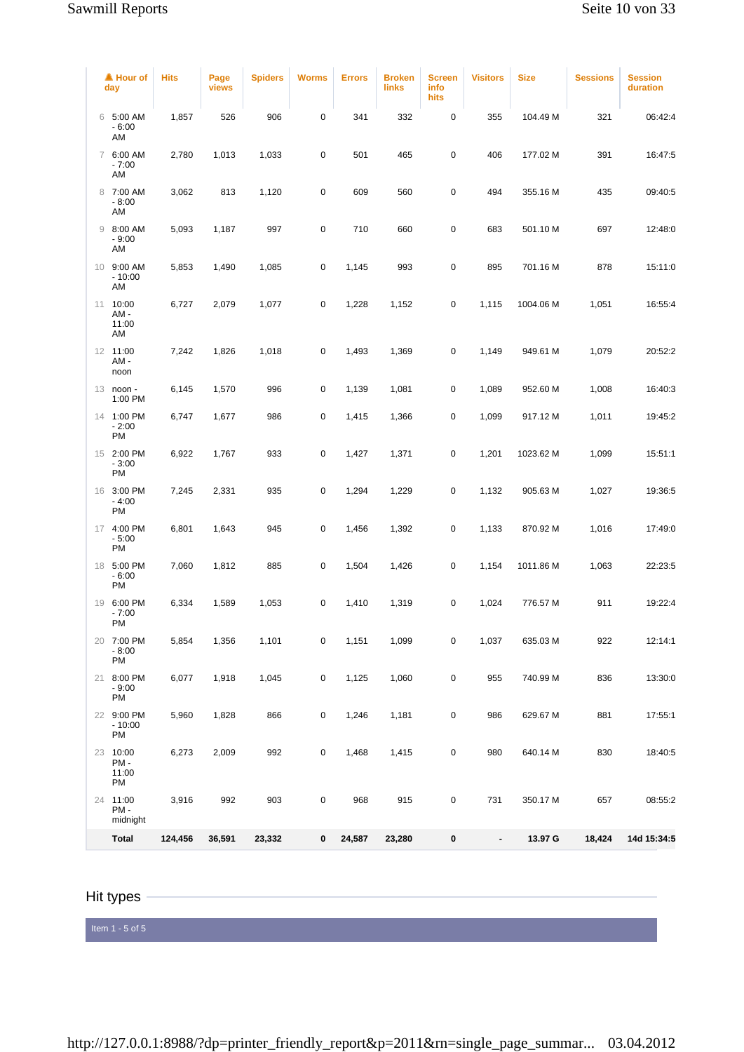|  | ▲ Hour of day | Hits | Page views | Spiders | Worms | Errors | Broken links | Screen info hits | Visitors | Size | Sessions | Session duration |
|---|---|---|---|---|---|---|---|---|---|---|---|---|
| 6 | 5:00 AM - 6:00 AM | 1,857 | 526 | 906 | 0 | 341 | 332 | 0 | 355 | 104.49 M | 321 | 06:42:4 |
| 7 | 6:00 AM - 7:00 AM | 2,780 | 1,013 | 1,033 | 0 | 501 | 465 | 0 | 406 | 177.02 M | 391 | 16:47:5 |
| 8 | 7:00 AM - 8:00 AM | 3,062 | 813 | 1,120 | 0 | 609 | 560 | 0 | 494 | 355.16 M | 435 | 09:40:5 |
| 9 | 8:00 AM - 9:00 AM | 5,093 | 1,187 | 997 | 0 | 710 | 660 | 0 | 683 | 501.10 M | 697 | 12:48:0 |
| 10 | 9:00 AM - 10:00 AM | 5,853 | 1,490 | 1,085 | 0 | 1,145 | 993 | 0 | 895 | 701.16 M | 878 | 15:11:0 |
| 11 | 10:00 AM - 11:00 AM | 6,727 | 2,079 | 1,077 | 0 | 1,228 | 1,152 | 0 | 1,115 | 1004.06 M | 1,051 | 16:55:4 |
| 12 | 11:00 AM - noon | 7,242 | 1,826 | 1,018 | 0 | 1,493 | 1,369 | 0 | 1,149 | 949.61 M | 1,079 | 20:52:2 |
| 13 | noon - 1:00 PM | 6,145 | 1,570 | 996 | 0 | 1,139 | 1,081 | 0 | 1,089 | 952.60 M | 1,008 | 16:40:3 |
| 14 | 1:00 PM - 2:00 PM | 6,747 | 1,677 | 986 | 0 | 1,415 | 1,366 | 0 | 1,099 | 917.12 M | 1,011 | 19:45:2 |
| 15 | 2:00 PM - 3:00 PM | 6,922 | 1,767 | 933 | 0 | 1,427 | 1,371 | 0 | 1,201 | 1023.62 M | 1,099 | 15:51:1 |
| 16 | 3:00 PM - 4:00 PM | 7,245 | 2,331 | 935 | 0 | 1,294 | 1,229 | 0 | 1,132 | 905.63 M | 1,027 | 19:36:5 |
| 17 | 4:00 PM - 5:00 PM | 6,801 | 1,643 | 945 | 0 | 1,456 | 1,392 | 0 | 1,133 | 870.92 M | 1,016 | 17:49:0 |
| 18 | 5:00 PM - 6:00 PM | 7,060 | 1,812 | 885 | 0 | 1,504 | 1,426 | 0 | 1,154 | 1011.86 M | 1,063 | 22:23:5 |
| 19 | 6:00 PM - 7:00 PM | 6,334 | 1,589 | 1,053 | 0 | 1,410 | 1,319 | 0 | 1,024 | 776.57 M | 911 | 19:22:4 |
| 20 | 7:00 PM - 8:00 PM | 5,854 | 1,356 | 1,101 | 0 | 1,151 | 1,099 | 0 | 1,037 | 635.03 M | 922 | 12:14:1 |
| 21 | 8:00 PM - 9:00 PM | 6,077 | 1,918 | 1,045 | 0 | 1,125 | 1,060 | 0 | 955 | 740.99 M | 836 | 13:30:0 |
| 22 | 9:00 PM - 10:00 PM | 5,960 | 1,828 | 866 | 0 | 1,246 | 1,181 | 0 | 986 | 629.67 M | 881 | 17:55:1 |
| 23 | 10:00 PM - 11:00 PM | 6,273 | 2,009 | 992 | 0 | 1,468 | 1,415 | 0 | 980 | 640.14 M | 830 | 18:40:5 |
| 24 | 11:00 PM - midnight | 3,916 | 992 | 903 | 0 | 968 | 915 | 0 | 731 | 350.17 M | 657 | 08:55:2 |
|  | **Total** | **124,456** | **36,591** | **23,332** | **0** | **24,587** | **23,280** | **0** | **-** | **13.97 G** | **18,424** | **14d 15:34:5** |

## Hit types

Item 1 - 5 of 5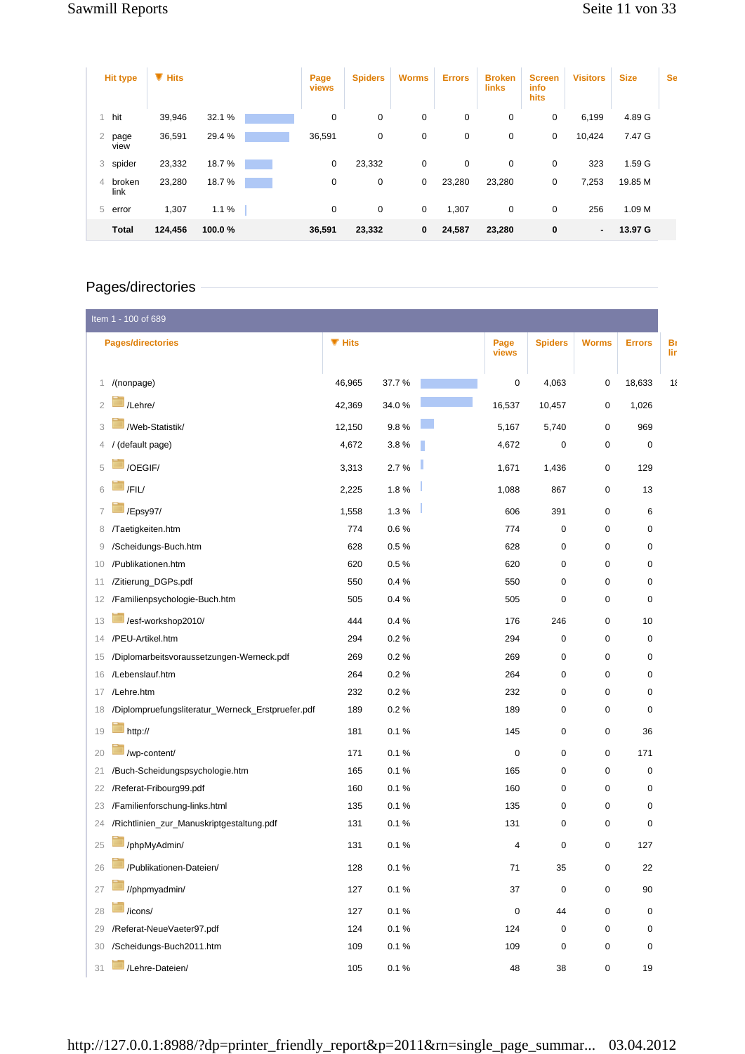| | Hit type | Hits | | Page views | Spiders | Worms | Errors | Broken links | Screen info hits | Visitors | Size | Se |
|---|---|---|---|---|---|---|---|---|---|---|---|---|
| 1 | hit | 39,946 | 32.1 % | 0 | 0 | 0 | 0 | 0 | 0 | 6,199 | 4.89 G | |
| 2 | page view | 36,591 | 29.4 % | 36,591 | 0 | 0 | 0 | 0 | 0 | 10,424 | 7.47 G | |
| 3 | spider | 23,332 | 18.7 % | 0 | 23,332 | 0 | 0 | 0 | 0 | 323 | 1.59 G | |
| 4 | broken link | 23,280 | 18.7 % | 0 | 0 | 0 | 23,280 | 23,280 | 0 | 7,253 | 19.85 M | |
| 5 | error | 1,307 | 1.1 % | 0 | 0 | 0 | 1,307 | 0 | 0 | 256 | 1.09 M | |
| | **Total** | **124,456** | **100.0 %** | **36,591** | **23,332** | **0** | **24,587** | **23,280** | **0** | **-** | **13.97 G** | |

## Pages/directories

Item 1 - 100 of 689

| | Pages/directories | Hits | | Page views | Spiders | Worms | Errors | Br lir |
|---|---|---|---|---|---|---|---|---|
| 1 | /(nonpage) | 46,965 | 37.7 % | 0 | 4,063 | 0 | 18,633 | 1ℓ |
| 2 | /Lehre/ | 42,369 | 34.0 % | 16,537 | 10,457 | 0 | 1,026 | |
| 3 | /Web-Statistik/ | 12,150 | 9.8 % | 5,167 | 5,740 | 0 | 969 | |
| 4 | / (default page) | 4,672 | 3.8 % | 4,672 | 0 | 0 | 0 | |
| 5 | /OEGIF/ | 3,313 | 2.7 % | 1,671 | 1,436 | 0 | 129 | |
| 6 | /FIL/ | 2,225 | 1.8 % | 1,088 | 867 | 0 | 13 | |
| 7 | /Epsy97/ | 1,558 | 1.3 % | 606 | 391 | 0 | 6 | |
| 8 | /Taetigkeiten.htm | 774 | 0.6 % | 774 | 0 | 0 | 0 | |
| 9 | /Scheidungs-Buch.htm | 628 | 0.5 % | 628 | 0 | 0 | 0 | |
| 10 | /Publikationen.htm | 620 | 0.5 % | 620 | 0 | 0 | 0 | |
| 11 | /Zitierung_DGPs.pdf | 550 | 0.4 % | 550 | 0 | 0 | 0 | |
| 12 | /Familienpsychologie-Buch.htm | 505 | 0.4 % | 505 | 0 | 0 | 0 | |
| 13 | /esf-workshop2010/ | 444 | 0.4 % | 176 | 246 | 0 | 10 | |
| 14 | /PEU-Artikel.htm | 294 | 0.2 % | 294 | 0 | 0 | 0 | |
| 15 | /Diplomarbeitsvoraussetzungen-Werneck.pdf | 269 | 0.2 % | 269 | 0 | 0 | 0 | |
| 16 | /Lebenslauf.htm | 264 | 0.2 % | 264 | 0 | 0 | 0 | |
| 17 | /Lehre.htm | 232 | 0.2 % | 232 | 0 | 0 | 0 | |
| 18 | /Diplompruefungsliteratur_Werneck_Erstpruefer.pdf | 189 | 0.2 % | 189 | 0 | 0 | 0 | |
| 19 | http:// | 181 | 0.1 % | 145 | 0 | 0 | 36 | |
| 20 | /wp-content/ | 171 | 0.1 % | 0 | 0 | 0 | 171 | |
| 21 | /Buch-Scheidungspsychologie.htm | 165 | 0.1 % | 165 | 0 | 0 | 0 | |
| 22 | /Referat-Fribourg99.pdf | 160 | 0.1 % | 160 | 0 | 0 | 0 | |
| 23 | /Familienforschung-links.html | 135 | 0.1 % | 135 | 0 | 0 | 0 | |
| 24 | /Richtlinien_zur_Manuskriptgestaltung.pdf | 131 | 0.1 % | 131 | 0 | 0 | 0 | |
| 25 | /phpMyAdmin/ | 131 | 0.1 % | 4 | 0 | 0 | 127 | |
| 26 | /Publikationen-Dateien/ | 128 | 0.1 % | 71 | 35 | 0 | 22 | |
| 27 | //phpmyadmin/ | 127 | 0.1 % | 37 | 0 | 0 | 90 | |
| 28 | /icons/ | 127 | 0.1 % | 0 | 44 | 0 | 0 | |
| 29 | /Referat-NeueVaeter97.pdf | 124 | 0.1 % | 124 | 0 | 0 | 0 | |
| 30 | /Scheidungs-Buch2011.htm | 109 | 0.1 % | 109 | 0 | 0 | 0 | |
| 31 | /Lehre-Dateien/ | 105 | 0.1 % | 48 | 38 | 0 | 19 | |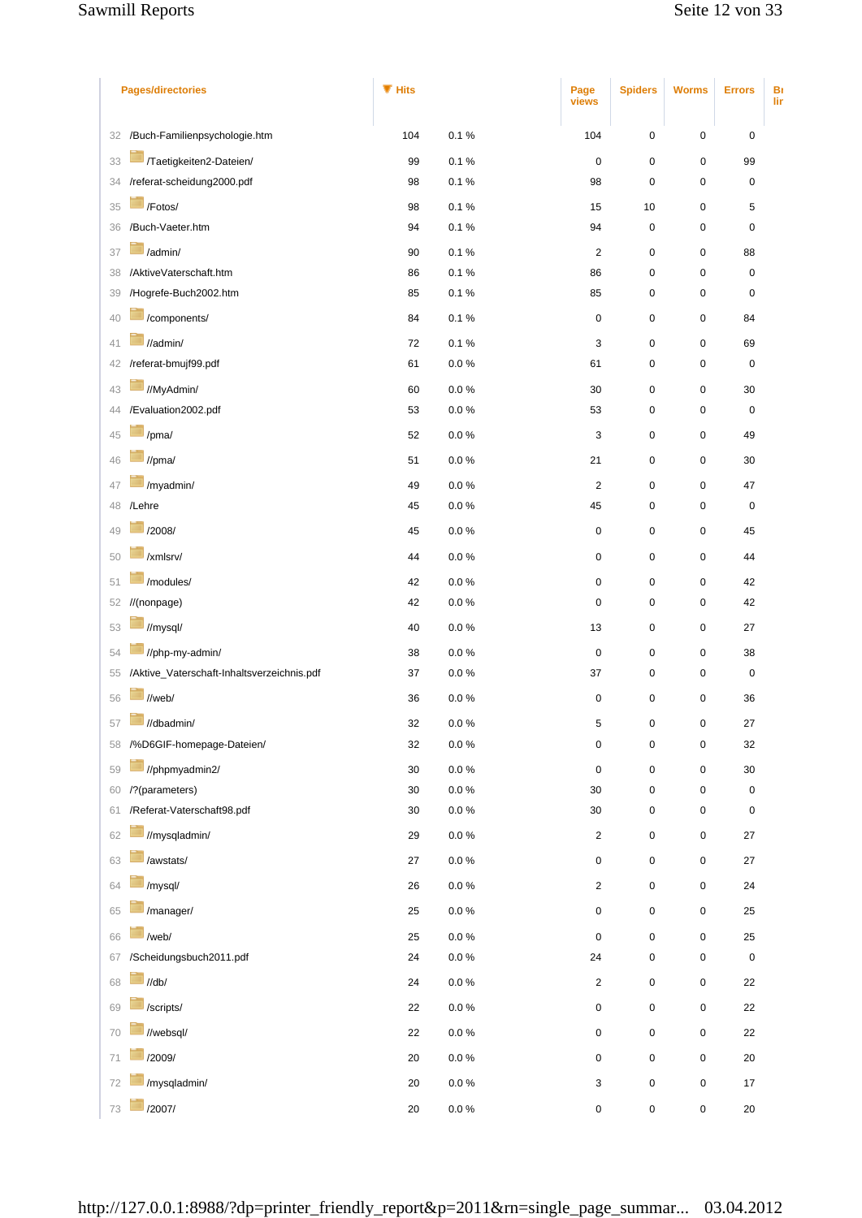| | Pages/directories | Hits | | Page views | Spiders | Worms | Errors | Br lir |
|---|---|---|---|---|---|---|---|---|
| 32 | /Buch-Familienpsychologie.htm | 104 | 0.1 % | 104 | 0 | 0 | 0 | |
| 33 | /Taetigkeiten2-Dateien/ | 99 | 0.1 % | 0 | 0 | 0 | 99 | |
| 34 | /referat-scheidung2000.pdf | 98 | 0.1 % | 98 | 0 | 0 | 0 | |
| 35 | /Fotos/ | 98 | 0.1 % | 15 | 10 | 0 | 5 | |
| 36 | /Buch-Vaeter.htm | 94 | 0.1 % | 94 | 0 | 0 | 0 | |
| 37 | /admin/ | 90 | 0.1 % | 2 | 0 | 0 | 88 | |
| 38 | /AktiveVaterschaft.htm | 86 | 0.1 % | 86 | 0 | 0 | 0 | |
| 39 | /Hogrefe-Buch2002.htm | 85 | 0.1 % | 85 | 0 | 0 | 0 | |
| 40 | /components/ | 84 | 0.1 % | 0 | 0 | 0 | 84 | |
| 41 | //admin/ | 72 | 0.1 % | 3 | 0 | 0 | 69 | |
| 42 | /referat-bmujf99.pdf | 61 | 0.0 % | 61 | 0 | 0 | 0 | |
| 43 | //MyAdmin/ | 60 | 0.0 % | 30 | 0 | 0 | 30 | |
| 44 | /Evaluation2002.pdf | 53 | 0.0 % | 53 | 0 | 0 | 0 | |
| 45 | /pma/ | 52 | 0.0 % | 3 | 0 | 0 | 49 | |
| 46 | //pma/ | 51 | 0.0 % | 21 | 0 | 0 | 30 | |
| 47 | /myadmin/ | 49 | 0.0 % | 2 | 0 | 0 | 47 | |
| 48 | /Lehre | 45 | 0.0 % | 45 | 0 | 0 | 0 | |
| 49 | /2008/ | 45 | 0.0 % | 0 | 0 | 0 | 45 | |
| 50 | /xmlsrv/ | 44 | 0.0 % | 0 | 0 | 0 | 44 | |
| 51 | /modules/ | 42 | 0.0 % | 0 | 0 | 0 | 42 | |
| 52 | //(nonpage) | 42 | 0.0 % | 0 | 0 | 0 | 42 | |
| 53 | //mysql/ | 40 | 0.0 % | 13 | 0 | 0 | 27 | |
| 54 | //php-my-admin/ | 38 | 0.0 % | 0 | 0 | 0 | 38 | |
| 55 | /Aktive_Vaterschaft-Inhaltsverzeichnis.pdf | 37 | 0.0 % | 37 | 0 | 0 | 0 | |
| 56 | //web/ | 36 | 0.0 % | 0 | 0 | 0 | 36 | |
| 57 | //dbadmin/ | 32 | 0.0 % | 5 | 0 | 0 | 27 | |
| 58 | /%D6GIF-homepage-Dateien/ | 32 | 0.0 % | 0 | 0 | 0 | 32 | |
| 59 | //phpmyadmin2/ | 30 | 0.0 % | 0 | 0 | 0 | 30 | |
| 60 | /?(parameters) | 30 | 0.0 % | 30 | 0 | 0 | 0 | |
| 61 | /Referat-Vaterschaft98.pdf | 30 | 0.0 % | 30 | 0 | 0 | 0 | |
| 62 | //mysqladmin/ | 29 | 0.0 % | 2 | 0 | 0 | 27 | |
| 63 | /awstats/ | 27 | 0.0 % | 0 | 0 | 0 | 27 | |
| 64 | /mysql/ | 26 | 0.0 % | 2 | 0 | 0 | 24 | |
| 65 | /manager/ | 25 | 0.0 % | 0 | 0 | 0 | 25 | |
| 66 | /web/ | 25 | 0.0 % | 0 | 0 | 0 | 25 | |
| 67 | /Scheidungsbuch2011.pdf | 24 | 0.0 % | 24 | 0 | 0 | 0 | |
| 68 | //db/ | 24 | 0.0 % | 2 | 0 | 0 | 22 | |
| 69 | /scripts/ | 22 | 0.0 % | 0 | 0 | 0 | 22 | |
| 70 | //websql/ | 22 | 0.0 % | 0 | 0 | 0 | 22 | |
| 71 | /2009/ | 20 | 0.0 % | 0 | 0 | 0 | 20 | |
| 72 | /mysqladmin/ | 20 | 0.0 % | 3 | 0 | 0 | 17 | |
| 73 | /2007/ | 20 | 0.0 % | 0 | 0 | 0 | 20 | |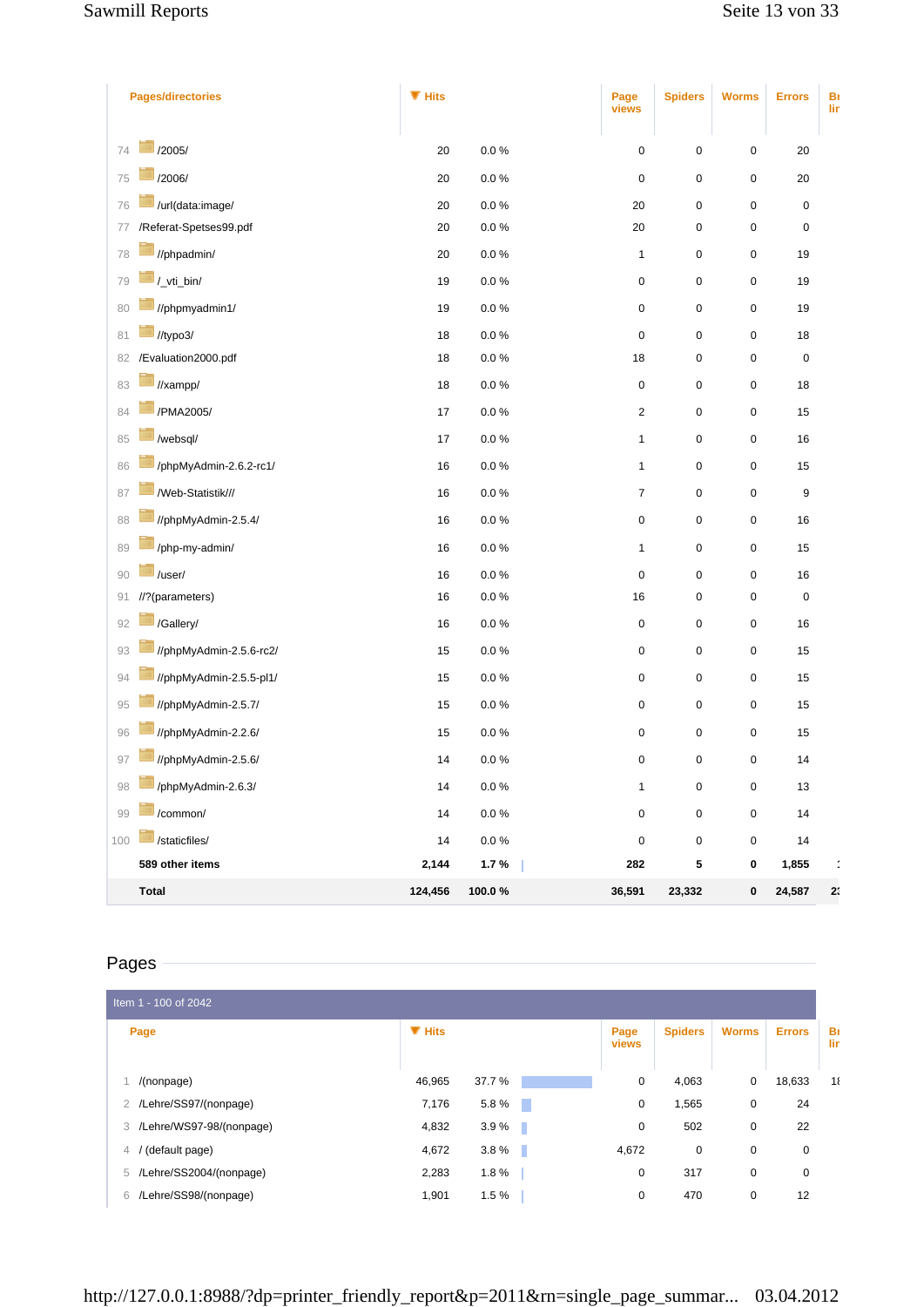| | Pages/directories | Hits | | Page views | Spiders | Worms | Errors | Br lir |
|---|---|---|---|---|---|---|---|---|
| 74 | /2005/ | 20 | 0.0 % | 0 | 0 | 0 | 20 | |
| 75 | /2006/ | 20 | 0.0 % | 0 | 0 | 0 | 20 | |
| 76 | /url(data:image/ | 20 | 0.0 % | 20 | 0 | 0 | 0 | |
| 77 | /Referat-Spetses99.pdf | 20 | 0.0 % | 20 | 0 | 0 | 0 | |
| 78 | //phpadmin/ | 20 | 0.0 % | 1 | 0 | 0 | 19 | |
| 79 | /_vti_bin/ | 19 | 0.0 % | 0 | 0 | 0 | 19 | |
| 80 | //phpmyadmin1/ | 19 | 0.0 % | 0 | 0 | 0 | 19 | |
| 81 | //typo3/ | 18 | 0.0 % | 0 | 0 | 0 | 18 | |
| 82 | /Evaluation2000.pdf | 18 | 0.0 % | 18 | 0 | 0 | 0 | |
| 83 | //xampp/ | 18 | 0.0 % | 0 | 0 | 0 | 18 | |
| 84 | /PMA2005/ | 17 | 0.0 % | 2 | 0 | 0 | 15 | |
| 85 | /websql/ | 17 | 0.0 % | 1 | 0 | 0 | 16 | |
| 86 | /phpMyAdmin-2.6.2-rc1/ | 16 | 0.0 % | 1 | 0 | 0 | 15 | |
| 87 | /Web-Statistik/// | 16 | 0.0 % | 7 | 0 | 0 | 9 | |
| 88 | //phpMyAdmin-2.5.4/ | 16 | 0.0 % | 0 | 0 | 0 | 16 | |
| 89 | /php-my-admin/ | 16 | 0.0 % | 1 | 0 | 0 | 15 | |
| 90 | /user/ | 16 | 0.0 % | 0 | 0 | 0 | 16 | |
| 91 | //?(parameters) | 16 | 0.0 % | 16 | 0 | 0 | 0 | |
| 92 | /Gallery/ | 16 | 0.0 % | 0 | 0 | 0 | 16 | |
| 93 | //phpMyAdmin-2.5.6-rc2/ | 15 | 0.0 % | 0 | 0 | 0 | 15 | |
| 94 | //phpMyAdmin-2.5.5-pl1/ | 15 | 0.0 % | 0 | 0 | 0 | 15 | |
| 95 | //phpMyAdmin-2.5.7/ | 15 | 0.0 % | 0 | 0 | 0 | 15 | |
| 96 | //phpMyAdmin-2.2.6/ | 15 | 0.0 % | 0 | 0 | 0 | 15 | |
| 97 | //phpMyAdmin-2.5.6/ | 14 | 0.0 % | 0 | 0 | 0 | 14 | |
| 98 | /phpMyAdmin-2.6.3/ | 14 | 0.0 % | 1 | 0 | 0 | 13 | |
| 99 | /common/ | 14 | 0.0 % | 0 | 0 | 0 | 14 | |
| 100 | /staticfiles/ | 14 | 0.0 % | 0 | 0 | 0 | 14 | |
| | **589 other items** | **2,144** | **1.7 %** | **282** | **5** | **0** | **1,855** | **1** |
| | **Total** | **124,456** | **100.0 %** | **36,591** | **23,332** | **0** | **24,587** | **23** |

## Pages

Item 1 - 100 of 2042

| | Page | Hits | | Page views | Spiders | Worms | Errors | Br lir |
|---|---|---|---|---|---|---|---|---|
| 1 | /(nonpage) | 46,965 | 37.7 % | 0 | 4,063 | 0 | 18,633 | 18 |
| 2 | /Lehre/SS97/(nonpage) | 7,176 | 5.8 % | 0 | 1,565 | 0 | 24 | |
| 3 | /Lehre/WS97-98/(nonpage) | 4,832 | 3.9 % | 0 | 502 | 0 | 22 | |
| 4 | / (default page) | 4,672 | 3.8 % | 4,672 | 0 | 0 | 0 | |
| 5 | /Lehre/SS2004/(nonpage) | 2,283 | 1.8 % | 0 | 317 | 0 | 0 | |
| 6 | /Lehre/SS98/(nonpage) | 1,901 | 1.5 % | 0 | 470 | 0 | 12 | |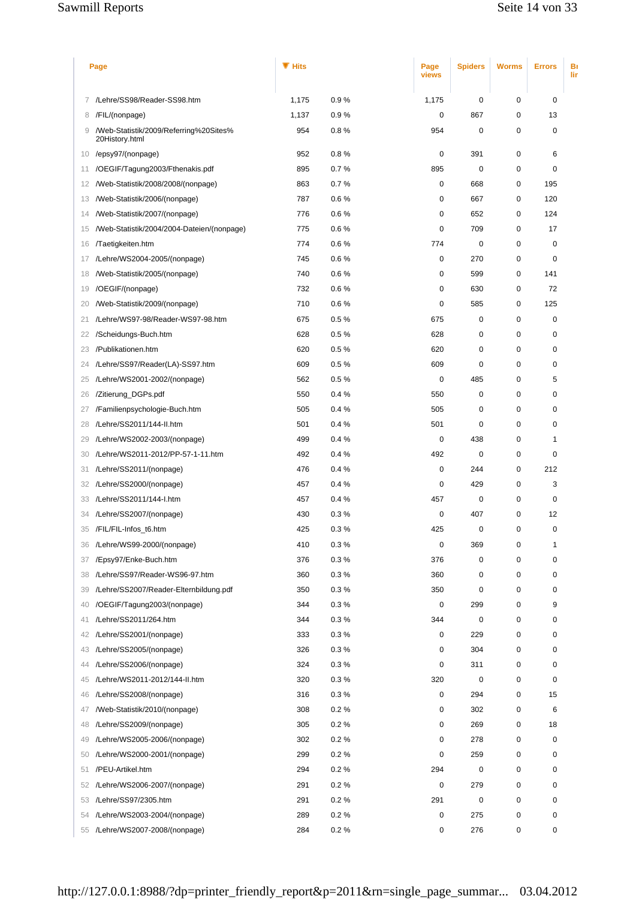| | Page | Hits | | Page views | Spiders | Worms | Errors | Bı lir |
|---|---|---|---|---|---|---|---|---|
| 7 | /Lehre/SS98/Reader-SS98.htm | 1,175 | 0.9 % | 1,175 | 0 | 0 | 0 | |
| 8 | /FIL/(nonpage) | 1,137 | 0.9 % | 0 | 867 | 0 | 13 | |
| 9 | /Web-Statistik/2009/Referring%20Sites%20History.html | 954 | 0.8 % | 954 | 0 | 0 | 0 | |
| 10 | /epsy97/(nonpage) | 952 | 0.8 % | 0 | 391 | 0 | 6 | |
| 11 | /OEGIF/Tagung2003/Fthenakis.pdf | 895 | 0.7 % | 895 | 0 | 0 | 0 | |
| 12 | /Web-Statistik/2008/2008/(nonpage) | 863 | 0.7 % | 0 | 668 | 0 | 195 | |
| 13 | /Web-Statistik/2006/(nonpage) | 787 | 0.6 % | 0 | 667 | 0 | 120 | |
| 14 | /Web-Statistik/2007/(nonpage) | 776 | 0.6 % | 0 | 652 | 0 | 124 | |
| 15 | /Web-Statistik/2004/2004-Dateien/(nonpage) | 775 | 0.6 % | 0 | 709 | 0 | 17 | |
| 16 | /Taetigkeiten.htm | 774 | 0.6 % | 774 | 0 | 0 | 0 | |
| 17 | /Lehre/WS2004-2005/(nonpage) | 745 | 0.6 % | 0 | 270 | 0 | 0 | |
| 18 | /Web-Statistik/2005/(nonpage) | 740 | 0.6 % | 0 | 599 | 0 | 141 | |
| 19 | /OEGIF/(nonpage) | 732 | 0.6 % | 0 | 630 | 0 | 72 | |
| 20 | /Web-Statistik/2009/(nonpage) | 710 | 0.6 % | 0 | 585 | 0 | 125 | |
| 21 | /Lehre/WS97-98/Reader-WS97-98.htm | 675 | 0.5 % | 675 | 0 | 0 | 0 | |
| 22 | /Scheidungs-Buch.htm | 628 | 0.5 % | 628 | 0 | 0 | 0 | |
| 23 | /Publikationen.htm | 620 | 0.5 % | 620 | 0 | 0 | 0 | |
| 24 | /Lehre/SS97/Reader(LA)-SS97.htm | 609 | 0.5 % | 609 | 0 | 0 | 0 | |
| 25 | /Lehre/WS2001-2002/(nonpage) | 562 | 0.5 % | 0 | 485 | 0 | 5 | |
| 26 | /Zitierung_DGPs.pdf | 550 | 0.4 % | 550 | 0 | 0 | 0 | |
| 27 | /Familienpsychologie-Buch.htm | 505 | 0.4 % | 505 | 0 | 0 | 0 | |
| 28 | /Lehre/SS2011/144-II.htm | 501 | 0.4 % | 501 | 0 | 0 | 0 | |
| 29 | /Lehre/WS2002-2003/(nonpage) | 499 | 0.4 % | 0 | 438 | 0 | 1 | |
| 30 | /Lehre/WS2011-2012/PP-57-1-11.htm | 492 | 0.4 % | 492 | 0 | 0 | 0 | |
| 31 | /Lehre/SS2011/(nonpage) | 476 | 0.4 % | 0 | 244 | 0 | 212 | |
| 32 | /Lehre/SS2000/(nonpage) | 457 | 0.4 % | 0 | 429 | 0 | 3 | |
| 33 | /Lehre/SS2011/144-I.htm | 457 | 0.4 % | 457 | 0 | 0 | 0 | |
| 34 | /Lehre/SS2007/(nonpage) | 430 | 0.3 % | 0 | 407 | 0 | 12 | |
| 35 | /FIL/FIL-Infos_t6.htm | 425 | 0.3 % | 425 | 0 | 0 | 0 | |
| 36 | /Lehre/WS99-2000/(nonpage) | 410 | 0.3 % | 0 | 369 | 0 | 1 | |
| 37 | /Epsy97/Enke-Buch.htm | 376 | 0.3 % | 376 | 0 | 0 | 0 | |
| 38 | /Lehre/SS97/Reader-WS96-97.htm | 360 | 0.3 % | 360 | 0 | 0 | 0 | |
| 39 | /Lehre/SS2007/Reader-Elternbildung.pdf | 350 | 0.3 % | 350 | 0 | 0 | 0 | |
| 40 | /OEGIF/Tagung2003/(nonpage) | 344 | 0.3 % | 0 | 299 | 0 | 9 | |
| 41 | /Lehre/SS2011/264.htm | 344 | 0.3 % | 344 | 0 | 0 | 0 | |
| 42 | /Lehre/SS2001/(nonpage) | 333 | 0.3 % | 0 | 229 | 0 | 0 | |
| 43 | /Lehre/SS2005/(nonpage) | 326 | 0.3 % | 0 | 304 | 0 | 0 | |
| 44 | /Lehre/SS2006/(nonpage) | 324 | 0.3 % | 0 | 311 | 0 | 0 | |
| 45 | /Lehre/WS2011-2012/144-II.htm | 320 | 0.3 % | 320 | 0 | 0 | 0 | |
| 46 | /Lehre/SS2008/(nonpage) | 316 | 0.3 % | 0 | 294 | 0 | 15 | |
| 47 | /Web-Statistik/2010/(nonpage) | 308 | 0.2 % | 0 | 302 | 0 | 6 | |
| 48 | /Lehre/SS2009/(nonpage) | 305 | 0.2 % | 0 | 269 | 0 | 18 | |
| 49 | /Lehre/WS2005-2006/(nonpage) | 302 | 0.2 % | 0 | 278 | 0 | 0 | |
| 50 | /Lehre/WS2000-2001/(nonpage) | 299 | 0.2 % | 0 | 259 | 0 | 0 | |
| 51 | /PEU-Artikel.htm | 294 | 0.2 % | 294 | 0 | 0 | 0 | |
| 52 | /Lehre/WS2006-2007/(nonpage) | 291 | 0.2 % | 0 | 279 | 0 | 0 | |
| 53 | /Lehre/SS97/2305.htm | 291 | 0.2 % | 291 | 0 | 0 | 0 | |
| 54 | /Lehre/WS2003-2004/(nonpage) | 289 | 0.2 % | 0 | 275 | 0 | 0 | |
| 55 | /Lehre/WS2007-2008/(nonpage) | 284 | 0.2 % | 0 | 276 | 0 | 0 | |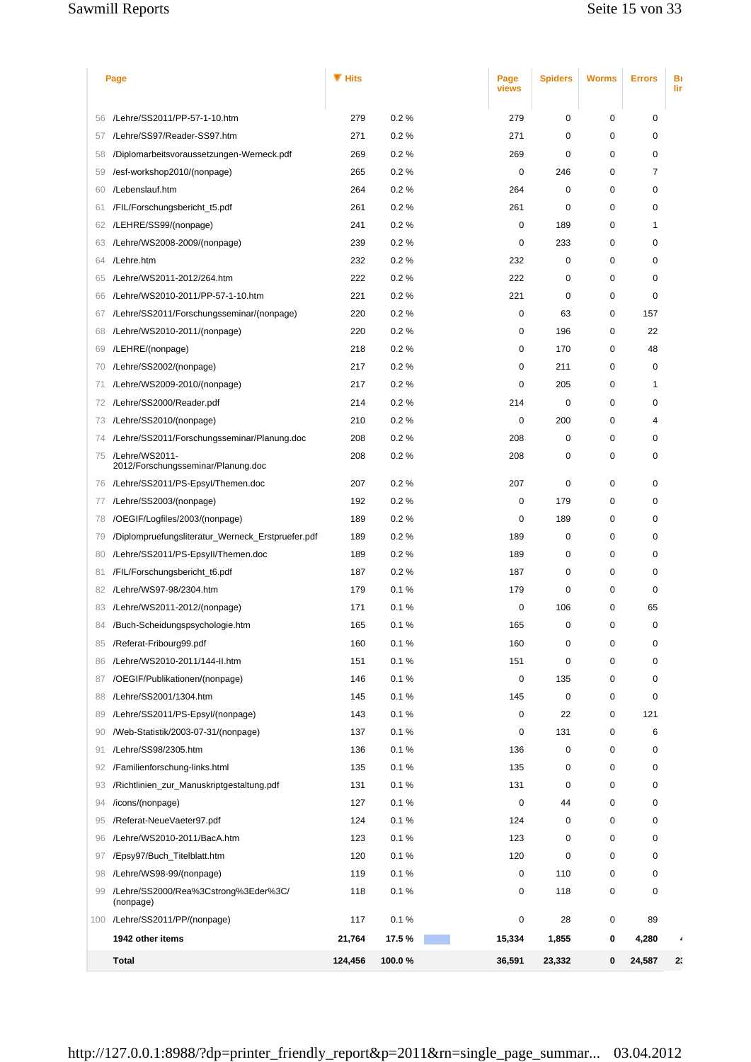| | Page | Hits | | | Page views | Spiders | Worms | Errors | Br lin |
|---|---|---|---|---|---|---|---|---|---|
| 56 | /Lehre/SS2011/PP-57-1-10.htm | 279 | 0.2 % | | 279 | 0 | 0 | 0 | |
| 57 | /Lehre/SS97/Reader-SS97.htm | 271 | 0.2 % | | 271 | 0 | 0 | 0 | |
| 58 | /Diplomarbeitsvoraussetzungen-Werneck.pdf | 269 | 0.2 % | | 269 | 0 | 0 | 0 | |
| 59 | /esf-workshop2010/(nonpage) | 265 | 0.2 % | | 0 | 246 | 0 | 7 | |
| 60 | /Lebenslauf.htm | 264 | 0.2 % | | 264 | 0 | 0 | 0 | |
| 61 | /FIL/Forschungsbericht_t5.pdf | 261 | 0.2 % | | 261 | 0 | 0 | 0 | |
| 62 | /LEHRE/SS99/(nonpage) | 241 | 0.2 % | | 0 | 189 | 0 | 1 | |
| 63 | /Lehre/WS2008-2009/(nonpage) | 239 | 0.2 % | | 0 | 233 | 0 | 0 | |
| 64 | /Lehre.htm | 232 | 0.2 % | | 232 | 0 | 0 | 0 | |
| 65 | /Lehre/WS2011-2012/264.htm | 222 | 0.2 % | | 222 | 0 | 0 | 0 | |
| 66 | /Lehre/WS2010-2011/PP-57-1-10.htm | 221 | 0.2 % | | 221 | 0 | 0 | 0 | |
| 67 | /Lehre/SS2011/Forschungsseminar/(nonpage) | 220 | 0.2 % | | 0 | 63 | 0 | 157 | |
| 68 | /Lehre/WS2010-2011/(nonpage) | 220 | 0.2 % | | 0 | 196 | 0 | 22 | |
| 69 | /LEHRE/(nonpage) | 218 | 0.2 % | | 0 | 170 | 0 | 48 | |
| 70 | /Lehre/SS2002/(nonpage) | 217 | 0.2 % | | 0 | 211 | 0 | 0 | |
| 71 | /Lehre/WS2009-2010/(nonpage) | 217 | 0.2 % | | 0 | 205 | 0 | 1 | |
| 72 | /Lehre/SS2000/Reader.pdf | 214 | 0.2 % | | 214 | 0 | 0 | 0 | |
| 73 | /Lehre/SS2010/(nonpage) | 210 | 0.2 % | | 0 | 200 | 0 | 4 | |
| 74 | /Lehre/SS2011/Forschungsseminar/Planung.doc | 208 | 0.2 % | | 208 | 0 | 0 | 0 | |
| 75 | /Lehre/WS2011-2012/Forschungsseminar/Planung.doc | 208 | 0.2 % | | 208 | 0 | 0 | 0 | |
| 76 | /Lehre/SS2011/PS-EpsyI/Themen.doc | 207 | 0.2 % | | 207 | 0 | 0 | 0 | |
| 77 | /Lehre/SS2003/(nonpage) | 192 | 0.2 % | | 0 | 179 | 0 | 0 | |
| 78 | /OEGIF/Logfiles/2003/(nonpage) | 189 | 0.2 % | | 0 | 189 | 0 | 0 | |
| 79 | /Diplompruefungsliteratur_Werneck_Erstpruefer.pdf | 189 | 0.2 % | | 189 | 0 | 0 | 0 | |
| 80 | /Lehre/SS2011/PS-EpsyII/Themen.doc | 189 | 0.2 % | | 189 | 0 | 0 | 0 | |
| 81 | /FIL/Forschungsbericht_t6.pdf | 187 | 0.2 % | | 187 | 0 | 0 | 0 | |
| 82 | /Lehre/WS97-98/2304.htm | 179 | 0.1 % | | 179 | 0 | 0 | 0 | |
| 83 | /Lehre/WS2011-2012/(nonpage) | 171 | 0.1 % | | 0 | 106 | 0 | 65 | |
| 84 | /Buch-Scheidungspsychologie.htm | 165 | 0.1 % | | 165 | 0 | 0 | 0 | |
| 85 | /Referat-Fribourg99.pdf | 160 | 0.1 % | | 160 | 0 | 0 | 0 | |
| 86 | /Lehre/WS2010-2011/144-II.htm | 151 | 0.1 % | | 151 | 0 | 0 | 0 | |
| 87 | /OEGIF/Publikationen/(nonpage) | 146 | 0.1 % | | 0 | 135 | 0 | 0 | |
| 88 | /Lehre/SS2001/1304.htm | 145 | 0.1 % | | 145 | 0 | 0 | 0 | |
| 89 | /Lehre/SS2011/PS-EpsyI/(nonpage) | 143 | 0.1 % | | 0 | 22 | 0 | 121 | |
| 90 | /Web-Statistik/2003-07-31/(nonpage) | 137 | 0.1 % | | 0 | 131 | 0 | 6 | |
| 91 | /Lehre/SS98/2305.htm | 136 | 0.1 % | | 136 | 0 | 0 | 0 | |
| 92 | /Familienforschung-links.html | 135 | 0.1 % | | 135 | 0 | 0 | 0 | |
| 93 | /Richtlinien_zur_Manuskriptgestaltung.pdf | 131 | 0.1 % | | 131 | 0 | 0 | 0 | |
| 94 | /icons/(nonpage) | 127 | 0.1 % | | 0 | 44 | 0 | 0 | |
| 95 | /Referat-NeueVaeter97.pdf | 124 | 0.1 % | | 124 | 0 | 0 | 0 | |
| 96 | /Lehre/WS2010-2011/BacA.htm | 123 | 0.1 % | | 123 | 0 | 0 | 0 | |
| 97 | /Epsy97/Buch_Titelblatt.htm | 120 | 0.1 % | | 120 | 0 | 0 | 0 | |
| 98 | /Lehre/WS98-99/(nonpage) | 119 | 0.1 % | | 0 | 110 | 0 | 0 | |
| 99 | /Lehre/SS2000/Rea%3Cstrong%3Eder%3C/(nonpage) | 118 | 0.1 % | | 0 | 118 | 0 | 0 | |
| 100 | /Lehre/SS2011/PP/(nonpage) | 117 | 0.1 % | | 0 | 28 | 0 | 89 | |
| | **1942 other items** | **21,764** | **17.5 %** | | **15,334** | **1,855** | **0** | **4,280** | **4** |
| | **Total** | **124,456** | **100.0 %** | | **36,591** | **23,332** | **0** | **24,587** | **23** |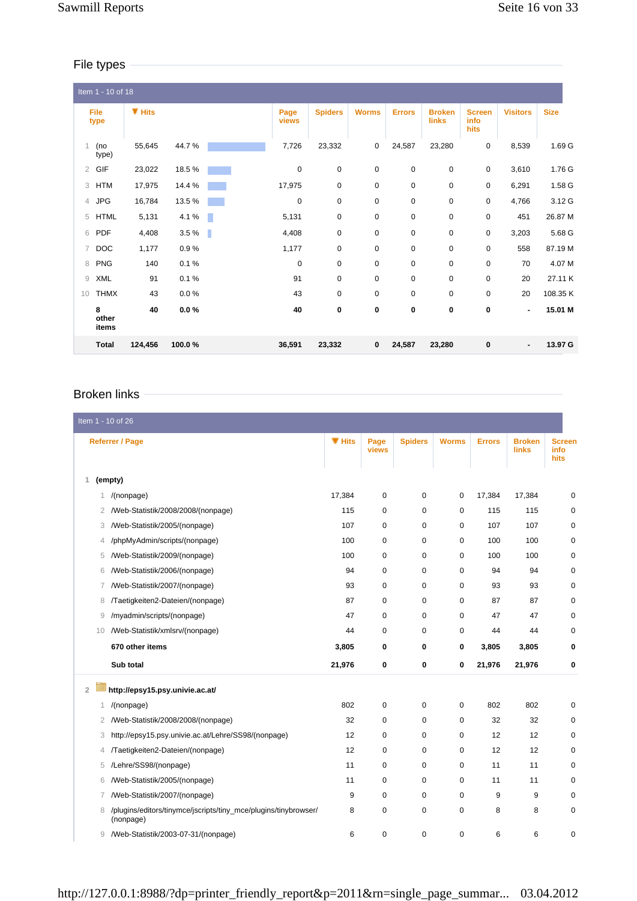## File types

Item 1 - 10 of 18

| | File type | Hits | | Page views | Spiders | Worms | Errors | Broken links | Screen info hits | Visitors | Size |
|---|---|---|---|---|---|---|---|---|---|---|---|
| 1 | (no type) | 55,645 | 44.7 % | 7,726 | 23,332 | 0 | 24,587 | 23,280 | 0 | 8,539 | 1.69 G |
| 2 | GIF | 23,022 | 18.5 % | 0 | 0 | 0 | 0 | 0 | 0 | 3,610 | 1.76 G |
| 3 | HTM | 17,975 | 14.4 % | 17,975 | 0 | 0 | 0 | 0 | 0 | 6,291 | 1.58 G |
| 4 | JPG | 16,784 | 13.5 % | 0 | 0 | 0 | 0 | 0 | 0 | 4,766 | 3.12 G |
| 5 | HTML | 5,131 | 4.1 % | 5,131 | 0 | 0 | 0 | 0 | 0 | 451 | 26.87 M |
| 6 | PDF | 4,408 | 3.5 % | 4,408 | 0 | 0 | 0 | 0 | 0 | 3,203 | 5.68 G |
| 7 | DOC | 1,177 | 0.9 % | 1,177 | 0 | 0 | 0 | 0 | 0 | 558 | 87.19 M |
| 8 | PNG | 140 | 0.1 % | 0 | 0 | 0 | 0 | 0 | 0 | 70 | 4.07 M |
| 9 | XML | 91 | 0.1 % | 91 | 0 | 0 | 0 | 0 | 0 | 20 | 27.11 K |
| 10 | THMX | 43 | 0.0 % | 43 | 0 | 0 | 0 | 0 | 0 | 20 | 108.35 K |
| | **8 other items** | **40** | **0.0 %** | **40** | **0** | **0** | **0** | **0** | **0** | **-** | **15.01 M** |
| | **Total** | **124,456** | **100.0 %** | **36,591** | **23,332** | **0** | **24,587** | **23,280** | **0** | **-** | **13.97 G** |

## Broken links

Item 1 - 10 of 26

| | Referrer / Page | Hits | Page views | Spiders | Worms | Errors | Broken links | Screen info hits |
|---|---|---|---|---|---|---|---|---|
| 1 | **(empty)** | | | | | | | |
| 1 | /(nonpage) | 17,384 | 0 | 0 | 0 | 17,384 | 17,384 | 0 |
| 2 | /Web-Statistik/2008/2008/(nonpage) | 115 | 0 | 0 | 0 | 115 | 115 | 0 |
| 3 | /Web-Statistik/2005/(nonpage) | 107 | 0 | 0 | 0 | 107 | 107 | 0 |
| 4 | /phpMyAdmin/scripts/(nonpage) | 100 | 0 | 0 | 0 | 100 | 100 | 0 |
| 5 | /Web-Statistik/2009/(nonpage) | 100 | 0 | 0 | 0 | 100 | 100 | 0 |
| 6 | /Web-Statistik/2006/(nonpage) | 94 | 0 | 0 | 0 | 94 | 94 | 0 |
| 7 | /Web-Statistik/2007/(nonpage) | 93 | 0 | 0 | 0 | 93 | 93 | 0 |
| 8 | /Taetigkeiten2-Dateien/(nonpage) | 87 | 0 | 0 | 0 | 87 | 87 | 0 |
| 9 | /myadmin/scripts/(nonpage) | 47 | 0 | 0 | 0 | 47 | 47 | 0 |
| 10 | /Web-Statistik/xmlsrv/(nonpage) | 44 | 0 | 0 | 0 | 44 | 44 | 0 |
| | **670 other items** | **3,805** | **0** | **0** | **0** | **3,805** | **3,805** | **0** |
| | **Sub total** | **21,976** | **0** | **0** | **0** | **21,976** | **21,976** | **0** |
| 2 | **http://epsy15.psy.univie.ac.at/** | | | | | | | |
| 1 | /(nonpage) | 802 | 0 | 0 | 0 | 802 | 802 | 0 |
| 2 | /Web-Statistik/2008/2008/(nonpage) | 32 | 0 | 0 | 0 | 32 | 32 | 0 |
| 3 | http://epsy15.psy.univie.ac.at/Lehre/SS98/(nonpage) | 12 | 0 | 0 | 0 | 12 | 12 | 0 |
| 4 | /Taetigkeiten2-Dateien/(nonpage) | 12 | 0 | 0 | 0 | 12 | 12 | 0 |
| 5 | /Lehre/SS98/(nonpage) | 11 | 0 | 0 | 0 | 11 | 11 | 0 |
| 6 | /Web-Statistik/2005/(nonpage) | 11 | 0 | 0 | 0 | 11 | 11 | 0 |
| 7 | /Web-Statistik/2007/(nonpage) | 9 | 0 | 0 | 0 | 9 | 9 | 0 |
| 8 | /plugins/editors/tinymce/jscripts/tiny_mce/plugins/tinybrowser/(nonpage) | 8 | 0 | 0 | 0 | 8 | 8 | 0 |
| 9 | /Web-Statistik/2003-07-31/(nonpage) | 6 | 0 | 0 | 0 | 6 | 6 | 0 |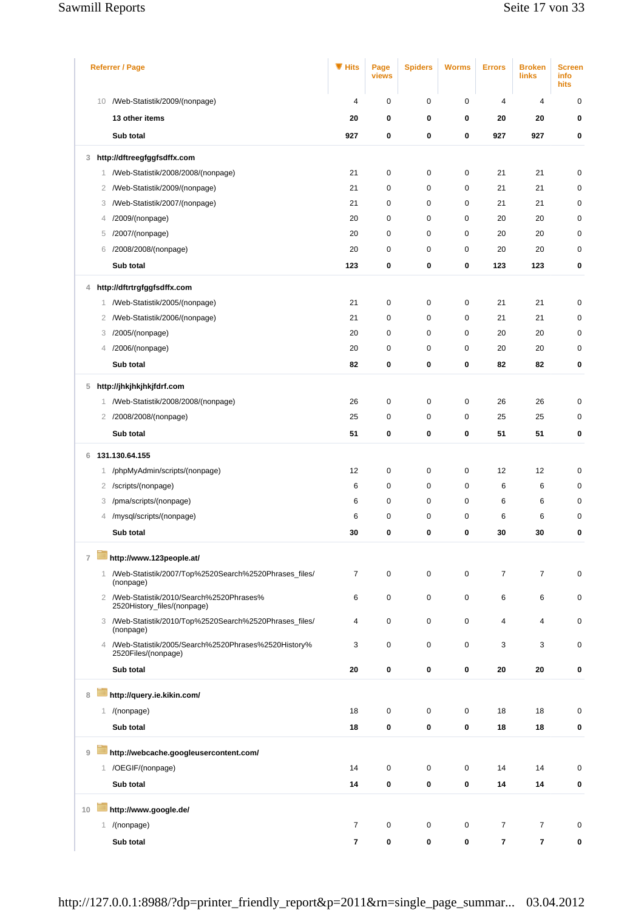| Referrer / Page | Hits | Page views | Spiders | Worms | Errors | Broken links | Screen info hits |
|---|---|---|---|---|---|---|---|
| 10 /Web-Statistik/2009/(nonpage) | 4 | 0 | 0 | 0 | 4 | 4 | 0 |
| **13 other items** | **20** | **0** | **0** | **0** | **20** | **20** | **0** |
| **Sub total** | **927** | **0** | **0** | **0** | **927** | **927** | **0** |
| 3 **http://dftreegfggfsdffx.com** | | | | | | | |
| 1 /Web-Statistik/2008/2008/(nonpage) | 21 | 0 | 0 | 0 | 21 | 21 | 0 |
| 2 /Web-Statistik/2009/(nonpage) | 21 | 0 | 0 | 0 | 21 | 21 | 0 |
| 3 /Web-Statistik/2007/(nonpage) | 21 | 0 | 0 | 0 | 21 | 21 | 0 |
| 4 /2009/(nonpage) | 20 | 0 | 0 | 0 | 20 | 20 | 0 |
| 5 /2007/(nonpage) | 20 | 0 | 0 | 0 | 20 | 20 | 0 |
| 6 /2008/2008/(nonpage) | 20 | 0 | 0 | 0 | 20 | 20 | 0 |
| **Sub total** | **123** | **0** | **0** | **0** | **123** | **123** | **0** |
| 4 **http://dftrtrgfggfsdffx.com** | | | | | | | |
| 1 /Web-Statistik/2005/(nonpage) | 21 | 0 | 0 | 0 | 21 | 21 | 0 |
| 2 /Web-Statistik/2006/(nonpage) | 21 | 0 | 0 | 0 | 21 | 21 | 0 |
| 3 /2005/(nonpage) | 20 | 0 | 0 | 0 | 20 | 20 | 0 |
| 4 /2006/(nonpage) | 20 | 0 | 0 | 0 | 20 | 20 | 0 |
| **Sub total** | **82** | **0** | **0** | **0** | **82** | **82** | **0** |
| 5 **http://jhkjhkjhkjfdrf.com** | | | | | | | |
| 1 /Web-Statistik/2008/2008/(nonpage) | 26 | 0 | 0 | 0 | 26 | 26 | 0 |
| 2 /2008/2008/(nonpage) | 25 | 0 | 0 | 0 | 25 | 25 | 0 |
| **Sub total** | **51** | **0** | **0** | **0** | **51** | **51** | **0** |
| 6 **131.130.64.155** | | | | | | | |
| 1 /phpMyAdmin/scripts/(nonpage) | 12 | 0 | 0 | 0 | 12 | 12 | 0 |
| 2 /scripts/(nonpage) | 6 | 0 | 0 | 0 | 6 | 6 | 0 |
| 3 /pma/scripts/(nonpage) | 6 | 0 | 0 | 0 | 6 | 6 | 0 |
| 4 /mysql/scripts/(nonpage) | 6 | 0 | 0 | 0 | 6 | 6 | 0 |
| **Sub total** | **30** | **0** | **0** | **0** | **30** | **30** | **0** |
| 7 **http://www.123people.at/** | | | | | | | |
| 1 /Web-Statistik/2007/Top%2520Search%2520Phrases_files/(nonpage) | 7 | 0 | 0 | 0 | 7 | 7 | 0 |
| 2 /Web-Statistik/2010/Search%2520Phrases%2520History_files/(nonpage) | 6 | 0 | 0 | 0 | 6 | 6 | 0 |
| 3 /Web-Statistik/2010/Top%2520Search%2520Phrases_files/(nonpage) | 4 | 0 | 0 | 0 | 4 | 4 | 0 |
| 4 /Web-Statistik/2005/Search%2520Phrases%2520History%2520Files/(nonpage) | 3 | 0 | 0 | 0 | 3 | 3 | 0 |
| **Sub total** | **20** | **0** | **0** | **0** | **20** | **20** | **0** |
| 8 **http://query.ie.kikin.com/** | | | | | | | |
| 1 /(nonpage) | 18 | 0 | 0 | 0 | 18 | 18 | 0 |
| **Sub total** | **18** | **0** | **0** | **0** | **18** | **18** | **0** |
| 9 **http://webcache.googleusercontent.com/** | | | | | | | |
| 1 /OEGIF/(nonpage) | 14 | 0 | 0 | 0 | 14 | 14 | 0 |
| **Sub total** | **14** | **0** | **0** | **0** | **14** | **14** | **0** |
| 10 **http://www.google.de/** | | | | | | | |
| 1 /(nonpage) | 7 | 0 | 0 | 0 | 7 | 7 | 0 |
| **Sub total** | **7** | **0** | **0** | **0** | **7** | **7** | **0** |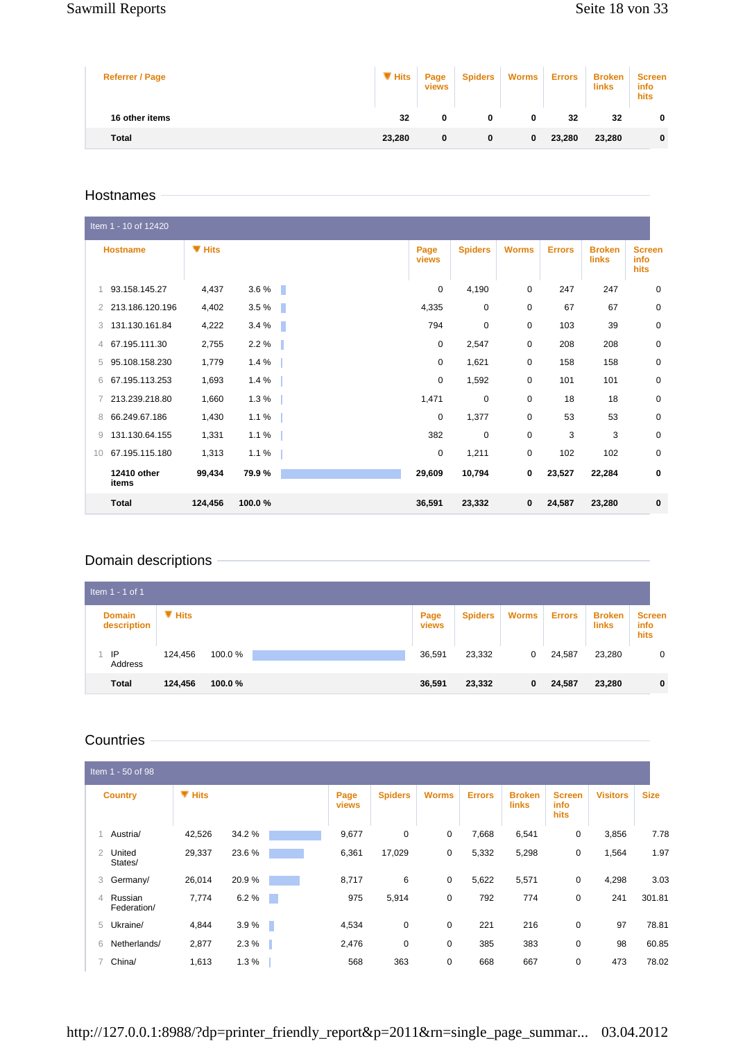| Referrer / Page | Hits | Page views | Spiders | Worms | Errors | Broken links | Screen info hits |
|---|---|---|---|---|---|---|---|
| **16 other items** | **32** | **0** | **0** | **0** | **32** | **32** | **0** |
| **Total** | **23,280** | **0** | **0** | **0** | **23,280** | **23,280** | **0** |

## Hostnames

Item 1 - 10 of 12420

| | Hostname | Hits | | Page views | Spiders | Worms | Errors | Broken links | Screen info hits |
|---|---|---|---|---|---|---|---|---|---|
| 1 | 93.158.145.27 | 4,437 | 3.6 % | 0 | 4,190 | 0 | 247 | 247 | 0 |
| 2 | 213.186.120.196 | 4,402 | 3.5 % | 4,335 | 0 | 0 | 67 | 67 | 0 |
| 3 | 131.130.161.84 | 4,222 | 3.4 % | 794 | 0 | 0 | 103 | 39 | 0 |
| 4 | 67.195.111.30 | 2,755 | 2.2 % | 0 | 2,547 | 0 | 208 | 208 | 0 |
| 5 | 95.108.158.230 | 1,779 | 1.4 % | 0 | 1,621 | 0 | 158 | 158 | 0 |
| 6 | 67.195.113.253 | 1,693 | 1.4 % | 0 | 1,592 | 0 | 101 | 101 | 0 |
| 7 | 213.239.218.80 | 1,660 | 1.3 % | 1,471 | 0 | 0 | 18 | 18 | 0 |
| 8 | 66.249.67.186 | 1,430 | 1.1 % | 0 | 1,377 | 0 | 53 | 53 | 0 |
| 9 | 131.130.64.155 | 1,331 | 1.1 % | 382 | 0 | 0 | 3 | 3 | 0 |
| 10 | 67.195.115.180 | 1,313 | 1.1 % | 0 | 1,211 | 0 | 102 | 102 | 0 |
| | **12410 other items** | **99,434** | **79.9 %** | **29,609** | **10,794** | **0** | **23,527** | **22,284** | **0** |
| | **Total** | **124,456** | **100.0 %** | **36,591** | **23,332** | **0** | **24,587** | **23,280** | **0** |

## Domain descriptions

Item 1 - 1 of 1

| | Domain description | Hits | | Page views | Spiders | Worms | Errors | Broken links | Screen info hits |
|---|---|---|---|---|---|---|---|---|---|
| 1 | IP Address | 124,456 | 100.0 % | 36,591 | 23,332 | 0 | 24,587 | 23,280 | 0 |
| | **Total** | **124,456** | **100.0 %** | **36,591** | **23,332** | **0** | **24,587** | **23,280** | **0** |

## Countries

Item 1 - 50 of 98

| | Country | Hits | | Page views | Spiders | Worms | Errors | Broken links | Screen info hits | Visitors | Size |
|---|---|---|---|---|---|---|---|---|---|---|---|
| 1 | Austria/ | 42,526 | 34.2 % | 9,677 | 0 | 0 | 7,668 | 6,541 | 0 | 3,856 | 7.78 |
| 2 | United States/ | 29,337 | 23.6 % | 6,361 | 17,029 | 0 | 5,332 | 5,298 | 0 | 1,564 | 1.97 |
| 3 | Germany/ | 26,014 | 20.9 % | 8,717 | 6 | 0 | 5,622 | 5,571 | 0 | 4,298 | 3.03 |
| 4 | Russian Federation/ | 7,774 | 6.2 % | 975 | 5,914 | 0 | 792 | 774 | 0 | 241 | 301.81 |
| 5 | Ukraine/ | 4,844 | 3.9 % | 4,534 | 0 | 0 | 221 | 216 | 0 | 97 | 78.81 |
| 6 | Netherlands/ | 2,877 | 2.3 % | 2,476 | 0 | 0 | 385 | 383 | 0 | 98 | 60.85 |
| 7 | China/ | 1,613 | 1.3 % | 568 | 363 | 0 | 668 | 667 | 0 | 473 | 78.02 |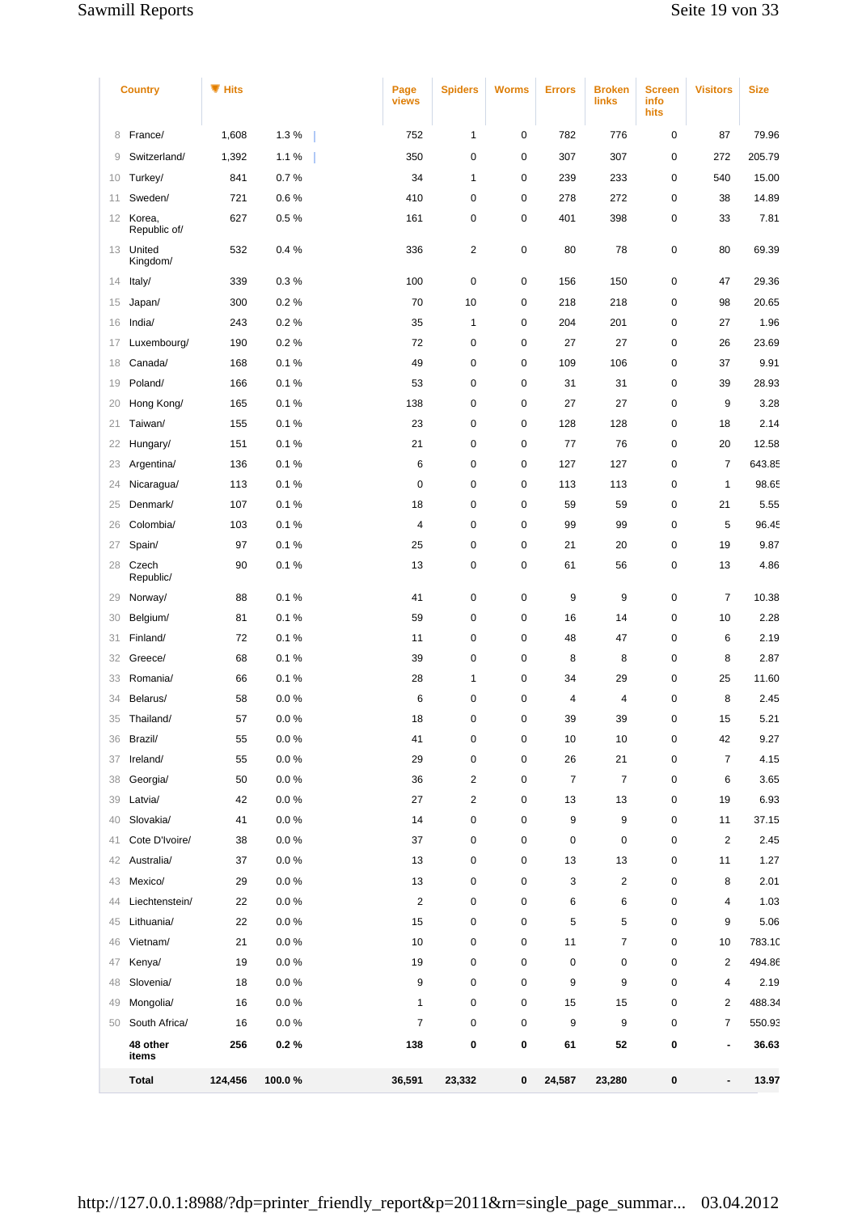|  | Country | Hits |  | Page views | Spiders | Worms | Errors | Broken links | Screen info hits | Visitors | Size |
|---|---|---|---|---|---|---|---|---|---|---|---|
| 8 | France/ | 1,608 | 1.3 % | 752 | 1 | 0 | 782 | 776 | 0 | 87 | 79.96 |
| 9 | Switzerland/ | 1,392 | 1.1 % | 350 | 0 | 0 | 307 | 307 | 0 | 272 | 205.79 |
| 10 | Turkey/ | 841 | 0.7 % | 34 | 1 | 0 | 239 | 233 | 0 | 540 | 15.00 |
| 11 | Sweden/ | 721 | 0.6 % | 410 | 0 | 0 | 278 | 272 | 0 | 38 | 14.89 |
| 12 | Korea, Republic of/ | 627 | 0.5 % | 161 | 0 | 0 | 401 | 398 | 0 | 33 | 7.81 |
| 13 | United Kingdom/ | 532 | 0.4 % | 336 | 2 | 0 | 80 | 78 | 0 | 80 | 69.39 |
| 14 | Italy/ | 339 | 0.3 % | 100 | 0 | 0 | 156 | 150 | 0 | 47 | 29.36 |
| 15 | Japan/ | 300 | 0.2 % | 70 | 10 | 0 | 218 | 218 | 0 | 98 | 20.65 |
| 16 | India/ | 243 | 0.2 % | 35 | 1 | 0 | 204 | 201 | 0 | 27 | 1.96 |
| 17 | Luxembourg/ | 190 | 0.2 % | 72 | 0 | 0 | 27 | 27 | 0 | 26 | 23.69 |
| 18 | Canada/ | 168 | 0.1 % | 49 | 0 | 0 | 109 | 106 | 0 | 37 | 9.91 |
| 19 | Poland/ | 166 | 0.1 % | 53 | 0 | 0 | 31 | 31 | 0 | 39 | 28.93 |
| 20 | Hong Kong/ | 165 | 0.1 % | 138 | 0 | 0 | 27 | 27 | 0 | 9 | 3.28 |
| 21 | Taiwan/ | 155 | 0.1 % | 23 | 0 | 0 | 128 | 128 | 0 | 18 | 2.14 |
| 22 | Hungary/ | 151 | 0.1 % | 21 | 0 | 0 | 77 | 76 | 0 | 20 | 12.58 |
| 23 | Argentina/ | 136 | 0.1 % | 6 | 0 | 0 | 127 | 127 | 0 | 7 | 643.85 |
| 24 | Nicaragua/ | 113 | 0.1 % | 0 | 0 | 0 | 113 | 113 | 0 | 1 | 98.65 |
| 25 | Denmark/ | 107 | 0.1 % | 18 | 0 | 0 | 59 | 59 | 0 | 21 | 5.55 |
| 26 | Colombia/ | 103 | 0.1 % | 4 | 0 | 0 | 99 | 99 | 0 | 5 | 96.45 |
| 27 | Spain/ | 97 | 0.1 % | 25 | 0 | 0 | 21 | 20 | 0 | 19 | 9.87 |
| 28 | Czech Republic/ | 90 | 0.1 % | 13 | 0 | 0 | 61 | 56 | 0 | 13 | 4.86 |
| 29 | Norway/ | 88 | 0.1 % | 41 | 0 | 0 | 9 | 9 | 0 | 7 | 10.38 |
| 30 | Belgium/ | 81 | 0.1 % | 59 | 0 | 0 | 16 | 14 | 0 | 10 | 2.28 |
| 31 | Finland/ | 72 | 0.1 % | 11 | 0 | 0 | 48 | 47 | 0 | 6 | 2.19 |
| 32 | Greece/ | 68 | 0.1 % | 39 | 0 | 0 | 8 | 8 | 0 | 8 | 2.87 |
| 33 | Romania/ | 66 | 0.1 % | 28 | 1 | 0 | 34 | 29 | 0 | 25 | 11.60 |
| 34 | Belarus/ | 58 | 0.0 % | 6 | 0 | 0 | 4 | 4 | 0 | 8 | 2.45 |
| 35 | Thailand/ | 57 | 0.0 % | 18 | 0 | 0 | 39 | 39 | 0 | 15 | 5.21 |
| 36 | Brazil/ | 55 | 0.0 % | 41 | 0 | 0 | 10 | 10 | 0 | 42 | 9.27 |
| 37 | Ireland/ | 55 | 0.0 % | 29 | 0 | 0 | 26 | 21 | 0 | 7 | 4.15 |
| 38 | Georgia/ | 50 | 0.0 % | 36 | 2 | 0 | 7 | 7 | 0 | 6 | 3.65 |
| 39 | Latvia/ | 42 | 0.0 % | 27 | 2 | 0 | 13 | 13 | 0 | 19 | 6.93 |
| 40 | Slovakia/ | 41 | 0.0 % | 14 | 0 | 0 | 9 | 9 | 0 | 11 | 37.15 |
| 41 | Cote D'Ivoire/ | 38 | 0.0 % | 37 | 0 | 0 | 0 | 0 | 0 | 2 | 2.45 |
| 42 | Australia/ | 37 | 0.0 % | 13 | 0 | 0 | 13 | 13 | 0 | 11 | 1.27 |
| 43 | Mexico/ | 29 | 0.0 % | 13 | 0 | 0 | 3 | 2 | 0 | 8 | 2.01 |
| 44 | Liechtenstein/ | 22 | 0.0 % | 2 | 0 | 0 | 6 | 6 | 0 | 4 | 1.03 |
| 45 | Lithuania/ | 22 | 0.0 % | 15 | 0 | 0 | 5 | 5 | 0 | 9 | 5.06 |
| 46 | Vietnam/ | 21 | 0.0 % | 10 | 0 | 0 | 11 | 7 | 0 | 10 | 783.10 |
| 47 | Kenya/ | 19 | 0.0 % | 19 | 0 | 0 | 0 | 0 | 0 | 2 | 494.86 |
| 48 | Slovenia/ | 18 | 0.0 % | 9 | 0 | 0 | 9 | 9 | 0 | 4 | 2.19 |
| 49 | Mongolia/ | 16 | 0.0 % | 1 | 0 | 0 | 15 | 15 | 0 | 2 | 488.34 |
| 50 | South Africa/ | 16 | 0.0 % | 7 | 0 | 0 | 9 | 9 | 0 | 7 | 550.93 |
|  | **48 other items** | **256** | **0.2 %** | **138** | **0** | **0** | **61** | **52** | **0** | **-** | **36.63** |
|  | **Total** | **124,456** | **100.0 %** | **36,591** | **23,332** | **0** | **24,587** | **23,280** | **0** | **-** | **13.97** |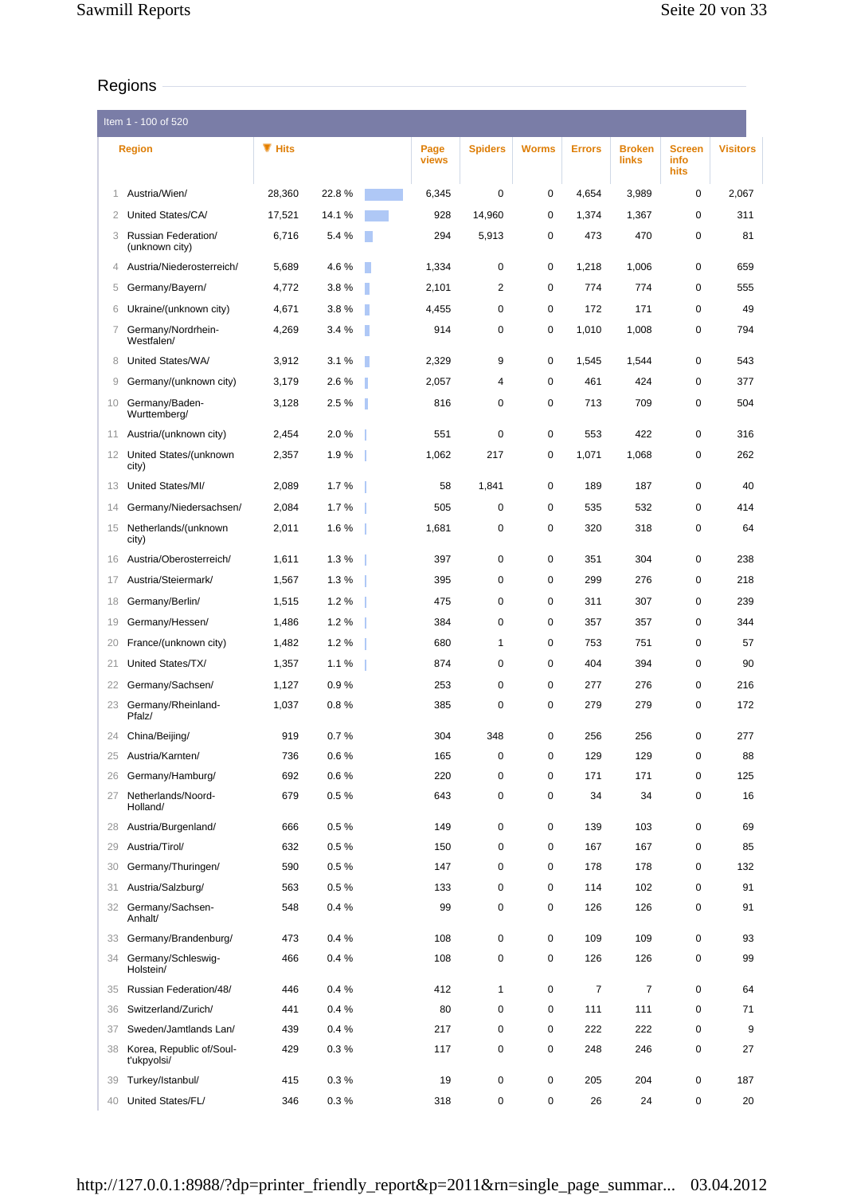## Regions

Item 1 - 100 of 520

| # | Region | Hits | % | Page views | Spiders | Worms | Errors | Broken links | Screen info hits | Visitors |
|---|---|---|---|---|---|---|---|---|---|---|
| 1 | Austria/Wien/ | 28,360 | 22.8 % | 6,345 | 0 | 0 | 4,654 | 3,989 | 0 | 2,067 |
| 2 | United States/CA/ | 17,521 | 14.1 % | 928 | 14,960 | 0 | 1,374 | 1,367 | 0 | 311 |
| 3 | Russian Federation/(unknown city) | 6,716 | 5.4 % | 294 | 5,913 | 0 | 473 | 470 | 0 | 81 |
| 4 | Austria/Niederosterreich/ | 5,689 | 4.6 % | 1,334 | 0 | 0 | 1,218 | 1,006 | 0 | 659 |
| 5 | Germany/Bayern/ | 4,772 | 3.8 % | 2,101 | 2 | 0 | 774 | 774 | 0 | 555 |
| 6 | Ukraine/(unknown city) | 4,671 | 3.8 % | 4,455 | 0 | 0 | 172 | 171 | 0 | 49 |
| 7 | Germany/Nordrhein-Westfalen/ | 4,269 | 3.4 % | 914 | 0 | 0 | 1,010 | 1,008 | 0 | 794 |
| 8 | United States/WA/ | 3,912 | 3.1 % | 2,329 | 9 | 0 | 1,545 | 1,544 | 0 | 543 |
| 9 | Germany/(unknown city) | 3,179 | 2.6 % | 2,057 | 4 | 0 | 461 | 424 | 0 | 377 |
| 10 | Germany/Baden-Wurttemberg/ | 3,128 | 2.5 % | 816 | 0 | 0 | 713 | 709 | 0 | 504 |
| 11 | Austria/(unknown city) | 2,454 | 2.0 % | 551 | 0 | 0 | 553 | 422 | 0 | 316 |
| 12 | United States/(unknown city) | 2,357 | 1.9 % | 1,062 | 217 | 0 | 1,071 | 1,068 | 0 | 262 |
| 13 | United States/MI/ | 2,089 | 1.7 % | 58 | 1,841 | 0 | 189 | 187 | 0 | 40 |
| 14 | Germany/Niedersachsen/ | 2,084 | 1.7 % | 505 | 0 | 0 | 535 | 532 | 0 | 414 |
| 15 | Netherlands/(unknown city) | 2,011 | 1.6 % | 1,681 | 0 | 0 | 320 | 318 | 0 | 64 |
| 16 | Austria/Oberosterreich/ | 1,611 | 1.3 % | 397 | 0 | 0 | 351 | 304 | 0 | 238 |
| 17 | Austria/Steiermark/ | 1,567 | 1.3 % | 395 | 0 | 0 | 299 | 276 | 0 | 218 |
| 18 | Germany/Berlin/ | 1,515 | 1.2 % | 475 | 0 | 0 | 311 | 307 | 0 | 239 |
| 19 | Germany/Hessen/ | 1,486 | 1.2 % | 384 | 0 | 0 | 357 | 357 | 0 | 344 |
| 20 | France/(unknown city) | 1,482 | 1.2 % | 680 | 1 | 0 | 753 | 751 | 0 | 57 |
| 21 | United States/TX/ | 1,357 | 1.1 % | 874 | 0 | 0 | 404 | 394 | 0 | 90 |
| 22 | Germany/Sachsen/ | 1,127 | 0.9 % | 253 | 0 | 0 | 277 | 276 | 0 | 216 |
| 23 | Germany/Rheinland-Pfalz/ | 1,037 | 0.8 % | 385 | 0 | 0 | 279 | 279 | 0 | 172 |
| 24 | China/Beijing/ | 919 | 0.7 % | 304 | 348 | 0 | 256 | 256 | 0 | 277 |
| 25 | Austria/Karnten/ | 736 | 0.6 % | 165 | 0 | 0 | 129 | 129 | 0 | 88 |
| 26 | Germany/Hamburg/ | 692 | 0.6 % | 220 | 0 | 0 | 171 | 171 | 0 | 125 |
| 27 | Netherlands/Noord-Holland/ | 679 | 0.5 % | 643 | 0 | 0 | 34 | 34 | 0 | 16 |
| 28 | Austria/Burgenland/ | 666 | 0.5 % | 149 | 0 | 0 | 139 | 103 | 0 | 69 |
| 29 | Austria/Tirol/ | 632 | 0.5 % | 150 | 0 | 0 | 167 | 167 | 0 | 85 |
| 30 | Germany/Thuringen/ | 590 | 0.5 % | 147 | 0 | 0 | 178 | 178 | 0 | 132 |
| 31 | Austria/Salzburg/ | 563 | 0.5 % | 133 | 0 | 0 | 114 | 102 | 0 | 91 |
| 32 | Germany/Sachsen-Anhalt/ | 548 | 0.4 % | 99 | 0 | 0 | 126 | 126 | 0 | 91 |
| 33 | Germany/Brandenburg/ | 473 | 0.4 % | 108 | 0 | 0 | 109 | 109 | 0 | 93 |
| 34 | Germany/Schleswig-Holstein/ | 466 | 0.4 % | 108 | 0 | 0 | 126 | 126 | 0 | 99 |
| 35 | Russian Federation/48/ | 446 | 0.4 % | 412 | 1 | 0 | 7 | 7 | 0 | 64 |
| 36 | Switzerland/Zurich/ | 441 | 0.4 % | 80 | 0 | 0 | 111 | 111 | 0 | 71 |
| 37 | Sweden/Jamtlands Lan/ | 439 | 0.4 % | 217 | 0 | 0 | 222 | 222 | 0 | 9 |
| 38 | Korea, Republic of/Soul-t'ukpyolsi/ | 429 | 0.3 % | 117 | 0 | 0 | 248 | 246 | 0 | 27 |
| 39 | Turkey/Istanbul/ | 415 | 0.3 % | 19 | 0 | 0 | 205 | 204 | 0 | 187 |
| 40 | United States/FL/ | 346 | 0.3 % | 318 | 0 | 0 | 26 | 24 | 0 | 20 |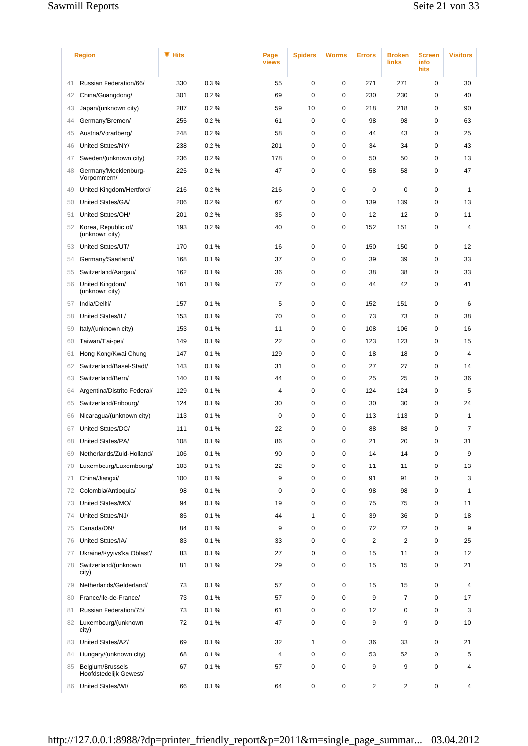| | Region | Hits | | Page views | Spiders | Worms | Errors | Broken links | Screen info hits | Visitors |
|---|---|---|---|---|---|---|---|---|---|---|
| 41 | Russian Federation/66/ | 330 | 0.3 % | 55 | 0 | 0 | 271 | 271 | 0 | 30 |
| 42 | China/Guangdong/ | 301 | 0.2 % | 69 | 0 | 0 | 230 | 230 | 0 | 40 |
| 43 | Japan/(unknown city) | 287 | 0.2 % | 59 | 10 | 0 | 218 | 218 | 0 | 90 |
| 44 | Germany/Bremen/ | 255 | 0.2 % | 61 | 0 | 0 | 98 | 98 | 0 | 63 |
| 45 | Austria/Vorarlberg/ | 248 | 0.2 % | 58 | 0 | 0 | 44 | 43 | 0 | 25 |
| 46 | United States/NY/ | 238 | 0.2 % | 201 | 0 | 0 | 34 | 34 | 0 | 43 |
| 47 | Sweden/(unknown city) | 236 | 0.2 % | 178 | 0 | 0 | 50 | 50 | 0 | 13 |
| 48 | Germany/Mecklenburg-Vorpommern/ | 225 | 0.2 % | 47 | 0 | 0 | 58 | 58 | 0 | 47 |
| 49 | United Kingdom/Hertford/ | 216 | 0.2 % | 216 | 0 | 0 | 0 | 0 | 0 | 1 |
| 50 | United States/GA/ | 206 | 0.2 % | 67 | 0 | 0 | 139 | 139 | 0 | 13 |
| 51 | United States/OH/ | 201 | 0.2 % | 35 | 0 | 0 | 12 | 12 | 0 | 11 |
| 52 | Korea, Republic of/(unknown city) | 193 | 0.2 % | 40 | 0 | 0 | 152 | 151 | 0 | 4 |
| 53 | United States/UT/ | 170 | 0.1 % | 16 | 0 | 0 | 150 | 150 | 0 | 12 |
| 54 | Germany/Saarland/ | 168 | 0.1 % | 37 | 0 | 0 | 39 | 39 | 0 | 33 |
| 55 | Switzerland/Aargau/ | 162 | 0.1 % | 36 | 0 | 0 | 38 | 38 | 0 | 33 |
| 56 | United Kingdom/(unknown city) | 161 | 0.1 % | 77 | 0 | 0 | 44 | 42 | 0 | 41 |
| 57 | India/Delhi/ | 157 | 0.1 % | 5 | 0 | 0 | 152 | 151 | 0 | 6 |
| 58 | United States/IL/ | 153 | 0.1 % | 70 | 0 | 0 | 73 | 73 | 0 | 38 |
| 59 | Italy/(unknown city) | 153 | 0.1 % | 11 | 0 | 0 | 108 | 106 | 0 | 16 |
| 60 | Taiwan/T'ai-pei/ | 149 | 0.1 % | 22 | 0 | 0 | 123 | 123 | 0 | 15 |
| 61 | Hong Kong/Kwai Chung | 147 | 0.1 % | 129 | 0 | 0 | 18 | 18 | 0 | 4 |
| 62 | Switzerland/Basel-Stadt/ | 143 | 0.1 % | 31 | 0 | 0 | 27 | 27 | 0 | 14 |
| 63 | Switzerland/Bern/ | 140 | 0.1 % | 44 | 0 | 0 | 25 | 25 | 0 | 36 |
| 64 | Argentina/Distrito Federal/ | 129 | 0.1 % | 4 | 0 | 0 | 124 | 124 | 0 | 5 |
| 65 | Switzerland/Fribourg/ | 124 | 0.1 % | 30 | 0 | 0 | 30 | 30 | 0 | 24 |
| 66 | Nicaragua/(unknown city) | 113 | 0.1 % | 0 | 0 | 0 | 113 | 113 | 0 | 1 |
| 67 | United States/DC/ | 111 | 0.1 % | 22 | 0 | 0 | 88 | 88 | 0 | 7 |
| 68 | United States/PA/ | 108 | 0.1 % | 86 | 0 | 0 | 21 | 20 | 0 | 31 |
| 69 | Netherlands/Zuid-Holland/ | 106 | 0.1 % | 90 | 0 | 0 | 14 | 14 | 0 | 9 |
| 70 | Luxembourg/Luxembourg/ | 103 | 0.1 % | 22 | 0 | 0 | 11 | 11 | 0 | 13 |
| 71 | China/Jiangxi/ | 100 | 0.1 % | 9 | 0 | 0 | 91 | 91 | 0 | 3 |
| 72 | Colombia/Antioquia/ | 98 | 0.1 % | 0 | 0 | 0 | 98 | 98 | 0 | 1 |
| 73 | United States/MO/ | 94 | 0.1 % | 19 | 0 | 0 | 75 | 75 | 0 | 11 |
| 74 | United States/NJ/ | 85 | 0.1 % | 44 | 1 | 0 | 39 | 36 | 0 | 18 |
| 75 | Canada/ON/ | 84 | 0.1 % | 9 | 0 | 0 | 72 | 72 | 0 | 9 |
| 76 | United States/IA/ | 83 | 0.1 % | 33 | 0 | 0 | 2 | 2 | 0 | 25 |
| 77 | Ukraine/Kyyivs'ka Oblast'/ | 83 | 0.1 % | 27 | 0 | 0 | 15 | 11 | 0 | 12 |
| 78 | Switzerland/(unknown city) | 81 | 0.1 % | 29 | 0 | 0 | 15 | 15 | 0 | 21 |
| 79 | Netherlands/Gelderland/ | 73 | 0.1 % | 57 | 0 | 0 | 15 | 15 | 0 | 4 |
| 80 | France/Ile-de-France/ | 73 | 0.1 % | 57 | 0 | 0 | 9 | 7 | 0 | 17 |
| 81 | Russian Federation/75/ | 73 | 0.1 % | 61 | 0 | 0 | 12 | 0 | 0 | 3 |
| 82 | Luxembourg/(unknown city) | 72 | 0.1 % | 47 | 0 | 0 | 9 | 9 | 0 | 10 |
| 83 | United States/AZ/ | 69 | 0.1 % | 32 | 1 | 0 | 36 | 33 | 0 | 21 |
| 84 | Hungary/(unknown city) | 68 | 0.1 % | 4 | 0 | 0 | 53 | 52 | 0 | 5 |
| 85 | Belgium/Brussels Hoofdstedelijk Gewest/ | 67 | 0.1 % | 57 | 0 | 0 | 9 | 9 | 0 | 4 |
| 86 | United States/WI/ | 66 | 0.1 % | 64 | 0 | 0 | 2 | 2 | 0 | 4 |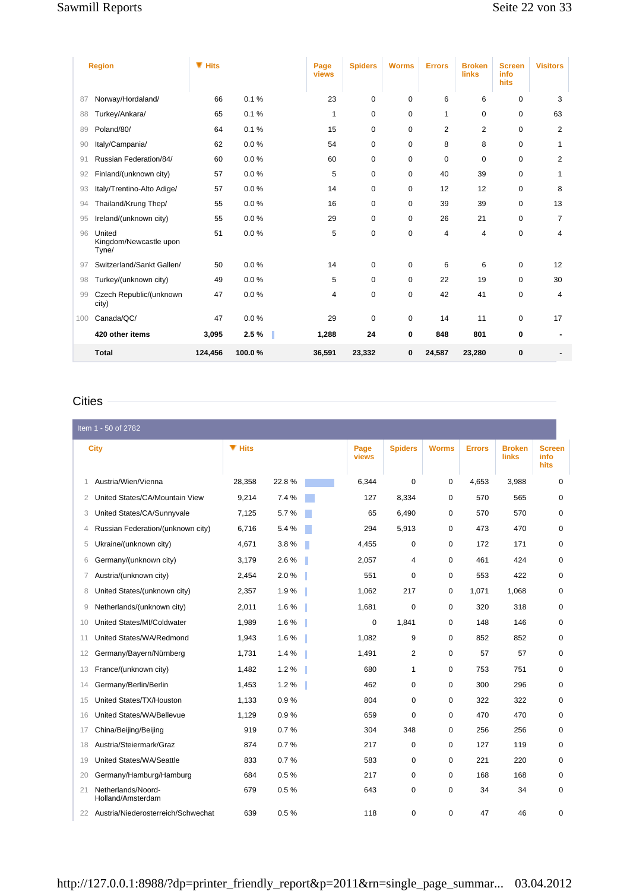| | Region | Hits | | Page views | Spiders | Worms | Errors | Broken links | Screen info hits | Visitors |
|---|---|---|---|---|---|---|---|---|---|---|
| 87 | Norway/Hordaland/ | 66 | 0.1 % | 23 | 0 | 0 | 6 | 6 | 0 | 3 |
| 88 | Turkey/Ankara/ | 65 | 0.1 % | 1 | 0 | 0 | 1 | 0 | 0 | 63 |
| 89 | Poland/80/ | 64 | 0.1 % | 15 | 0 | 0 | 2 | 2 | 0 | 2 |
| 90 | Italy/Campania/ | 62 | 0.0 % | 54 | 0 | 0 | 8 | 8 | 0 | 1 |
| 91 | Russian Federation/84/ | 60 | 0.0 % | 60 | 0 | 0 | 0 | 0 | 0 | 2 |
| 92 | Finland/(unknown city) | 57 | 0.0 % | 5 | 0 | 0 | 40 | 39 | 0 | 1 |
| 93 | Italy/Trentino-Alto Adige/ | 57 | 0.0 % | 14 | 0 | 0 | 12 | 12 | 0 | 8 |
| 94 | Thailand/Krung Thep/ | 55 | 0.0 % | 16 | 0 | 0 | 39 | 39 | 0 | 13 |
| 95 | Ireland/(unknown city) | 55 | 0.0 % | 29 | 0 | 0 | 26 | 21 | 0 | 7 |
| 96 | United Kingdom/Newcastle upon Tyne/ | 51 | 0.0 % | 5 | 0 | 0 | 4 | 4 | 0 | 4 |
| 97 | Switzerland/Sankt Gallen/ | 50 | 0.0 % | 14 | 0 | 0 | 6 | 6 | 0 | 12 |
| 98 | Turkey/(unknown city) | 49 | 0.0 % | 5 | 0 | 0 | 22 | 19 | 0 | 30 |
| 99 | Czech Republic/(unknown city) | 47 | 0.0 % | 4 | 0 | 0 | 42 | 41 | 0 | 4 |
| 100 | Canada/QC/ | 47 | 0.0 % | 29 | 0 | 0 | 14 | 11 | 0 | 17 |
| | **420 other items** | **3,095** | **2.5 %** | **1,288** | **24** | **0** | **848** | **801** | **0** | **-** |
| | **Total** | **124,456** | **100.0 %** | **36,591** | **23,332** | **0** | **24,587** | **23,280** | **0** | **-** |

## Cities

Item 1 - 50 of 2782

| | City | Hits | | Page views | Spiders | Worms | Errors | Broken links | Screen info hits |
|---|---|---|---|---|---|---|---|---|---|
| 1 | Austria/Wien/Vienna | 28,358 | 22.8 % | 6,344 | 0 | 0 | 4,653 | 3,988 | 0 |
| 2 | United States/CA/Mountain View | 9,214 | 7.4 % | 127 | 8,334 | 0 | 570 | 565 | 0 |
| 3 | United States/CA/Sunnyvale | 7,125 | 5.7 % | 65 | 6,490 | 0 | 570 | 570 | 0 |
| 4 | Russian Federation/(unknown city) | 6,716 | 5.4 % | 294 | 5,913 | 0 | 473 | 470 | 0 |
| 5 | Ukraine/(unknown city) | 4,671 | 3.8 % | 4,455 | 0 | 0 | 172 | 171 | 0 |
| 6 | Germany/(unknown city) | 3,179 | 2.6 % | 2,057 | 4 | 0 | 461 | 424 | 0 |
| 7 | Austria/(unknown city) | 2,454 | 2.0 % | 551 | 0 | 0 | 553 | 422 | 0 |
| 8 | United States/(unknown city) | 2,357 | 1.9 % | 1,062 | 217 | 0 | 1,071 | 1,068 | 0 |
| 9 | Netherlands/(unknown city) | 2,011 | 1.6 % | 1,681 | 0 | 0 | 320 | 318 | 0 |
| 10 | United States/MI/Coldwater | 1,989 | 1.6 % | 0 | 1,841 | 0 | 148 | 146 | 0 |
| 11 | United States/WA/Redmond | 1,943 | 1.6 % | 1,082 | 9 | 0 | 852 | 852 | 0 |
| 12 | Germany/Bayern/Nürnberg | 1,731 | 1.4 % | 1,491 | 2 | 0 | 57 | 57 | 0 |
| 13 | France/(unknown city) | 1,482 | 1.2 % | 680 | 1 | 0 | 753 | 751 | 0 |
| 14 | Germany/Berlin/Berlin | 1,453 | 1.2 % | 462 | 0 | 0 | 300 | 296 | 0 |
| 15 | United States/TX/Houston | 1,133 | 0.9 % | 804 | 0 | 0 | 322 | 322 | 0 |
| 16 | United States/WA/Bellevue | 1,129 | 0.9 % | 659 | 0 | 0 | 470 | 470 | 0 |
| 17 | China/Beijing/Beijing | 919 | 0.7 % | 304 | 348 | 0 | 256 | 256 | 0 |
| 18 | Austria/Steiermark/Graz | 874 | 0.7 % | 217 | 0 | 0 | 127 | 119 | 0 |
| 19 | United States/WA/Seattle | 833 | 0.7 % | 583 | 0 | 0 | 221 | 220 | 0 |
| 20 | Germany/Hamburg/Hamburg | 684 | 0.5 % | 217 | 0 | 0 | 168 | 168 | 0 |
| 21 | Netherlands/Noord-Holland/Amsterdam | 679 | 0.5 % | 643 | 0 | 0 | 34 | 34 | 0 |
| 22 | Austria/Niederosterreich/Schwechat | 639 | 0.5 % | 118 | 0 | 0 | 47 | 46 | 0 |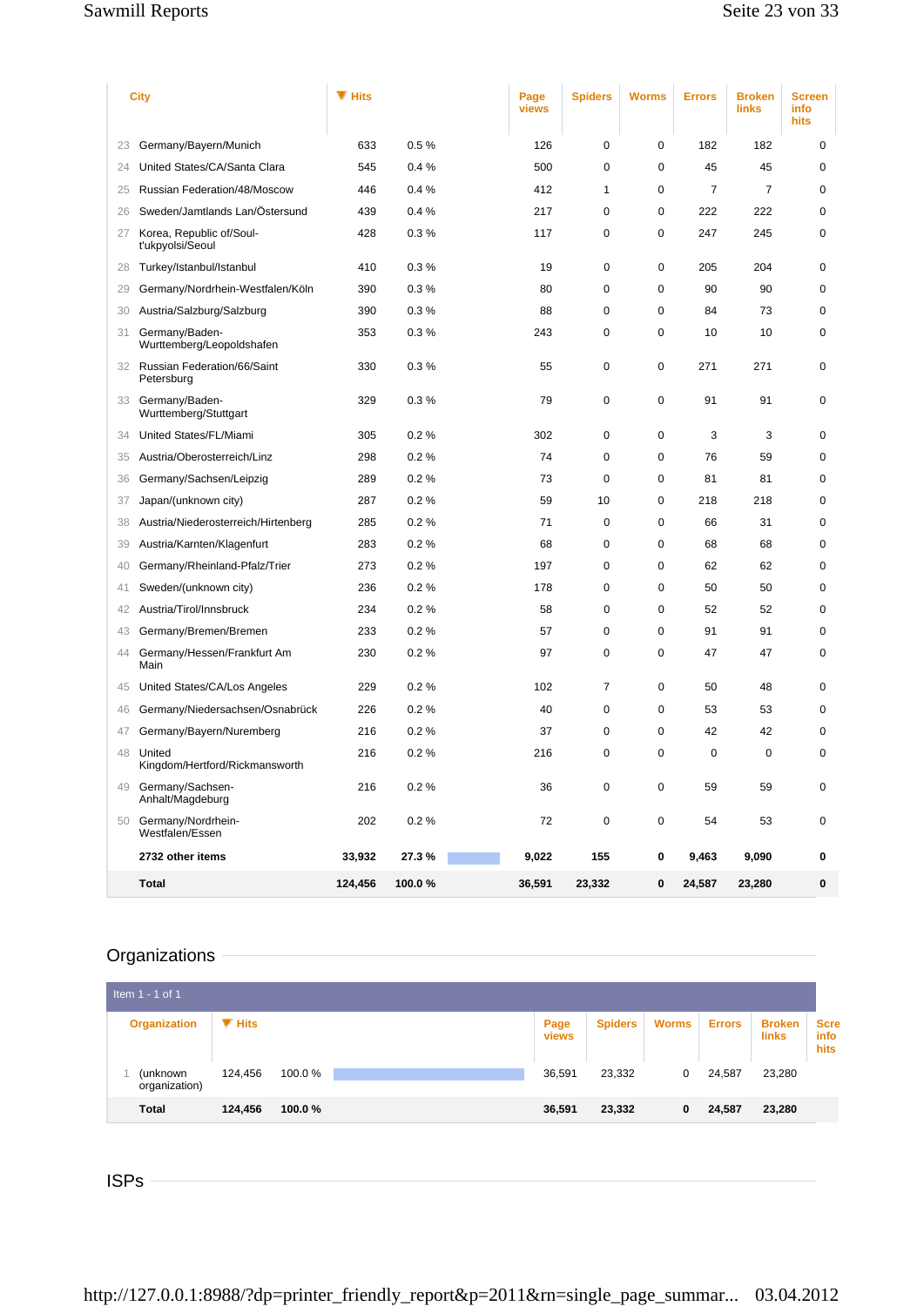| | City | Hits | | | Page views | Spiders | Worms | Errors | Broken links | Screen info hits |
|---|---|---|---|---|---|---|---|---|---|---|
| 23 | Germany/Bayern/Munich | 633 | 0.5 % | | 126 | 0 | 0 | 182 | 182 | 0 |
| 24 | United States/CA/Santa Clara | 545 | 0.4 % | | 500 | 0 | 0 | 45 | 45 | 0 |
| 25 | Russian Federation/48/Moscow | 446 | 0.4 % | | 412 | 1 | 0 | 7 | 7 | 0 |
| 26 | Sweden/Jamtlands Lan/Östersund | 439 | 0.4 % | | 217 | 0 | 0 | 222 | 222 | 0 |
| 27 | Korea, Republic of/Soul-t'ukpyolsi/Seoul | 428 | 0.3 % | | 117 | 0 | 0 | 247 | 245 | 0 |
| 28 | Turkey/Istanbul/Istanbul | 410 | 0.3 % | | 19 | 0 | 0 | 205 | 204 | 0 |
| 29 | Germany/Nordrhein-Westfalen/Köln | 390 | 0.3 % | | 80 | 0 | 0 | 90 | 90 | 0 |
| 30 | Austria/Salzburg/Salzburg | 390 | 0.3 % | | 88 | 0 | 0 | 84 | 73 | 0 |
| 31 | Germany/Baden-Wurttemberg/Leopoldshafen | 353 | 0.3 % | | 243 | 0 | 0 | 10 | 10 | 0 |
| 32 | Russian Federation/66/Saint Petersburg | 330 | 0.3 % | | 55 | 0 | 0 | 271 | 271 | 0 |
| 33 | Germany/Baden-Wurttemberg/Stuttgart | 329 | 0.3 % | | 79 | 0 | 0 | 91 | 91 | 0 |
| 34 | United States/FL/Miami | 305 | 0.2 % | | 302 | 0 | 0 | 3 | 3 | 0 |
| 35 | Austria/Oberosterreich/Linz | 298 | 0.2 % | | 74 | 0 | 0 | 76 | 59 | 0 |
| 36 | Germany/Sachsen/Leipzig | 289 | 0.2 % | | 73 | 0 | 0 | 81 | 81 | 0 |
| 37 | Japan/(unknown city) | 287 | 0.2 % | | 59 | 10 | 0 | 218 | 218 | 0 |
| 38 | Austria/Niederosterreich/Hirtenberg | 285 | 0.2 % | | 71 | 0 | 0 | 66 | 31 | 0 |
| 39 | Austria/Karnten/Klagenfurt | 283 | 0.2 % | | 68 | 0 | 0 | 68 | 68 | 0 |
| 40 | Germany/Rheinland-Pfalz/Trier | 273 | 0.2 % | | 197 | 0 | 0 | 62 | 62 | 0 |
| 41 | Sweden/(unknown city) | 236 | 0.2 % | | 178 | 0 | 0 | 50 | 50 | 0 |
| 42 | Austria/Tirol/Innsbruck | 234 | 0.2 % | | 58 | 0 | 0 | 52 | 52 | 0 |
| 43 | Germany/Bremen/Bremen | 233 | 0.2 % | | 57 | 0 | 0 | 91 | 91 | 0 |
| 44 | Germany/Hessen/Frankfurt Am Main | 230 | 0.2 % | | 97 | 0 | 0 | 47 | 47 | 0 |
| 45 | United States/CA/Los Angeles | 229 | 0.2 % | | 102 | 7 | 0 | 50 | 48 | 0 |
| 46 | Germany/Niedersachsen/Osnabrück | 226 | 0.2 % | | 40 | 0 | 0 | 53 | 53 | 0 |
| 47 | Germany/Bayern/Nuremberg | 216 | 0.2 % | | 37 | 0 | 0 | 42 | 42 | 0 |
| 48 | United Kingdom/Hertford/Rickmansworth | 216 | 0.2 % | | 216 | 0 | 0 | 0 | 0 | 0 |
| 49 | Germany/Sachsen-Anhalt/Magdeburg | 216 | 0.2 % | | 36 | 0 | 0 | 59 | 59 | 0 |
| 50 | Germany/Nordrhein-Westfalen/Essen | 202 | 0.2 % | | 72 | 0 | 0 | 54 | 53 | 0 |
| | **2732 other items** | **33,932** | **27.3 %** | | **9,022** | **155** | **0** | **9,463** | **9,090** | **0** |
| | **Total** | **124,456** | **100.0 %** | | **36,591** | **23,332** | **0** | **24,587** | **23,280** | **0** |

## Organizations

Item 1 - 1 of 1

| | Organization | Hits | | | Page views | Spiders | Worms | Errors | Broken links | Screen info hits |
|---|---|---|---|---|---|---|---|---|---|---|
| 1 | (unknown organization) | 124,456 | 100.0 % | | 36,591 | 23,332 | 0 | 24,587 | 23,280 | |
| | **Total** | **124,456** | **100.0 %** | | **36,591** | **23,332** | **0** | **24,587** | **23,280** | |

## ISPs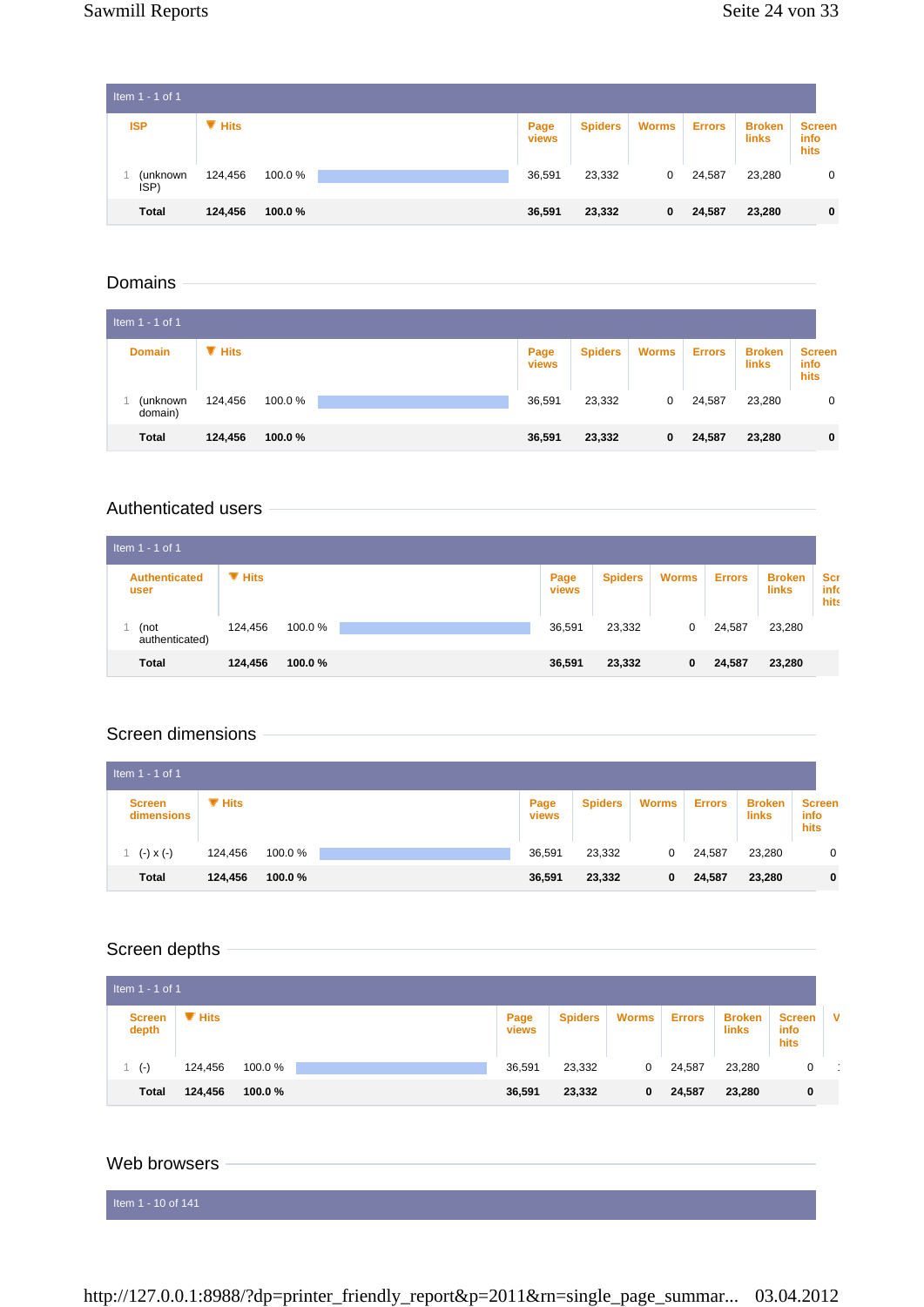Item 1 - 1 of 1

| | ISP | Hits | | | Page views | Spiders | Worms | Errors | Broken links | Screen info hits |
|---|---|---|---|---|---|---|---|---|---|---|
| 1 | (unknown ISP) | 124,456 | 100.0 % | | 36,591 | 23,332 | 0 | 24,587 | 23,280 | 0 |
| | **Total** | **124,456** | **100.0 %** | | **36,591** | **23,332** | **0** | **24,587** | **23,280** | **0** |

## Domains

Item 1 - 1 of 1

| | Domain | Hits | | | Page views | Spiders | Worms | Errors | Broken links | Screen info hits |
|---|---|---|---|---|---|---|---|---|---|---|
| 1 | (unknown domain) | 124,456 | 100.0 % | | 36,591 | 23,332 | 0 | 24,587 | 23,280 | 0 |
| | **Total** | **124,456** | **100.0 %** | | **36,591** | **23,332** | **0** | **24,587** | **23,280** | **0** |

## Authenticated users

Item 1 - 1 of 1

| | Authenticated user | Hits | | | Page views | Spiders | Worms | Errors | Broken links | Screen info hits |
|---|---|---|---|---|---|---|---|---|---|---|
| 1 | (not authenticated) | 124,456 | 100.0 % | | 36,591 | 23,332 | 0 | 24,587 | 23,280 | |
| | **Total** | **124,456** | **100.0 %** | | **36,591** | **23,332** | **0** | **24,587** | **23,280** | |

## Screen dimensions

Item 1 - 1 of 1

| | Screen dimensions | Hits | | | Page views | Spiders | Worms | Errors | Broken links | Screen info hits |
|---|---|---|---|---|---|---|---|---|---|---|
| 1 | (-) x (-) | 124,456 | 100.0 % | | 36,591 | 23,332 | 0 | 24,587 | 23,280 | 0 |
| | **Total** | **124,456** | **100.0 %** | | **36,591** | **23,332** | **0** | **24,587** | **23,280** | **0** |

## Screen depths

Item 1 - 1 of 1

| | Screen depth | Hits | | | Page views | Spiders | Worms | Errors | Broken links | Screen info hits |
|---|---|---|---|---|---|---|---|---|---|---|
| 1 | (-) | 124,456 | 100.0 % | | 36,591 | 23,332 | 0 | 24,587 | 23,280 | 0 |
| | **Total** | **124,456** | **100.0 %** | | **36,591** | **23,332** | **0** | **24,587** | **23,280** | **0** |

## Web browsers

Item 1 - 10 of 141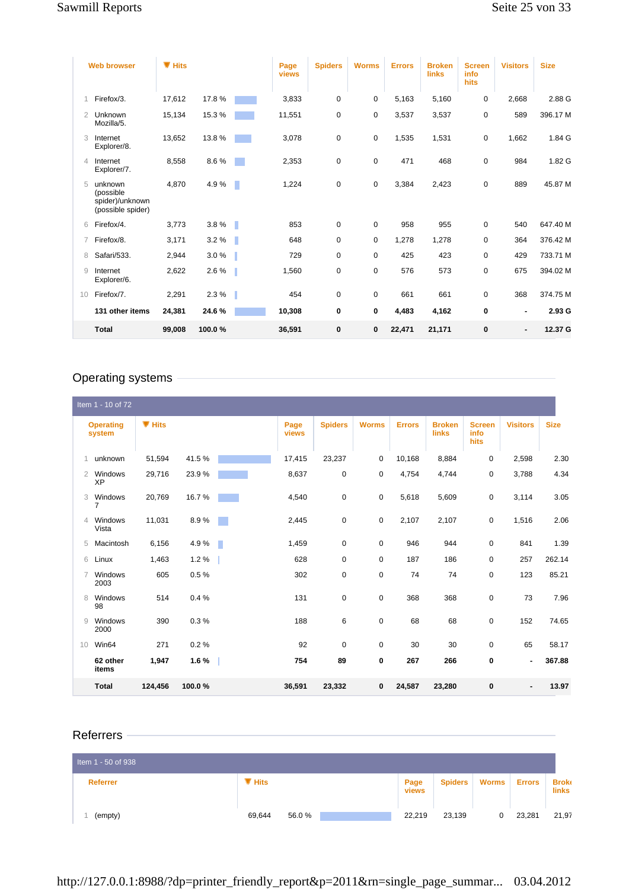| | Web browser | Hits | | Page views | Spiders | Worms | Errors | Broken links | Screen info hits | Visitors | Size |
|---|---|---|---|---|---|---|---|---|---|---|---|
| 1 | Firefox/3. | 17,612 | 17.8 % | 3,833 | 0 | 0 | 5,163 | 5,160 | 0 | 2,668 | 2.88 G |
| 2 | Unknown Mozilla/5. | 15,134 | 15.3 % | 11,551 | 0 | 0 | 3,537 | 3,537 | 0 | 589 | 396.17 M |
| 3 | Internet Explorer/8. | 13,652 | 13.8 % | 3,078 | 0 | 0 | 1,535 | 1,531 | 0 | 1,662 | 1.84 G |
| 4 | Internet Explorer/7. | 8,558 | 8.6 % | 2,353 | 0 | 0 | 471 | 468 | 0 | 984 | 1.82 G |
| 5 | unknown (possible spider)/unknown (possible spider) | 4,870 | 4.9 % | 1,224 | 0 | 0 | 3,384 | 2,423 | 0 | 889 | 45.87 M |
| 6 | Firefox/4. | 3,773 | 3.8 % | 853 | 0 | 0 | 958 | 955 | 0 | 540 | 647.40 M |
| 7 | Firefox/8. | 3,171 | 3.2 % | 648 | 0 | 0 | 1,278 | 1,278 | 0 | 364 | 376.42 M |
| 8 | Safari/533. | 2,944 | 3.0 % | 729 | 0 | 0 | 425 | 423 | 0 | 429 | 733.71 M |
| 9 | Internet Explorer/6. | 2,622 | 2.6 % | 1,560 | 0 | 0 | 576 | 573 | 0 | 675 | 394.02 M |
| 10 | Firefox/7. | 2,291 | 2.3 % | 454 | 0 | 0 | 661 | 661 | 0 | 368 | 374.75 M |
| | **131 other items** | **24,381** | **24.6 %** | **10,308** | **0** | **0** | **4,483** | **4,162** | **0** | **-** | **2.93 G** |
| | **Total** | **99,008** | **100.0 %** | **36,591** | **0** | **0** | **22,471** | **21,171** | **0** | **-** | **12.37 G** |

## Operating systems

Item 1 - 10 of 72

| | Operating system | Hits | | Page views | Spiders | Worms | Errors | Broken links | Screen info hits | Visitors | Size |
|---|---|---|---|---|---|---|---|---|---|---|---|
| 1 | unknown | 51,594 | 41.5 % | 17,415 | 23,237 | 0 | 10,168 | 8,884 | 0 | 2,598 | 2.30 |
| 2 | Windows XP | 29,716 | 23.9 % | 8,637 | 0 | 0 | 4,754 | 4,744 | 0 | 3,788 | 4.34 |
| 3 | Windows 7 | 20,769 | 16.7 % | 4,540 | 0 | 0 | 5,618 | 5,609 | 0 | 3,114 | 3.05 |
| 4 | Windows Vista | 11,031 | 8.9 % | 2,445 | 0 | 0 | 2,107 | 2,107 | 0 | 1,516 | 2.06 |
| 5 | Macintosh | 6,156 | 4.9 % | 1,459 | 0 | 0 | 946 | 944 | 0 | 841 | 1.39 |
| 6 | Linux | 1,463 | 1.2 % | 628 | 0 | 0 | 187 | 186 | 0 | 257 | 262.14 |
| 7 | Windows 2003 | 605 | 0.5 % | 302 | 0 | 0 | 74 | 74 | 0 | 123 | 85.21 |
| 8 | Windows 98 | 514 | 0.4 % | 131 | 0 | 0 | 368 | 368 | 0 | 73 | 7.96 |
| 9 | Windows 2000 | 390 | 0.3 % | 188 | 6 | 0 | 68 | 68 | 0 | 152 | 74.65 |
| 10 | Win64 | 271 | 0.2 % | 92 | 0 | 0 | 30 | 30 | 0 | 65 | 58.17 |
| | **62 other items** | **1,947** | **1.6 %** | **754** | **89** | **0** | **267** | **266** | **0** | **-** | **367.88** |
| | **Total** | **124,456** | **100.0 %** | **36,591** | **23,332** | **0** | **24,587** | **23,280** | **0** | **-** | **13.97** |

## Referrers

Item 1 - 50 of 938

| | Referrer | Hits | | Page views | Spiders | Worms | Errors | Broke links |
|---|---|---|---|---|---|---|---|---|
| 1 | (empty) | 69,644 | 56.0 % | 22,219 | 23,139 | 0 | 23,281 | 21,97 |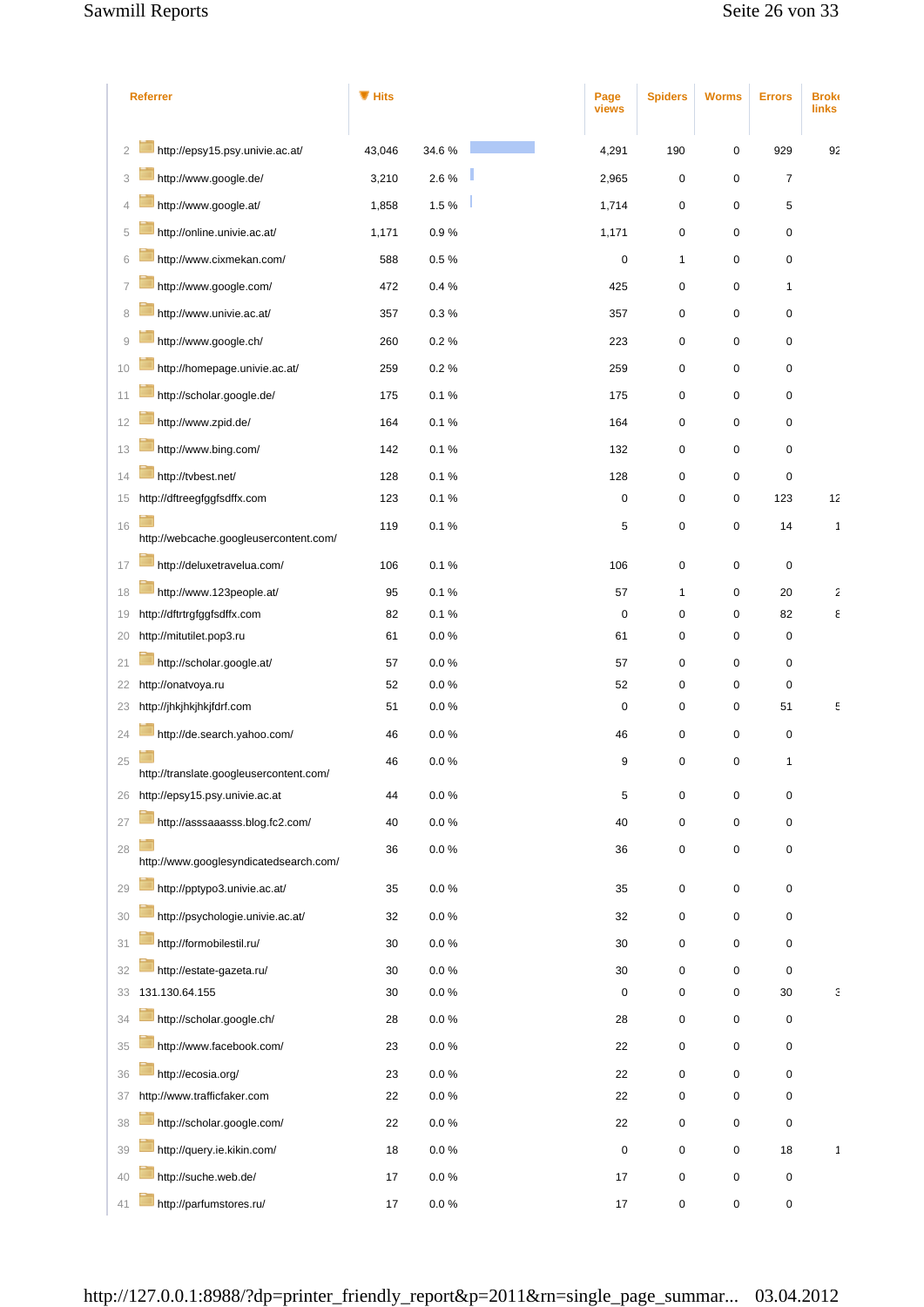| | Referrer | Hits | | Page views | Spiders | Worms | Errors | Broke links |
|---|---|---|---|---|---|---|---|---|
| 2 | http://epsy15.psy.univie.ac.at/ | 43,046 | 34.6 % | 4,291 | 190 | 0 | 929 | 92 |
| 3 | http://www.google.de/ | 3,210 | 2.6 % | 2,965 | 0 | 0 | 7 | |
| 4 | http://www.google.at/ | 1,858 | 1.5 % | 1,714 | 0 | 0 | 5 | |
| 5 | http://online.univie.ac.at/ | 1,171 | 0.9 % | 1,171 | 0 | 0 | 0 | |
| 6 | http://www.cixmekan.com/ | 588 | 0.5 % | 0 | 1 | 0 | 0 | |
| 7 | http://www.google.com/ | 472 | 0.4 % | 425 | 0 | 0 | 1 | |
| 8 | http://www.univie.ac.at/ | 357 | 0.3 % | 357 | 0 | 0 | 0 | |
| 9 | http://www.google.ch/ | 260 | 0.2 % | 223 | 0 | 0 | 0 | |
| 10 | http://homepage.univie.ac.at/ | 259 | 0.2 % | 259 | 0 | 0 | 0 | |
| 11 | http://scholar.google.de/ | 175 | 0.1 % | 175 | 0 | 0 | 0 | |
| 12 | http://www.zpid.de/ | 164 | 0.1 % | 164 | 0 | 0 | 0 | |
| 13 | http://www.bing.com/ | 142 | 0.1 % | 132 | 0 | 0 | 0 | |
| 14 | http://tvbest.net/ | 128 | 0.1 % | 128 | 0 | 0 | 0 | |
| 15 | http://dftreegfggfsdffx.com | 123 | 0.1 % | 0 | 0 | 0 | 123 | 12 |
| 16 | http://webcache.googleusercontent.com/ | 119 | 0.1 % | 5 | 0 | 0 | 14 | 1 |
| 17 | http://deluxetravelua.com/ | 106 | 0.1 % | 106 | 0 | 0 | 0 | |
| 18 | http://www.123people.at/ | 95 | 0.1 % | 57 | 1 | 0 | 20 | 2 |
| 19 | http://dftrtrgfggfsdffx.com | 82 | 0.1 % | 0 | 0 | 0 | 82 | 8 |
| 20 | http://mitutilet.pop3.ru | 61 | 0.0 % | 61 | 0 | 0 | 0 | |
| 21 | http://scholar.google.at/ | 57 | 0.0 % | 57 | 0 | 0 | 0 | |
| 22 | http://onatvoya.ru | 52 | 0.0 % | 52 | 0 | 0 | 0 | |
| 23 | http://jhkjhkjhkjfdrf.com | 51 | 0.0 % | 0 | 0 | 0 | 51 | 5 |
| 24 | http://de.search.yahoo.com/ | 46 | 0.0 % | 46 | 0 | 0 | 0 | |
| 25 | http://translate.googleusercontent.com/ | 46 | 0.0 % | 9 | 0 | 0 | 1 | |
| 26 | http://epsy15.psy.univie.ac.at | 44 | 0.0 % | 5 | 0 | 0 | 0 | |
| 27 | http://asssaaasss.blog.fc2.com/ | 40 | 0.0 % | 40 | 0 | 0 | 0 | |
| 28 | http://www.googlesyndicatedsearch.com/ | 36 | 0.0 % | 36 | 0 | 0 | 0 | |
| 29 | http://pptypo3.univie.ac.at/ | 35 | 0.0 % | 35 | 0 | 0 | 0 | |
| 30 | http://psychologie.univie.ac.at/ | 32 | 0.0 % | 32 | 0 | 0 | 0 | |
| 31 | http://formobilestil.ru/ | 30 | 0.0 % | 30 | 0 | 0 | 0 | |
| 32 | http://estate-gazeta.ru/ | 30 | 0.0 % | 30 | 0 | 0 | 0 | |
| 33 | 131.130.64.155 | 30 | 0.0 % | 0 | 0 | 0 | 30 | 3 |
| 34 | http://scholar.google.ch/ | 28 | 0.0 % | 28 | 0 | 0 | 0 | |
| 35 | http://www.facebook.com/ | 23 | 0.0 % | 22 | 0 | 0 | 0 | |
| 36 | http://ecosia.org/ | 23 | 0.0 % | 22 | 0 | 0 | 0 | |
| 37 | http://www.trafficfaker.com | 22 | 0.0 % | 22 | 0 | 0 | 0 | |
| 38 | http://scholar.google.com/ | 22 | 0.0 % | 22 | 0 | 0 | 0 | |
| 39 | http://query.ie.kikin.com/ | 18 | 0.0 % | 0 | 0 | 0 | 18 | 1 |
| 40 | http://suche.web.de/ | 17 | 0.0 % | 17 | 0 | 0 | 0 | |
| 41 | http://parfumstores.ru/ | 17 | 0.0 % | 17 | 0 | 0 | 0 | |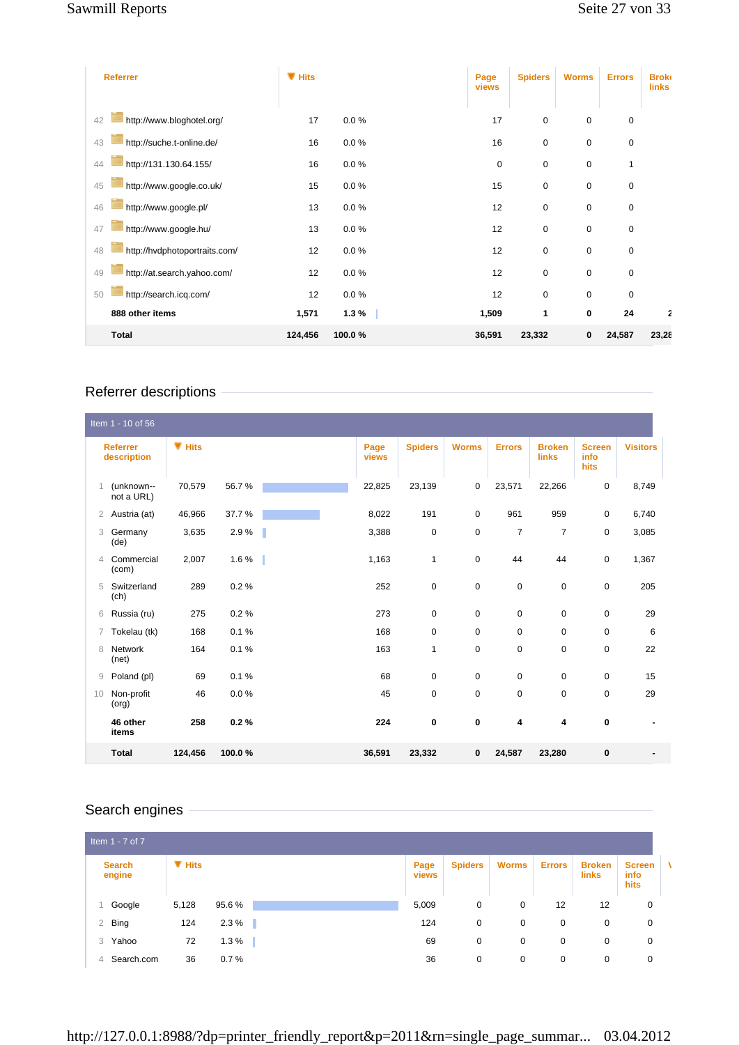| | Referrer | Hits | | | Page views | Spiders | Worms | Errors | Broke links |
|---|---|---|---|---|---|---|---|---|---|
| 42 | http://www.bloghotel.org/ | 17 | 0.0 % | | 17 | 0 | 0 | 0 | |
| 43 | http://suche.t-online.de/ | 16 | 0.0 % | | 16 | 0 | 0 | 0 | |
| 44 | http://131.130.64.155/ | 16 | 0.0 % | | 0 | 0 | 0 | 1 | |
| 45 | http://www.google.co.uk/ | 15 | 0.0 % | | 15 | 0 | 0 | 0 | |
| 46 | http://www.google.pl/ | 13 | 0.0 % | | 12 | 0 | 0 | 0 | |
| 47 | http://www.google.hu/ | 13 | 0.0 % | | 12 | 0 | 0 | 0 | |
| 48 | http://hvdphotoportraits.com/ | 12 | 0.0 % | | 12 | 0 | 0 | 0 | |
| 49 | http://at.search.yahoo.com/ | 12 | 0.0 % | | 12 | 0 | 0 | 0 | |
| 50 | http://search.icq.com/ | 12 | 0.0 % | | 12 | 0 | 0 | 0 | |
| | **888 other items** | **1,571** | **1.3 %** | | **1,509** | **1** | **0** | **24** | **2** |
| | **Total** | **124,456** | **100.0 %** | | **36,591** | **23,332** | **0** | **24,587** | **23,28** |

## Referrer descriptions

Item 1 - 10 of 56

| | Referrer description | Hits | | | Page views | Spiders | Worms | Errors | Broken links | Screen info hits | Visitors |
|---|---|---|---|---|---|---|---|---|---|---|---|
| 1 | (unknown--not a URL) | 70,579 | 56.7 % | | 22,825 | 23,139 | 0 | 23,571 | 22,266 | 0 | 8,749 |
| 2 | Austria (at) | 46,966 | 37.7 % | | 8,022 | 191 | 0 | 961 | 959 | 0 | 6,740 |
| 3 | Germany (de) | 3,635 | 2.9 % | | 3,388 | 0 | 0 | 7 | 7 | 0 | 3,085 |
| 4 | Commercial (com) | 2,007 | 1.6 % | | 1,163 | 1 | 0 | 44 | 44 | 0 | 1,367 |
| 5 | Switzerland (ch) | 289 | 0.2 % | | 252 | 0 | 0 | 0 | 0 | 0 | 205 |
| 6 | Russia (ru) | 275 | 0.2 % | | 273 | 0 | 0 | 0 | 0 | 0 | 29 |
| 7 | Tokelau (tk) | 168 | 0.1 % | | 168 | 0 | 0 | 0 | 0 | 0 | 6 |
| 8 | Network (net) | 164 | 0.1 % | | 163 | 1 | 0 | 0 | 0 | 0 | 22 |
| 9 | Poland (pl) | 69 | 0.1 % | | 68 | 0 | 0 | 0 | 0 | 0 | 15 |
| 10 | Non-profit (org) | 46 | 0.0 % | | 45 | 0 | 0 | 0 | 0 | 0 | 29 |
| | **46 other items** | **258** | **0.2 %** | | **224** | **0** | **0** | **4** | **4** | **0** | **-** |
| | **Total** | **124,456** | **100.0 %** | | **36,591** | **23,332** | **0** | **24,587** | **23,280** | **0** | **-** |

## Search engines

Item 1 - 7 of 7

| | Search engine | Hits | | | Page views | Spiders | Worms | Errors | Broken links | Screen info hits | V |
|---|---|---|---|---|---|---|---|---|---|---|---|
| 1 | Google | 5,128 | 95.6 % | | 5,009 | 0 | 0 | 12 | 12 | 0 | |
| 2 | Bing | 124 | 2.3 % | | 124 | 0 | 0 | 0 | 0 | 0 | |
| 3 | Yahoo | 72 | 1.3 % | | 69 | 0 | 0 | 0 | 0 | 0 | |
| 4 | Search.com | 36 | 0.7 % | | 36 | 0 | 0 | 0 | 0 | 0 | |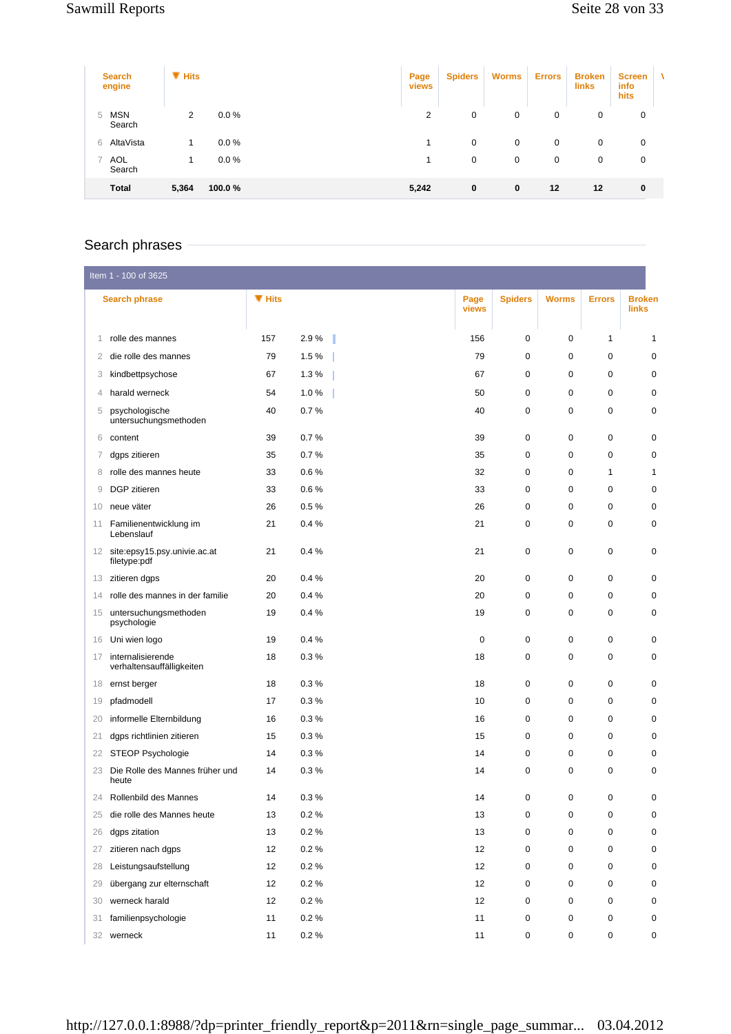| | Search engine | Hits | | Page views | Spiders | Worms | Errors | Broken links | Screen info hits | \ |
|---|---|---|---|---|---|---|---|---|---|---|
| 5 | MSN Search | 2 | 0.0 % | 2 | 0 | 0 | 0 | 0 | 0 | |
| 6 | AltaVista | 1 | 0.0 % | 1 | 0 | 0 | 0 | 0 | 0 | |
| 7 | AOL Search | 1 | 0.0 % | 1 | 0 | 0 | 0 | 0 | 0 | |
| | **Total** | **5,364** | **100.0 %** | **5,242** | **0** | **0** | **12** | **12** | **0** | |

## Search phrases

Item 1 - 100 of 3625

| | Search phrase | Hits | | Page views | Spiders | Worms | Errors | Broken links |
|---|---|---|---|---|---|---|---|---|
| 1 | rolle des mannes | 157 | 2.9 % | 156 | 0 | 0 | 1 | 1 |
| 2 | die rolle des mannes | 79 | 1.5 % | 79 | 0 | 0 | 0 | 0 |
| 3 | kindbettpsychose | 67 | 1.3 % | 67 | 0 | 0 | 0 | 0 |
| 4 | harald werneck | 54 | 1.0 % | 50 | 0 | 0 | 0 | 0 |
| 5 | psychologische untersuchungsmethoden | 40 | 0.7 % | 40 | 0 | 0 | 0 | 0 |
| 6 | content | 39 | 0.7 % | 39 | 0 | 0 | 0 | 0 |
| 7 | dgps zitieren | 35 | 0.7 % | 35 | 0 | 0 | 0 | 0 |
| 8 | rolle des mannes heute | 33 | 0.6 % | 32 | 0 | 0 | 1 | 1 |
| 9 | DGP zitieren | 33 | 0.6 % | 33 | 0 | 0 | 0 | 0 |
| 10 | neue väter | 26 | 0.5 % | 26 | 0 | 0 | 0 | 0 |
| 11 | Familienentwicklung im Lebenslauf | 21 | 0.4 % | 21 | 0 | 0 | 0 | 0 |
| 12 | site:epsy15.psy.univie.ac.at filetype:pdf | 21 | 0.4 % | 21 | 0 | 0 | 0 | 0 |
| 13 | zitieren dgps | 20 | 0.4 % | 20 | 0 | 0 | 0 | 0 |
| 14 | rolle des mannes in der familie | 20 | 0.4 % | 20 | 0 | 0 | 0 | 0 |
| 15 | untersuchungsmethoden psychologie | 19 | 0.4 % | 19 | 0 | 0 | 0 | 0 |
| 16 | Uni wien logo | 19 | 0.4 % | 0 | 0 | 0 | 0 | 0 |
| 17 | internalisierende verhaltensauffälligkeiten | 18 | 0.3 % | 18 | 0 | 0 | 0 | 0 |
| 18 | ernst berger | 18 | 0.3 % | 18 | 0 | 0 | 0 | 0 |
| 19 | pfadmodell | 17 | 0.3 % | 10 | 0 | 0 | 0 | 0 |
| 20 | informelle Elternbildung | 16 | 0.3 % | 16 | 0 | 0 | 0 | 0 |
| 21 | dgps richtlinien zitieren | 15 | 0.3 % | 15 | 0 | 0 | 0 | 0 |
| 22 | STEOP Psychologie | 14 | 0.3 % | 14 | 0 | 0 | 0 | 0 |
| 23 | Die Rolle des Mannes früher und heute | 14 | 0.3 % | 14 | 0 | 0 | 0 | 0 |
| 24 | Rollenbild des Mannes | 14 | 0.3 % | 14 | 0 | 0 | 0 | 0 |
| 25 | die rolle des Mannes heute | 13 | 0.2 % | 13 | 0 | 0 | 0 | 0 |
| 26 | dgps zitation | 13 | 0.2 % | 13 | 0 | 0 | 0 | 0 |
| 27 | zitieren nach dgps | 12 | 0.2 % | 12 | 0 | 0 | 0 | 0 |
| 28 | Leistungsaufstellung | 12 | 0.2 % | 12 | 0 | 0 | 0 | 0 |
| 29 | übergang zur elternschaft | 12 | 0.2 % | 12 | 0 | 0 | 0 | 0 |
| 30 | werneck harald | 12 | 0.2 % | 12 | 0 | 0 | 0 | 0 |
| 31 | familienpsychologie | 11 | 0.2 % | 11 | 0 | 0 | 0 | 0 |
| 32 | werneck | 11 | 0.2 % | 11 | 0 | 0 | 0 | 0 |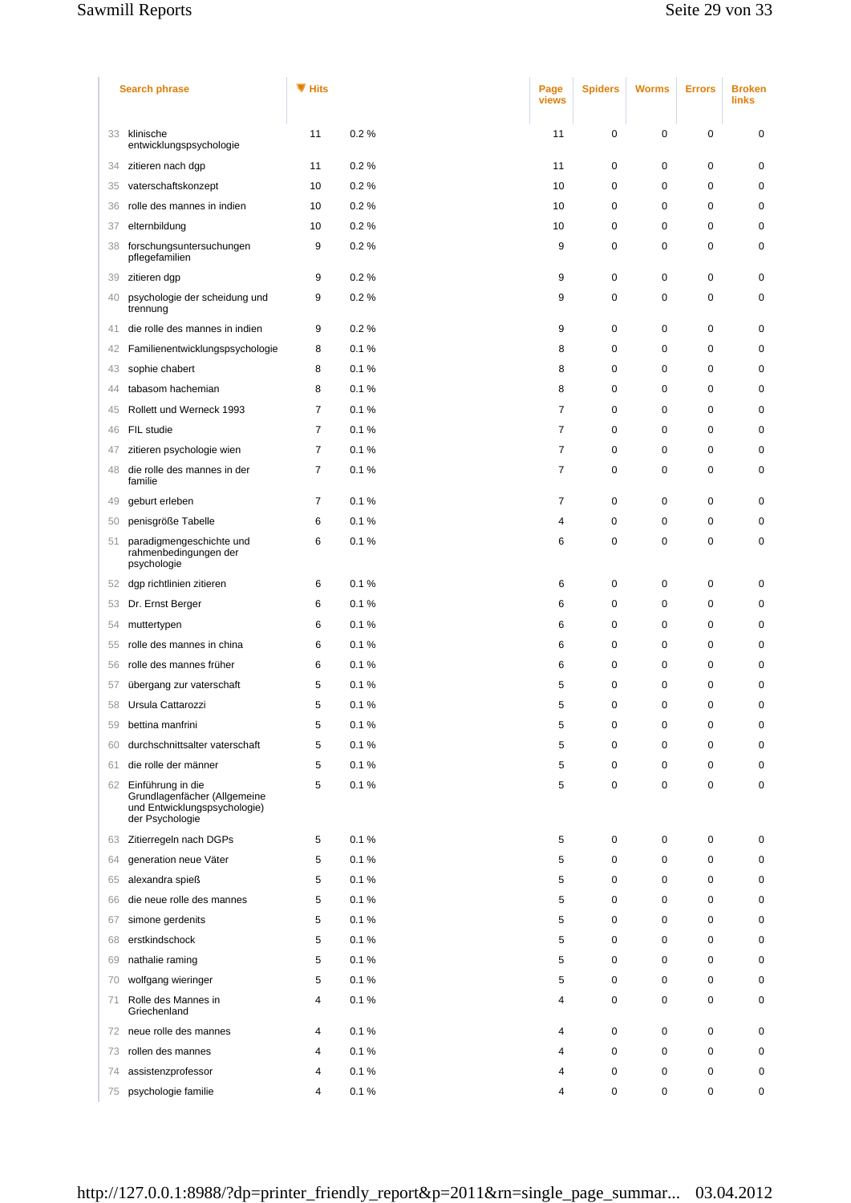| | Search phrase | Hits | | Page views | Spiders | Worms | Errors | Broken links |
|---|---|---|---|---|---|---|---|---|
| 33 | klinische entwicklungspsychologie | 11 | 0.2 % | 11 | 0 | 0 | 0 | 0 |
| 34 | zitieren nach dgp | 11 | 0.2 % | 11 | 0 | 0 | 0 | 0 |
| 35 | vaterschaftskonzept | 10 | 0.2 % | 10 | 0 | 0 | 0 | 0 |
| 36 | rolle des mannes in indien | 10 | 0.2 % | 10 | 0 | 0 | 0 | 0 |
| 37 | elternbildung | 10 | 0.2 % | 10 | 0 | 0 | 0 | 0 |
| 38 | forschungsuntersuchungen pflegefamilien | 9 | 0.2 % | 9 | 0 | 0 | 0 | 0 |
| 39 | zitieren dgp | 9 | 0.2 % | 9 | 0 | 0 | 0 | 0 |
| 40 | psychologie der scheidung und trennung | 9 | 0.2 % | 9 | 0 | 0 | 0 | 0 |
| 41 | die rolle des mannes in indien | 9 | 0.2 % | 9 | 0 | 0 | 0 | 0 |
| 42 | Familienentwicklungspsychologie | 8 | 0.1 % | 8 | 0 | 0 | 0 | 0 |
| 43 | sophie chabert | 8 | 0.1 % | 8 | 0 | 0 | 0 | 0 |
| 44 | tabasom hachemian | 8 | 0.1 % | 8 | 0 | 0 | 0 | 0 |
| 45 | Rollett und Werneck 1993 | 7 | 0.1 % | 7 | 0 | 0 | 0 | 0 |
| 46 | FIL studie | 7 | 0.1 % | 7 | 0 | 0 | 0 | 0 |
| 47 | zitieren psychologie wien | 7 | 0.1 % | 7 | 0 | 0 | 0 | 0 |
| 48 | die rolle des mannes in der familie | 7 | 0.1 % | 7 | 0 | 0 | 0 | 0 |
| 49 | geburt erleben | 7 | 0.1 % | 7 | 0 | 0 | 0 | 0 |
| 50 | penisgröße Tabelle | 6 | 0.1 % | 4 | 0 | 0 | 0 | 0 |
| 51 | paradigmengeschichte und rahmenbedingungen der psychologie | 6 | 0.1 % | 6 | 0 | 0 | 0 | 0 |
| 52 | dgp richtlinien zitieren | 6 | 0.1 % | 6 | 0 | 0 | 0 | 0 |
| 53 | Dr. Ernst Berger | 6 | 0.1 % | 6 | 0 | 0 | 0 | 0 |
| 54 | muttertypen | 6 | 0.1 % | 6 | 0 | 0 | 0 | 0 |
| 55 | rolle des mannes in china | 6 | 0.1 % | 6 | 0 | 0 | 0 | 0 |
| 56 | rolle des mannes früher | 6 | 0.1 % | 6 | 0 | 0 | 0 | 0 |
| 57 | übergang zur vaterschaft | 5 | 0.1 % | 5 | 0 | 0 | 0 | 0 |
| 58 | Ursula Cattarozzi | 5 | 0.1 % | 5 | 0 | 0 | 0 | 0 |
| 59 | bettina manfrini | 5 | 0.1 % | 5 | 0 | 0 | 0 | 0 |
| 60 | durchschnittsalter vaterschaft | 5 | 0.1 % | 5 | 0 | 0 | 0 | 0 |
| 61 | die rolle der männer | 5 | 0.1 % | 5 | 0 | 0 | 0 | 0 |
| 62 | Einführung in die Grundlagenfächer (Allgemeine und Entwicklungspsychologie) der Psychologie | 5 | 0.1 % | 5 | 0 | 0 | 0 | 0 |
| 63 | Zitierregeln nach DGPs | 5 | 0.1 % | 5 | 0 | 0 | 0 | 0 |
| 64 | generation neue Väter | 5 | 0.1 % | 5 | 0 | 0 | 0 | 0 |
| 65 | alexandra spieß | 5 | 0.1 % | 5 | 0 | 0 | 0 | 0 |
| 66 | die neue rolle des mannes | 5 | 0.1 % | 5 | 0 | 0 | 0 | 0 |
| 67 | simone gerdenits | 5 | 0.1 % | 5 | 0 | 0 | 0 | 0 |
| 68 | erstkindschock | 5 | 0.1 % | 5 | 0 | 0 | 0 | 0 |
| 69 | nathalie raming | 5 | 0.1 % | 5 | 0 | 0 | 0 | 0 |
| 70 | wolfgang wieringer | 5 | 0.1 % | 5 | 0 | 0 | 0 | 0 |
| 71 | Rolle des Mannes in Griechenland | 4 | 0.1 % | 4 | 0 | 0 | 0 | 0 |
| 72 | neue rolle des mannes | 4 | 0.1 % | 4 | 0 | 0 | 0 | 0 |
| 73 | rollen des mannes | 4 | 0.1 % | 4 | 0 | 0 | 0 | 0 |
| 74 | assistenzprofessor | 4 | 0.1 % | 4 | 0 | 0 | 0 | 0 |
| 75 | psychologie familie | 4 | 0.1 % | 4 | 0 | 0 | 0 | 0 |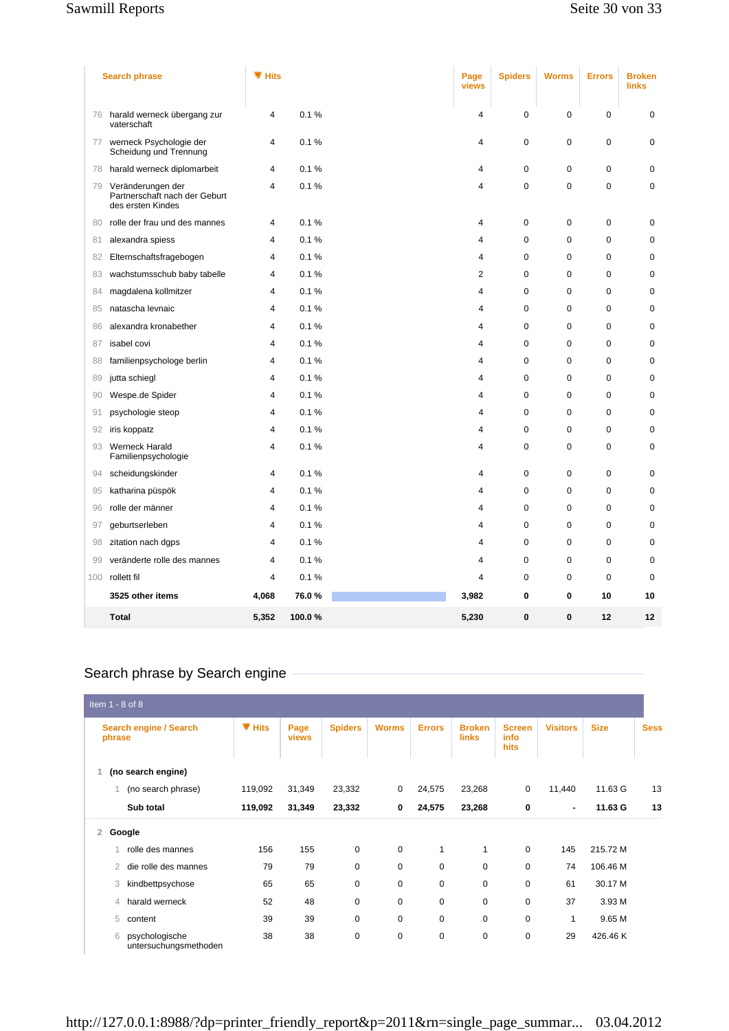| | Search phrase | Hits | | | Page views | Spiders | Worms | Errors | Broken links |
|---|---|---|---|---|---|---|---|---|---|
| 76 | harald werneck übergang zur vaterschaft | 4 | 0.1 % | | 4 | 0 | 0 | 0 | 0 |
| 77 | werneck Psychologie der Scheidung und Trennung | 4 | 0.1 % | | 4 | 0 | 0 | 0 | 0 |
| 78 | harald werneck diplomarbeit | 4 | 0.1 % | | 4 | 0 | 0 | 0 | 0 |
| 79 | Veränderungen der Partnerschaft nach der Geburt des ersten Kindes | 4 | 0.1 % | | 4 | 0 | 0 | 0 | 0 |
| 80 | rolle der frau und des mannes | 4 | 0.1 % | | 4 | 0 | 0 | 0 | 0 |
| 81 | alexandra spiess | 4 | 0.1 % | | 4 | 0 | 0 | 0 | 0 |
| 82 | Elternschaftsfragebogen | 4 | 0.1 % | | 4 | 0 | 0 | 0 | 0 |
| 83 | wachstumsschub baby tabelle | 4 | 0.1 % | | 2 | 0 | 0 | 0 | 0 |
| 84 | magdalena kollmitzer | 4 | 0.1 % | | 4 | 0 | 0 | 0 | 0 |
| 85 | natascha levnaic | 4 | 0.1 % | | 4 | 0 | 0 | 0 | 0 |
| 86 | alexandra kronabether | 4 | 0.1 % | | 4 | 0 | 0 | 0 | 0 |
| 87 | isabel covi | 4 | 0.1 % | | 4 | 0 | 0 | 0 | 0 |
| 88 | familienpsychologe berlin | 4 | 0.1 % | | 4 | 0 | 0 | 0 | 0 |
| 89 | jutta schiegl | 4 | 0.1 % | | 4 | 0 | 0 | 0 | 0 |
| 90 | Wespe.de Spider | 4 | 0.1 % | | 4 | 0 | 0 | 0 | 0 |
| 91 | psychologie steop | 4 | 0.1 % | | 4 | 0 | 0 | 0 | 0 |
| 92 | iris koppatz | 4 | 0.1 % | | 4 | 0 | 0 | 0 | 0 |
| 93 | Werneck Harald Familienpsychologie | 4 | 0.1 % | | 4 | 0 | 0 | 0 | 0 |
| 94 | scheidungskinder | 4 | 0.1 % | | 4 | 0 | 0 | 0 | 0 |
| 95 | katharina püspök | 4 | 0.1 % | | 4 | 0 | 0 | 0 | 0 |
| 96 | rolle der männer | 4 | 0.1 % | | 4 | 0 | 0 | 0 | 0 |
| 97 | geburtserleben | 4 | 0.1 % | | 4 | 0 | 0 | 0 | 0 |
| 98 | zitation nach dgps | 4 | 0.1 % | | 4 | 0 | 0 | 0 | 0 |
| 99 | veränderte rolle des mannes | 4 | 0.1 % | | 4 | 0 | 0 | 0 | 0 |
| 100 | rollett fil | 4 | 0.1 % | | 4 | 0 | 0 | 0 | 0 |
| | **3525 other items** | **4,068** | **76.0 %** | | **3,982** | **0** | **0** | **10** | **10** |
| | **Total** | **5,352** | **100.0 %** | | **5,230** | **0** | **0** | **12** | **12** |

## Search phrase by Search engine

Item 1 - 8 of 8

| | Search engine / Search phrase | Hits | Page views | Spiders | Worms | Errors | Broken links | Screen info hits | Visitors | Size | Sess |
|---|---|---|---|---|---|---|---|---|---|---|---|
| 1 | **(no search engine)** | | | | | | | | | | |
| 1 | (no search phrase) | 119,092 | 31,349 | 23,332 | 0 | 24,575 | 23,268 | 0 | 11,440 | 11.63 G | 13 |
| | **Sub total** | **119,092** | **31,349** | **23,332** | **0** | **24,575** | **23,268** | **0** | **-** | **11.63 G** | **13** |
| 2 | **Google** | | | | | | | | | | |
| 1 | rolle des mannes | 156 | 155 | 0 | 0 | 1 | 1 | 0 | 145 | 215.72 M | |
| 2 | die rolle des mannes | 79 | 79 | 0 | 0 | 0 | 0 | 0 | 74 | 106.46 M | |
| 3 | kindbettpsychose | 65 | 65 | 0 | 0 | 0 | 0 | 0 | 61 | 30.17 M | |
| 4 | harald werneck | 52 | 48 | 0 | 0 | 0 | 0 | 0 | 37 | 3.93 M | |
| 5 | content | 39 | 39 | 0 | 0 | 0 | 0 | 0 | 1 | 9.65 M | |
| 6 | psychologische untersuchungsmethoden | 38 | 38 | 0 | 0 | 0 | 0 | 0 | 29 | 426.46 K | |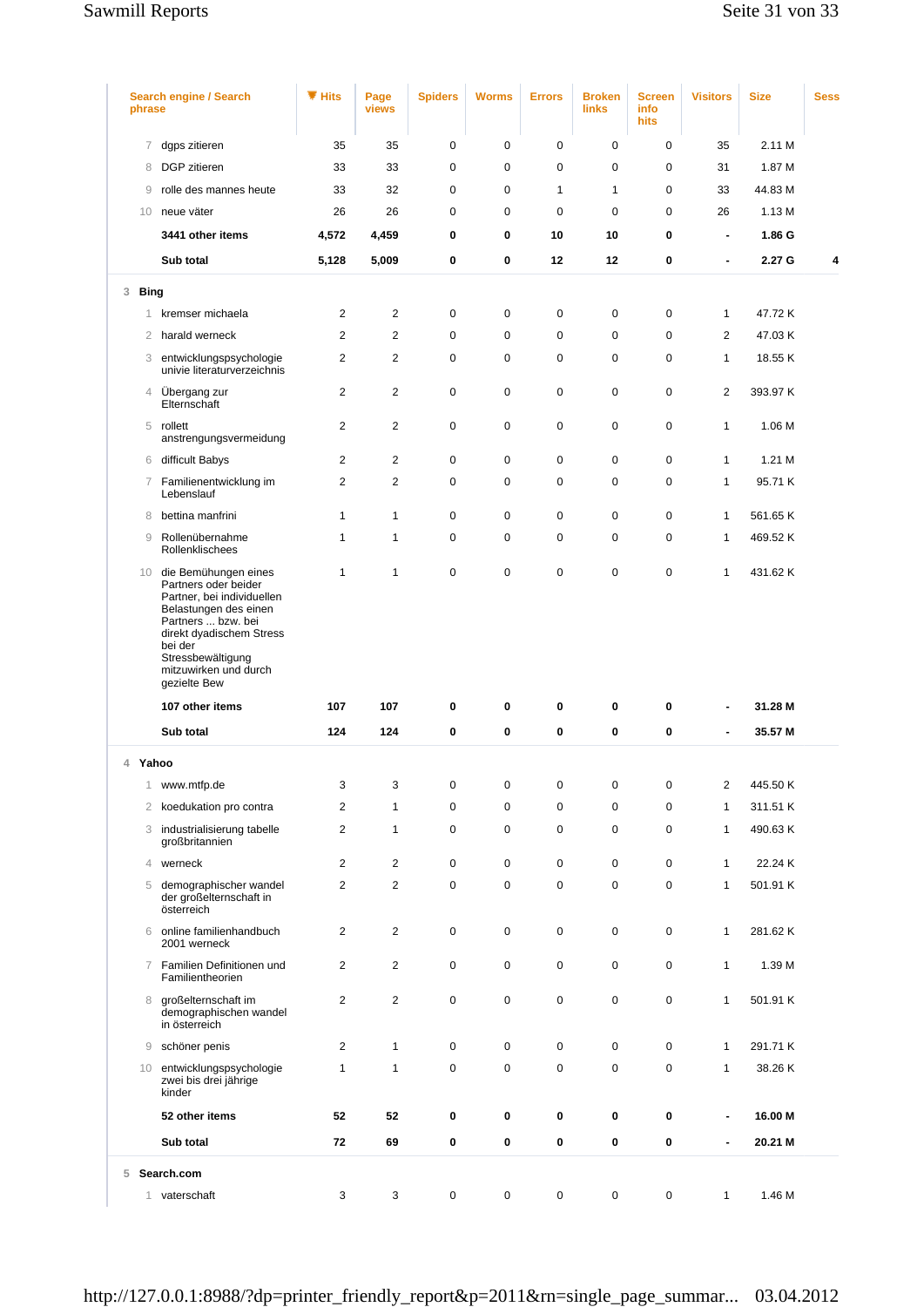| | Search engine / Search phrase | Hits | Page views | Spiders | Worms | Errors | Broken links | Screen info hits | Visitors | Size | Sess |
|---|---|---|---|---|---|---|---|---|---|---|---|
| 7 | dgps zitieren | 35 | 35 | 0 | 0 | 0 | 0 | 0 | 35 | 2.11 M | |
| 8 | DGP zitieren | 33 | 33 | 0 | 0 | 0 | 0 | 0 | 31 | 1.87 M | |
| 9 | rolle des mannes heute | 33 | 32 | 0 | 0 | 1 | 1 | 0 | 33 | 44.83 M | |
| 10 | neue väter | 26 | 26 | 0 | 0 | 0 | 0 | 0 | 26 | 1.13 M | |
| | **3441 other items** | **4,572** | **4,459** | **0** | **0** | **10** | **10** | **0** | **-** | **1.86 G** | |
| | **Sub total** | **5,128** | **5,009** | **0** | **0** | **12** | **12** | **0** | **-** | **2.27 G** | **4** |
| 3 | **Bing** | | | | | | | | | | |
| 1 | kremser michaela | 2 | 2 | 0 | 0 | 0 | 0 | 0 | 1 | 47.72 K | |
| 2 | harald werneck | 2 | 2 | 0 | 0 | 0 | 0 | 0 | 2 | 47.03 K | |
| 3 | entwicklungspsychologie univie literaturverzeichnis | 2 | 2 | 0 | 0 | 0 | 0 | 0 | 1 | 18.55 K | |
| 4 | Übergang zur Elternschaft | 2 | 2 | 0 | 0 | 0 | 0 | 0 | 2 | 393.97 K | |
| 5 | rollett anstrengungsvermeidung | 2 | 2 | 0 | 0 | 0 | 0 | 0 | 1 | 1.06 M | |
| 6 | difficult Babys | 2 | 2 | 0 | 0 | 0 | 0 | 0 | 1 | 1.21 M | |
| 7 | Familienentwicklung im Lebenslauf | 2 | 2 | 0 | 0 | 0 | 0 | 0 | 1 | 95.71 K | |
| 8 | bettina manfrini | 1 | 1 | 0 | 0 | 0 | 0 | 0 | 1 | 561.65 K | |
| 9 | Rollenübernahme Rollenklischees | 1 | 1 | 0 | 0 | 0 | 0 | 0 | 1 | 469.52 K | |
| 10 | die Bemühungen eines Partners oder beider Partner, bei individuellen Belastungen des einen Partners ... bzw. bei direkt dyadischem Stress bei der Stressbewältigung mitzuwirken und durch gezielte Bew | 1 | 1 | 0 | 0 | 0 | 0 | 0 | 1 | 431.62 K | |
| | **107 other items** | **107** | **107** | **0** | **0** | **0** | **0** | **0** | **-** | **31.28 M** | |
| | **Sub total** | **124** | **124** | **0** | **0** | **0** | **0** | **0** | **-** | **35.57 M** | |
| 4 | **Yahoo** | | | | | | | | | | |
| 1 | www.mtfp.de | 3 | 3 | 0 | 0 | 0 | 0 | 0 | 2 | 445.50 K | |
| 2 | koedukation pro contra | 2 | 1 | 0 | 0 | 0 | 0 | 0 | 1 | 311.51 K | |
| 3 | industrialisierung tabelle großbritannien | 2 | 1 | 0 | 0 | 0 | 0 | 0 | 1 | 490.63 K | |
| 4 | werneck | 2 | 2 | 0 | 0 | 0 | 0 | 0 | 1 | 22.24 K | |
| 5 | demographischer wandel der großelternschaft in österreich | 2 | 2 | 0 | 0 | 0 | 0 | 0 | 1 | 501.91 K | |
| 6 | online familienhandbuch 2001 werneck | 2 | 2 | 0 | 0 | 0 | 0 | 0 | 1 | 281.62 K | |
| 7 | Familien Definitionen und Familientheorien | 2 | 2 | 0 | 0 | 0 | 0 | 0 | 1 | 1.39 M | |
| 8 | großelternschaft im demographischen wandel in österreich | 2 | 2 | 0 | 0 | 0 | 0 | 0 | 1 | 501.91 K | |
| 9 | schöner penis | 2 | 1 | 0 | 0 | 0 | 0 | 0 | 1 | 291.71 K | |
| 10 | entwicklungspsychologie zwei bis drei jährige kinder | 1 | 1 | 0 | 0 | 0 | 0 | 0 | 1 | 38.26 K | |
| | **52 other items** | **52** | **52** | **0** | **0** | **0** | **0** | **0** | **-** | **16.00 M** | |
| | **Sub total** | **72** | **69** | **0** | **0** | **0** | **0** | **0** | **-** | **20.21 M** | |
| 5 | **Search.com** | | | | | | | | | | |
| 1 | vaterschaft | 3 | 3 | 0 | 0 | 0 | 0 | 0 | 1 | 1.46 M | |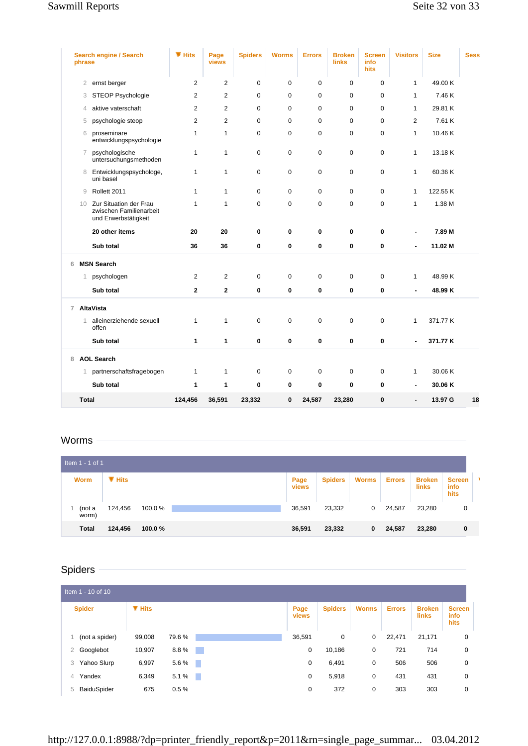| Search engine / Search phrase | | ▼ Hits | Page views | Spiders | Worms | Errors | Broken links | Screen info hits | Visitors | Size | Sess |
|---|---|---|---|---|---|---|---|---|---|---|---|
| 2 | ernst berger | 2 | 2 | 0 | 0 | 0 | 0 | 0 | 1 | 49.00 K | |
| 3 | STEOP Psychologie | 2 | 2 | 0 | 0 | 0 | 0 | 0 | 1 | 7.46 K | |
| 4 | aktive vaterschaft | 2 | 2 | 0 | 0 | 0 | 0 | 0 | 1 | 29.81 K | |
| 5 | psychologie steop | 2 | 2 | 0 | 0 | 0 | 0 | 0 | 2 | 7.61 K | |
| 6 | proseminare entwicklungspsychologie | 1 | 1 | 0 | 0 | 0 | 0 | 0 | 1 | 10.46 K | |
| 7 | psychologische untersuchungsmethoden | 1 | 1 | 0 | 0 | 0 | 0 | 0 | 1 | 13.18 K | |
| 8 | Entwicklungspsychologe, uni basel | 1 | 1 | 0 | 0 | 0 | 0 | 0 | 1 | 60.36 K | |
| 9 | Rollett 2011 | 1 | 1 | 0 | 0 | 0 | 0 | 0 | 1 | 122.55 K | |
| 10 | Zur Situation der Frau zwischen Familienarbeit und Erwerbstätigkeit | 1 | 1 | 0 | 0 | 0 | 0 | 0 | 1 | 1.38 M | |
| | **20 other items** | **20** | **20** | **0** | **0** | **0** | **0** | **0** | **-** | **7.89 M** | |
| | **Sub total** | **36** | **36** | **0** | **0** | **0** | **0** | **0** | **-** | **11.02 M** | |
| 6 | **MSN Search** | | | | | | | | | | |
| 1 | psychologen | 2 | 2 | 0 | 0 | 0 | 0 | 0 | 1 | 48.99 K | |
| | **Sub total** | **2** | **2** | **0** | **0** | **0** | **0** | **0** | **-** | **48.99 K** | |
| 7 | **AltaVista** | | | | | | | | | | |
| 1 | alleinerziehende sexuell offen | 1 | 1 | 0 | 0 | 0 | 0 | 0 | 1 | 371.77 K | |
| | **Sub total** | **1** | **1** | **0** | **0** | **0** | **0** | **0** | **-** | **371.77 K** | |
| 8 | **AOL Search** | | | | | | | | | | |
| 1 | partnerschaftsfragebogen | 1 | 1 | 0 | 0 | 0 | 0 | 0 | 1 | 30.06 K | |
| | **Sub total** | **1** | **1** | **0** | **0** | **0** | **0** | **0** | **-** | **30.06 K** | |
| | **Total** | **124,456** | **36,591** | **23,332** | **0** | **24,587** | **23,280** | **0** | **-** | **13.97 G** | **18** |

## Worms

Item 1 - 1 of 1

| | Worm | ▼ Hits | | Page views | Spiders | Worms | Errors | Broken links | Screen info hits |
|---|---|---|---|---|---|---|---|---|---|
| 1 | (not a worm) | 124,456 | 100.0 % | 36,591 | 23,332 | 0 | 24,587 | 23,280 | 0 |
| | **Total** | **124,456** | **100.0 %** | **36,591** | **23,332** | **0** | **24,587** | **23,280** | **0** |

## Spiders

Item 1 - 10 of 10

| | Spider | ▼ Hits | | Page views | Spiders | Worms | Errors | Broken links | Screen info hits |
|---|---|---|---|---|---|---|---|---|---|
| 1 | (not a spider) | 99,008 | 79.6 % | 36,591 | 0 | 0 | 22,471 | 21,171 | 0 |
| 2 | Googlebot | 10,907 | 8.8 % | 0 | 10,186 | 0 | 721 | 714 | 0 |
| 3 | Yahoo Slurp | 6,997 | 5.6 % | 0 | 6,491 | 0 | 506 | 506 | 0 |
| 4 | Yandex | 6,349 | 5.1 % | 0 | 5,918 | 0 | 431 | 431 | 0 |
| 5 | BaiduSpider | 675 | 0.5 % | 0 | 372 | 0 | 303 | 303 | 0 |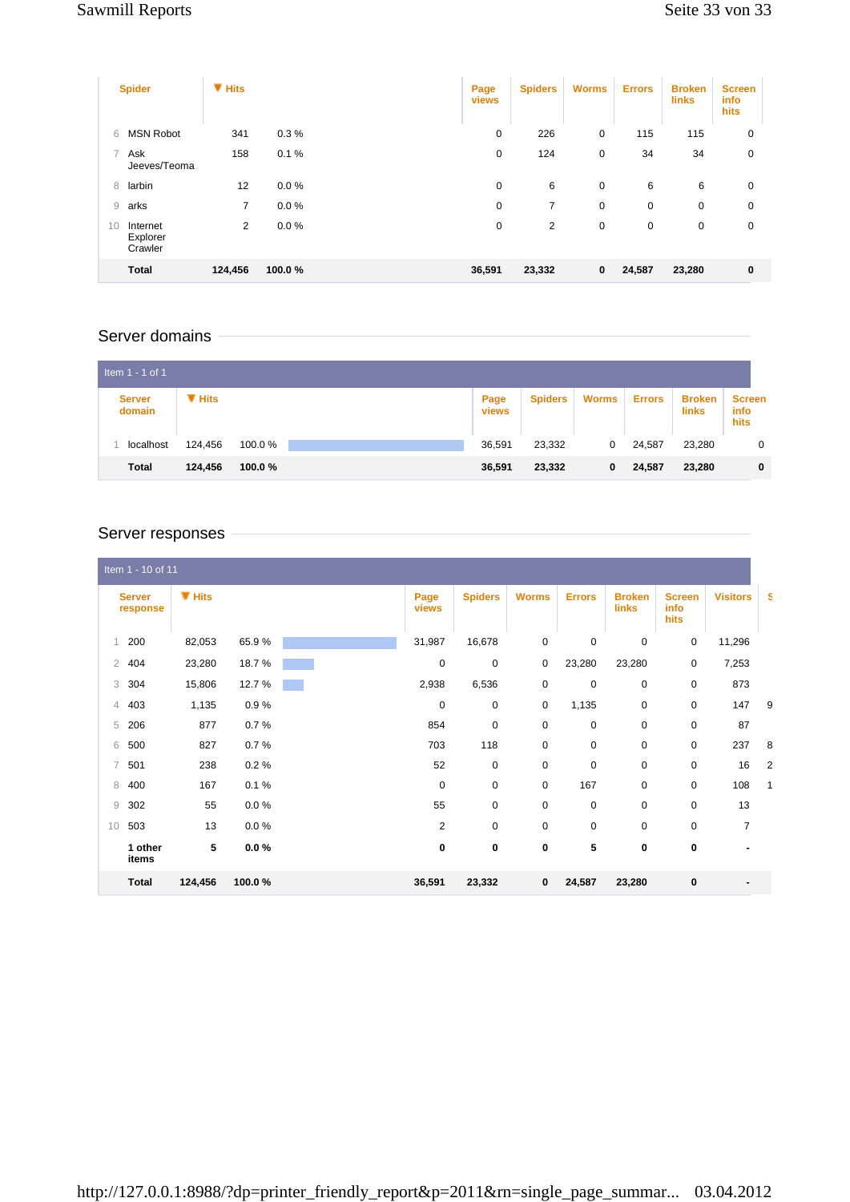| | Spider | Hits | | Page views | Spiders | Worms | Errors | Broken links | Screen info hits |
|---|---|---|---|---|---|---|---|---|---|
| 6 | MSN Robot | 341 | 0.3 % | 0 | 226 | 0 | 115 | 115 | 0 |
| 7 | Ask Jeeves/Teoma | 158 | 0.1 % | 0 | 124 | 0 | 34 | 34 | 0 |
| 8 | larbin | 12 | 0.0 % | 0 | 6 | 0 | 6 | 6 | 0 |
| 9 | arks | 7 | 0.0 % | 0 | 7 | 0 | 0 | 0 | 0 |
| 10 | Internet Explorer Crawler | 2 | 0.0 % | 0 | 2 | 0 | 0 | 0 | 0 |
| | **Total** | **124,456** | **100.0 %** | **36,591** | **23,332** | **0** | **24,587** | **23,280** | **0** |

## Server domains

Item 1 - 1 of 1

| | Server domain | Hits | | Page views | Spiders | Worms | Errors | Broken links | Screen info hits |
|---|---|---|---|---|---|---|---|---|---|
| 1 | localhost | 124,456 | 100.0 % | 36,591 | 23,332 | 0 | 24,587 | 23,280 | 0 |
| | **Total** | **124,456** | **100.0 %** | **36,591** | **23,332** | **0** | **24,587** | **23,280** | **0** |

## Server responses

Item 1 - 10 of 11

| | Server response | Hits | | Page views | Spiders | Worms | Errors | Broken links | Screen info hits | Visitors | S |
|---|---|---|---|---|---|---|---|---|---|---|---|
| 1 | 200 | 82,053 | 65.9 % | 31,987 | 16,678 | 0 | 0 | 0 | 0 | 11,296 | |
| 2 | 404 | 23,280 | 18.7 % | 0 | 0 | 0 | 23,280 | 23,280 | 0 | 7,253 | |
| 3 | 304 | 15,806 | 12.7 % | 2,938 | 6,536 | 0 | 0 | 0 | 0 | 873 | |
| 4 | 403 | 1,135 | 0.9 % | 0 | 0 | 0 | 1,135 | 0 | 0 | 147 | 9 |
| 5 | 206 | 877 | 0.7 % | 854 | 0 | 0 | 0 | 0 | 0 | 87 | |
| 6 | 500 | 827 | 0.7 % | 703 | 118 | 0 | 0 | 0 | 0 | 237 | 8 |
| 7 | 501 | 238 | 0.2 % | 52 | 0 | 0 | 0 | 0 | 0 | 16 | 2 |
| 8 | 400 | 167 | 0.1 % | 0 | 0 | 0 | 167 | 0 | 0 | 108 | 1 |
| 9 | 302 | 55 | 0.0 % | 55 | 0 | 0 | 0 | 0 | 0 | 13 | |
| 10 | 503 | 13 | 0.0 % | 2 | 0 | 0 | 0 | 0 | 0 | 7 | |
| | **1 other items** | **5** | **0.0 %** | **0** | **0** | **0** | **5** | **0** | **0** | **-** | |
| | **Total** | **124,456** | **100.0 %** | **36,591** | **23,332** | **0** | **24,587** | **23,280** | **0** | **-** | |